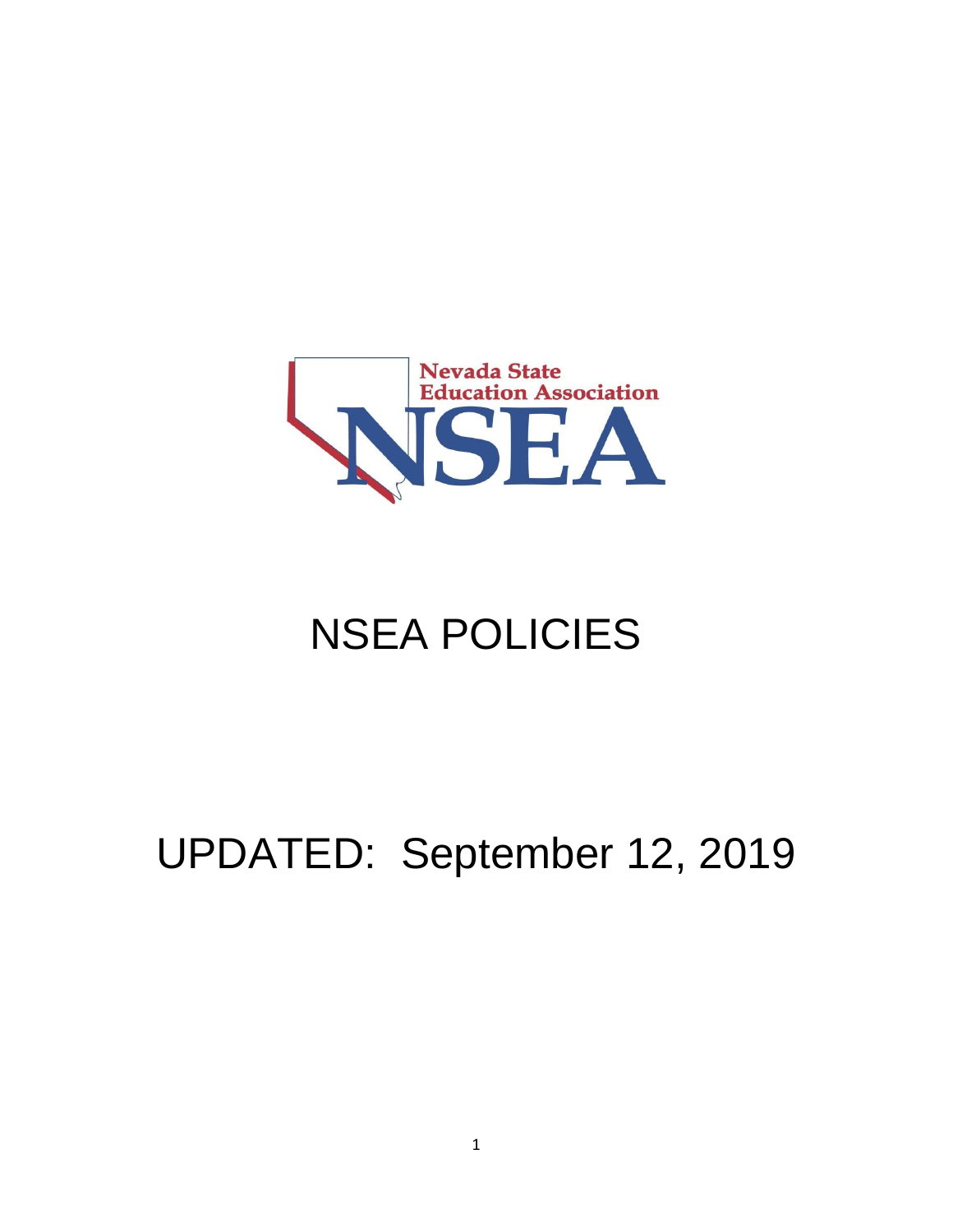Nevada State Education Association

NSEA

# NSEA POLICIES

## UPDATED: September 12, 2019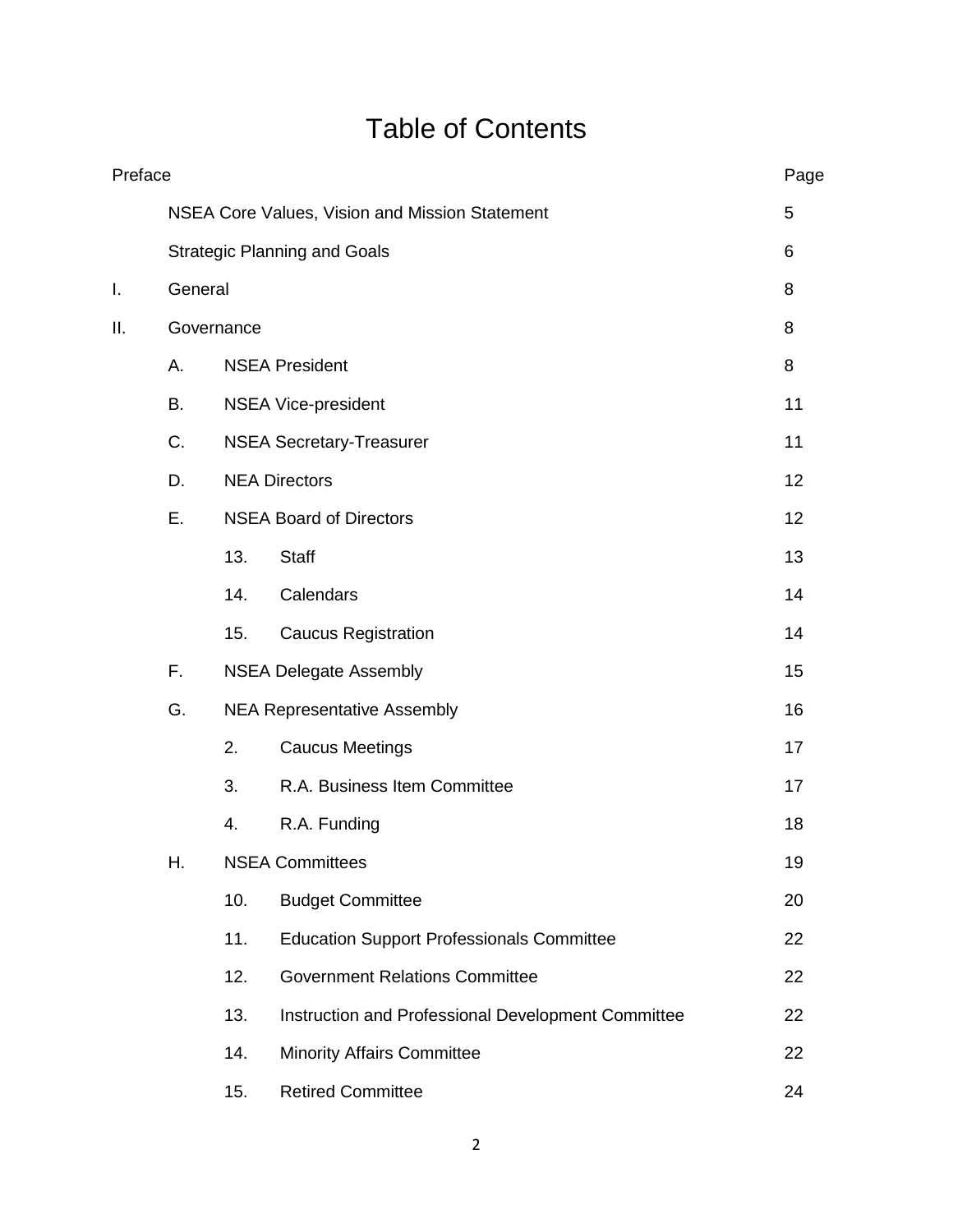# Table of Contents

| Preface | | | | Page |
|---|---|---|---|---|
| | NSEA Core Values, Vision and Mission Statement | | | 5 |
| | Strategic Planning and Goals | | | 6 |
| I. | General | | | 8 |
| II. | Governance | | | 8 |
| | A. | NSEA President | | 8 |
| | B. | NSEA Vice-president | | 11 |
| | C. | NSEA Secretary-Treasurer | | 11 |
| | D. | NEA Directors | | 12 |
| | E. | NSEA Board of Directors | | 12 |
| | | 13. | Staff | 13 |
| | | 14. | Calendars | 14 |
| | | 15. | Caucus Registration | 14 |
| | F. | NSEA Delegate Assembly | | 15 |
| | G. | NEA Representative Assembly | | 16 |
| | | 2. | Caucus Meetings | 17 |
| | | 3. | R.A. Business Item Committee | 17 |
| | | 4. | R.A. Funding | 18 |
| | H. | NSEA Committees | | 19 |
| | | 10. | Budget Committee | 20 |
| | | 11. | Education Support Professionals Committee | 22 |
| | | 12. | Government Relations Committee | 22 |
| | | 13. | Instruction and Professional Development Committee | 22 |
| | | 14. | Minority Affairs Committee | 22 |
| | | 15. | Retired Committee | 24 |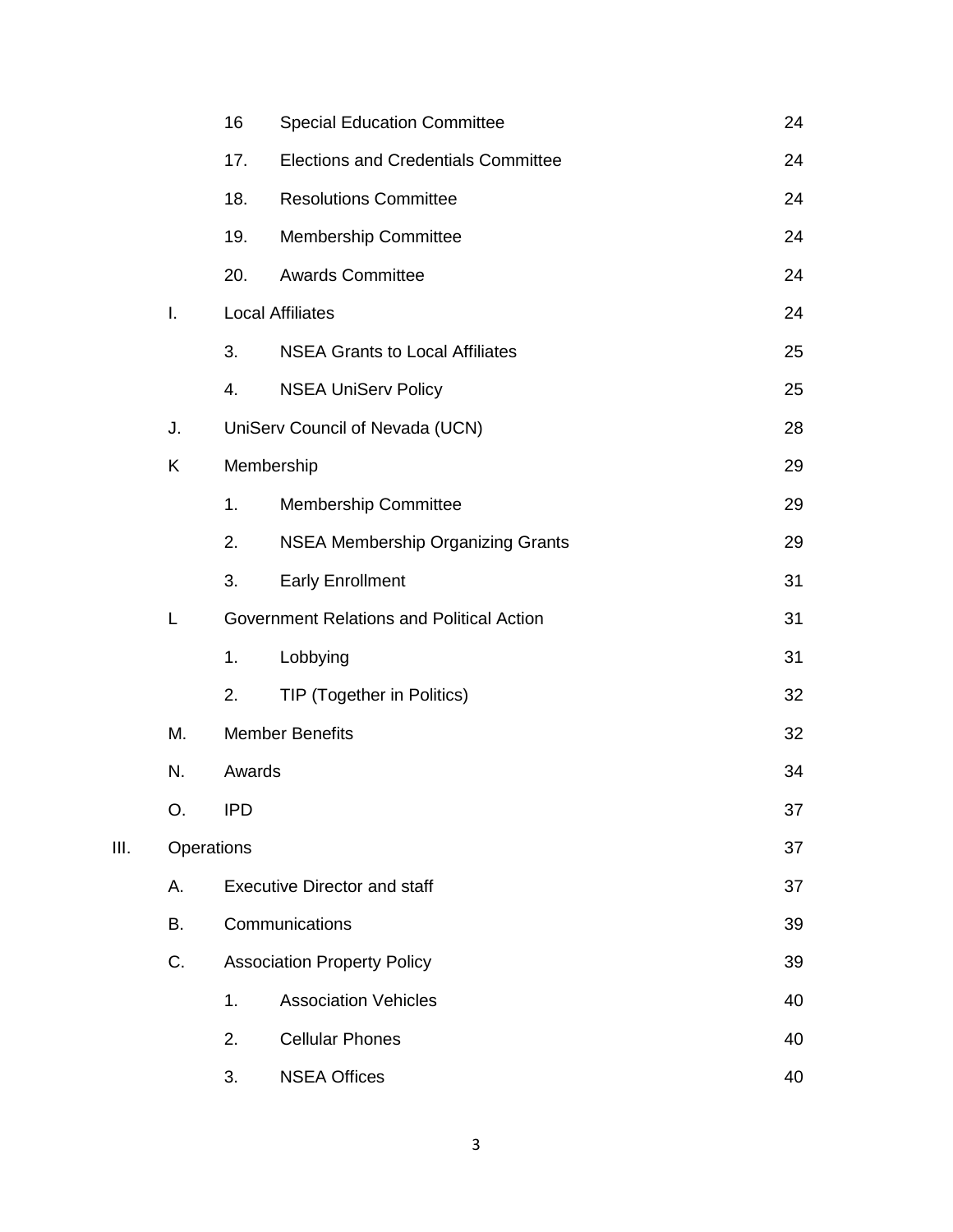| | | | | |
|---|---|---|---|---|
| | | 16 | Special Education Committee | 24 |
| | | 17. | Elections and Credentials Committee | 24 |
| | | 18. | Resolutions Committee | 24 |
| | | 19. | Membership Committee | 24 |
| | | 20. | Awards Committee | 24 |
| | I. | Local Affiliates | | 24 |
| | | 3. | NSEA Grants to Local Affiliates | 25 |
| | | 4. | NSEA UniServ Policy | 25 |
| | J. | UniServ Council of Nevada (UCN) | | 28 |
| | K | Membership | | 29 |
| | | 1. | Membership Committee | 29 |
| | | 2. | NSEA Membership Organizing Grants | 29 |
| | | 3. | Early Enrollment | 31 |
| | L | Government Relations and Political Action | | 31 |
| | | 1. | Lobbying | 31 |
| | | 2. | TIP (Together in Politics) | 32 |
| | M. | Member Benefits | | 32 |
| | N. | Awards | | 34 |
| | O. | IPD | | 37 |
| III. | Operations | | | 37 |
| | A. | Executive Director and staff | | 37 |
| | B. | Communications | | 39 |
| | C. | Association Property Policy | | 39 |
| | | 1. | Association Vehicles | 40 |
| | | 2. | Cellular Phones | 40 |
| | | 3. | NSEA Offices | 40 |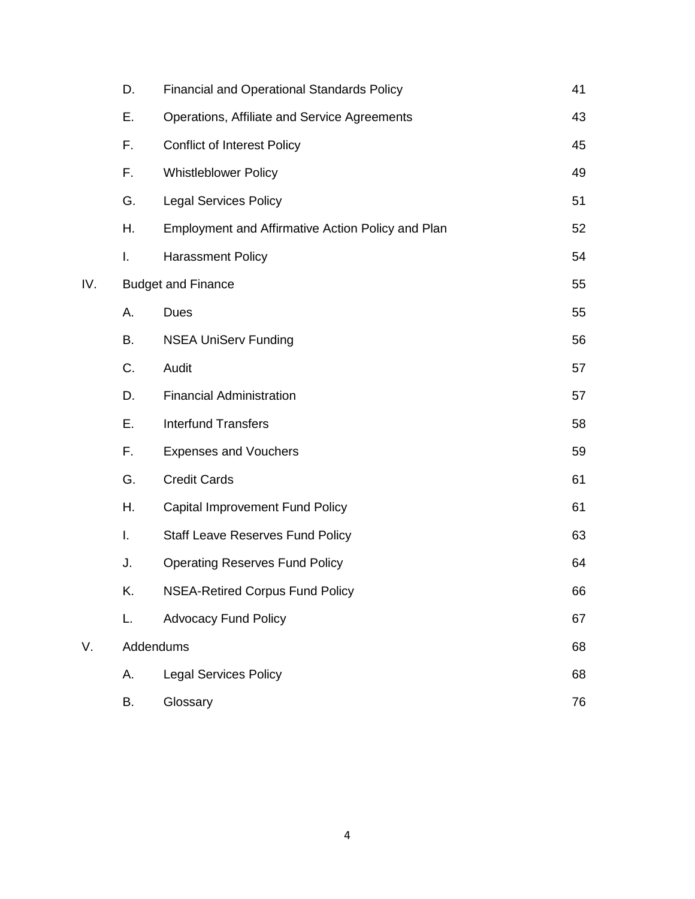| | | | |
|---|---|---|---|
| | D. | Financial and Operational Standards Policy | 41 |
| | E. | Operations, Affiliate and Service Agreements | 43 |
| | F. | Conflict of Interest Policy | 45 |
| | F. | Whistleblower Policy | 49 |
| | G. | Legal Services Policy | 51 |
| | H. | Employment and Affirmative Action Policy and Plan | 52 |
| | I. | Harassment Policy | 54 |
| IV. | Budget and Finance | | 55 |
| | A. | Dues | 55 |
| | B. | NSEA UniServ Funding | 56 |
| | C. | Audit | 57 |
| | D. | Financial Administration | 57 |
| | E. | Interfund Transfers | 58 |
| | F. | Expenses and Vouchers | 59 |
| | G. | Credit Cards | 61 |
| | H. | Capital Improvement Fund Policy | 61 |
| | I. | Staff Leave Reserves Fund Policy | 63 |
| | J. | Operating Reserves Fund Policy | 64 |
| | K. | NSEA-Retired Corpus Fund Policy | 66 |
| | L. | Advocacy Fund Policy | 67 |
| V. | Addendums | | 68 |
| | A. | Legal Services Policy | 68 |
| | B. | Glossary | 76 |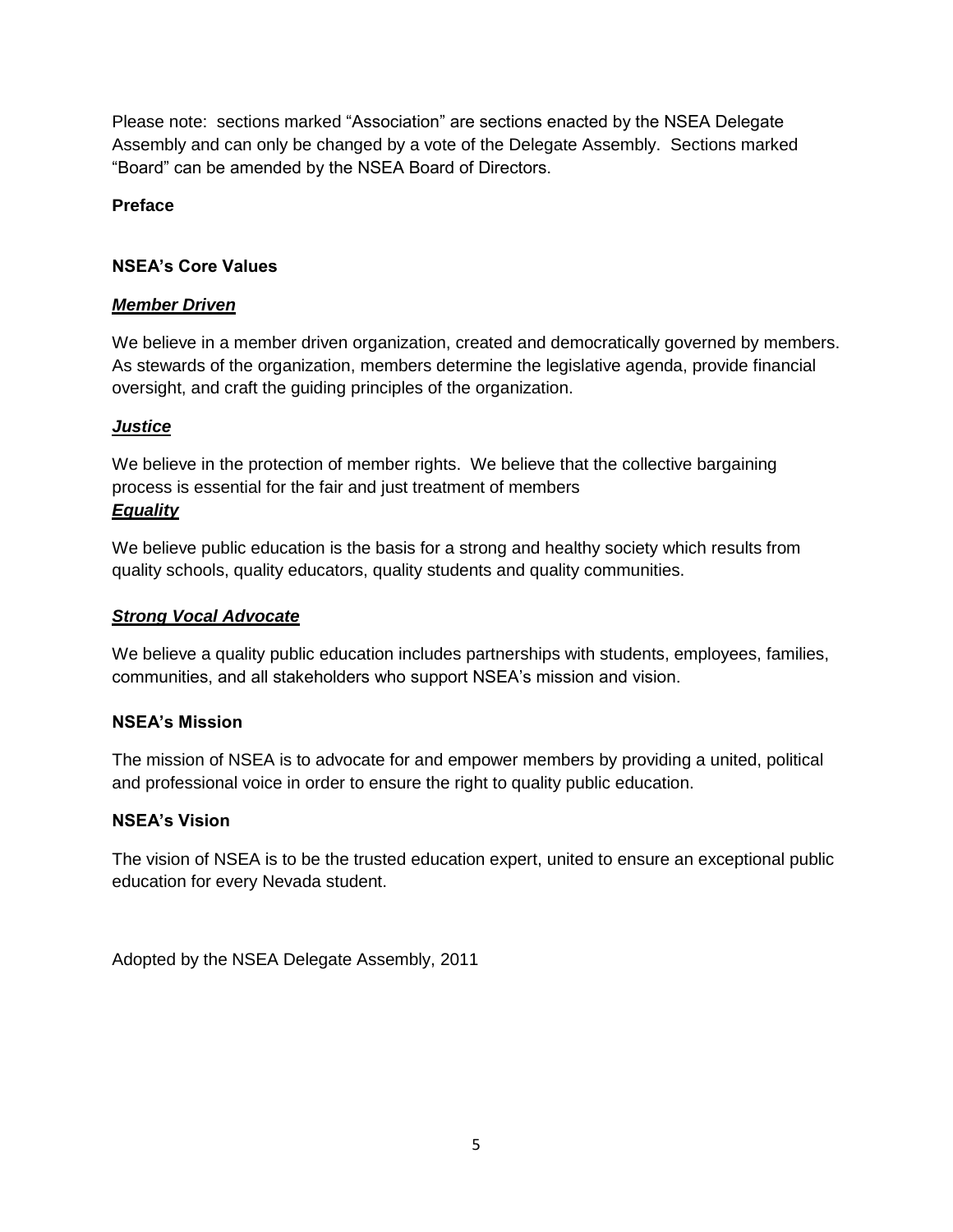Please note: sections marked “Association” are sections enacted by the NSEA Delegate Assembly and can only be changed by a vote of the Delegate Assembly. Sections marked “Board” can be amended by the NSEA Board of Directors.

**Preface**

**NSEA’s Core Values**

***Member Driven***

We believe in a member driven organization, created and democratically governed by members. As stewards of the organization, members determine the legislative agenda, provide financial oversight, and craft the guiding principles of the organization.

***Justice***

We believe in the protection of member rights. We believe that the collective bargaining process is essential for the fair and just treatment of members

***Equality***

We believe public education is the basis for a strong and healthy society which results from quality schools, quality educators, quality students and quality communities.

***Strong Vocal Advocate***

We believe a quality public education includes partnerships with students, employees, families, communities, and all stakeholders who support NSEA’s mission and vision.

**NSEA’s Mission**

The mission of NSEA is to advocate for and empower members by providing a united, political and professional voice in order to ensure the right to quality public education.

**NSEA’s Vision**

The vision of NSEA is to be the trusted education expert, united to ensure an exceptional public education for every Nevada student.

Adopted by the NSEA Delegate Assembly, 2011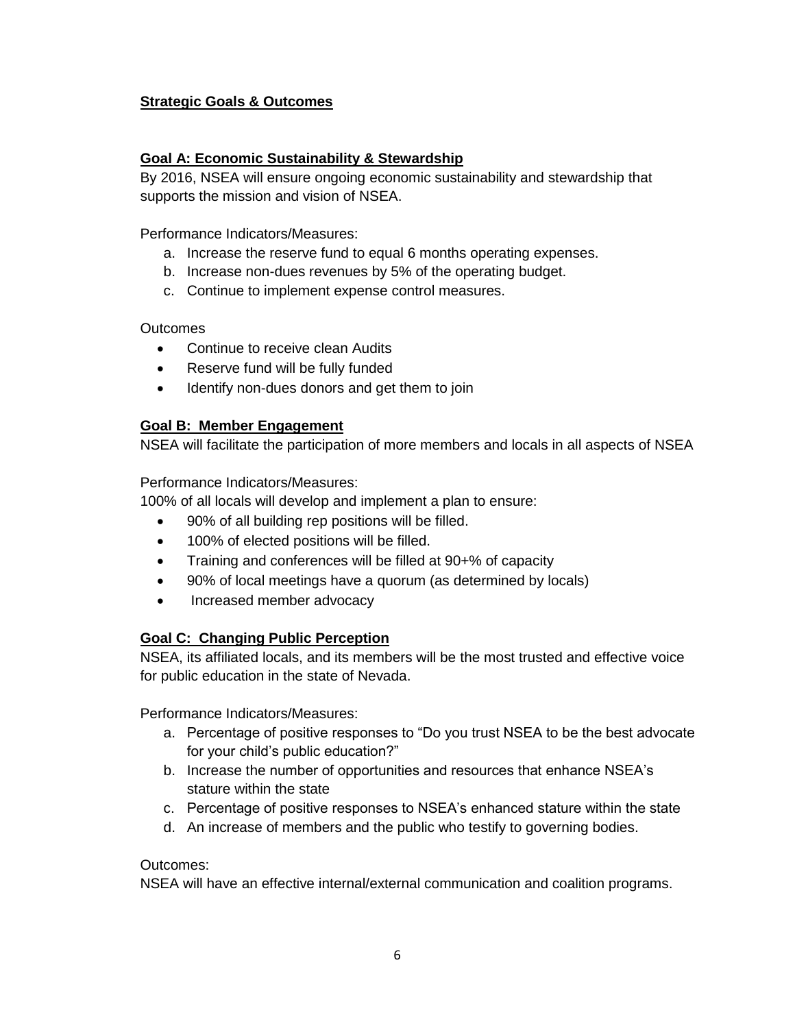## Strategic Goals & Outcomes

### Goal A: Economic Sustainability & Stewardship

By 2016, NSEA will ensure ongoing economic sustainability and stewardship that supports the mission and vision of NSEA.

Performance Indicators/Measures:

a. Increase the reserve fund to equal 6 months operating expenses.
b. Increase non-dues revenues by 5% of the operating budget.
c. Continue to implement expense control measures.

Outcomes

- Continue to receive clean Audits
- Reserve fund will be fully funded
- Identify non-dues donors and get them to join

### Goal B: Member Engagement

NSEA will facilitate the participation of more members and locals in all aspects of NSEA

Performance Indicators/Measures:

100% of all locals will develop and implement a plan to ensure:

- 90% of all building rep positions will be filled.
- 100% of elected positions will be filled.
- Training and conferences will be filled at 90+% of capacity
- 90% of local meetings have a quorum (as determined by locals)
- Increased member advocacy

### Goal C: Changing Public Perception

NSEA, its affiliated locals, and its members will be the most trusted and effective voice for public education in the state of Nevada.

Performance Indicators/Measures:

a. Percentage of positive responses to “Do you trust NSEA to be the best advocate for your child’s public education?”
b. Increase the number of opportunities and resources that enhance NSEA’s stature within the state
c. Percentage of positive responses to NSEA’s enhanced stature within the state
d. An increase of members and the public who testify to governing bodies.

Outcomes:

NSEA will have an effective internal/external communication and coalition programs.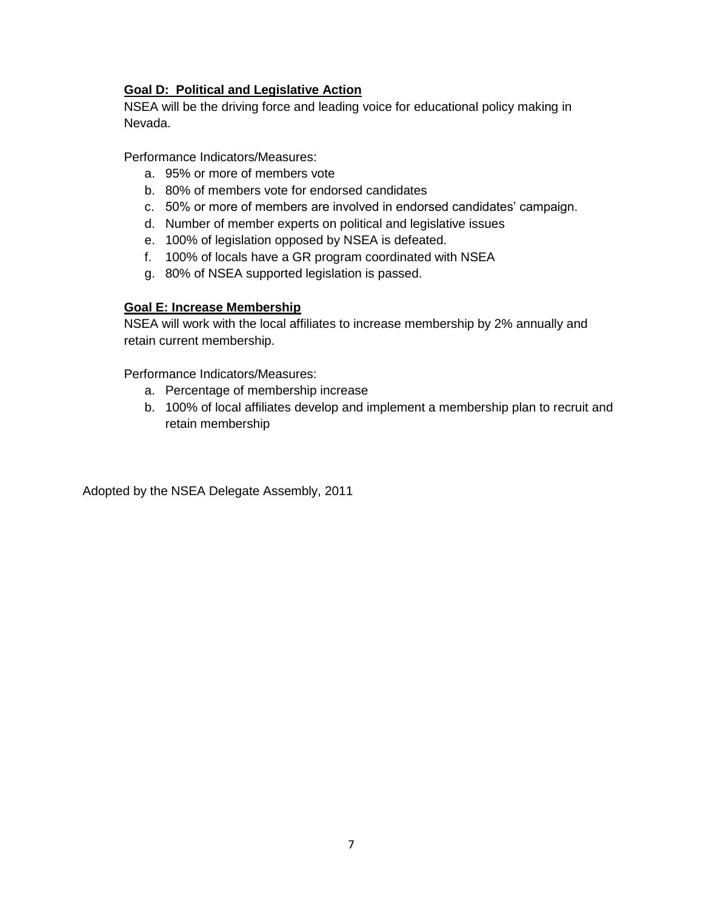**Goal D: Political and Legislative Action**

NSEA will be the driving force and leading voice for educational policy making in Nevada.

Performance Indicators/Measures:

a. 95% or more of members vote
b. 80% of members vote for endorsed candidates
c. 50% or more of members are involved in endorsed candidates' campaign.
d. Number of member experts on political and legislative issues
e. 100% of legislation opposed by NSEA is defeated.
f. 100% of locals have a GR program coordinated with NSEA
g. 80% of NSEA supported legislation is passed.

**Goal E: Increase Membership**

NSEA will work with the local affiliates to increase membership by 2% annually and retain current membership.

Performance Indicators/Measures:

a. Percentage of membership increase
b. 100% of local affiliates develop and implement a membership plan to recruit and retain membership

Adopted by the NSEA Delegate Assembly, 2011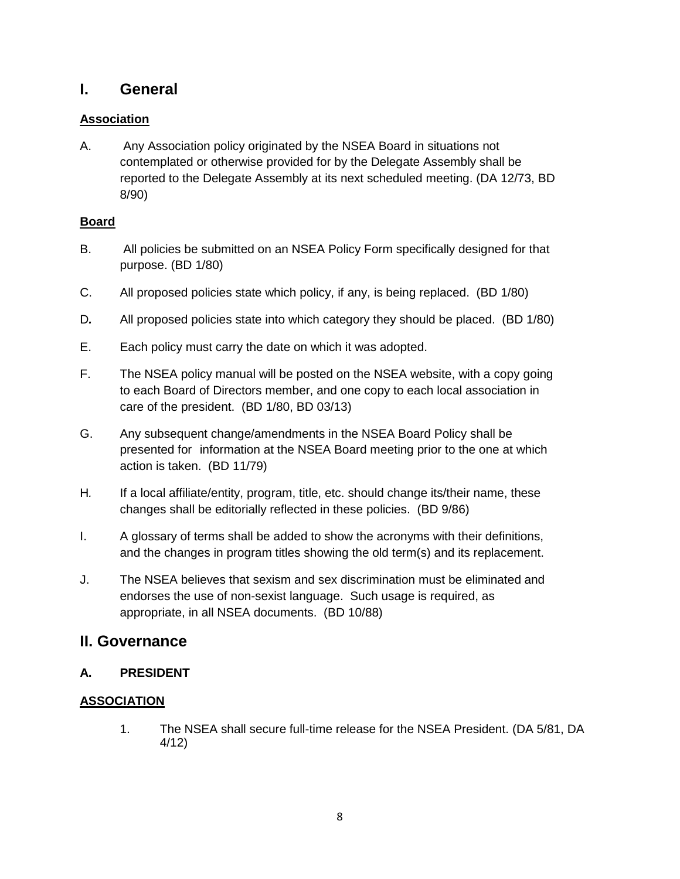# I. General

**Association**

A. Any Association policy originated by the NSEA Board in situations not contemplated or otherwise provided for by the Delegate Assembly shall be reported to the Delegate Assembly at its next scheduled meeting. (DA 12/73, BD 8/90)

**Board**

B. All policies be submitted on an NSEA Policy Form specifically designed for that purpose. (BD 1/80)

C. All proposed policies state which policy, if any, is being replaced. (BD 1/80)

D. All proposed policies state into which category they should be placed. (BD 1/80)

E. Each policy must carry the date on which it was adopted.

F. The NSEA policy manual will be posted on the NSEA website, with a copy going to each Board of Directors member, and one copy to each local association in care of the president. (BD 1/80, BD 03/13)

G. Any subsequent change/amendments in the NSEA Board Policy shall be presented for information at the NSEA Board meeting prior to the one at which action is taken. (BD 11/79)

H. If a local affiliate/entity, program, title, etc. should change its/their name, these changes shall be editorially reflected in these policies. (BD 9/86)

I. A glossary of terms shall be added to show the acronyms with their definitions, and the changes in program titles showing the old term(s) and its replacement.

J. The NSEA believes that sexism and sex discrimination must be eliminated and endorses the use of non-sexist language. Such usage is required, as appropriate, in all NSEA documents. (BD 10/88)

# II. Governance

### A. PRESIDENT

**ASSOCIATION**

1. The NSEA shall secure full-time release for the NSEA President. (DA 5/81, DA 4/12)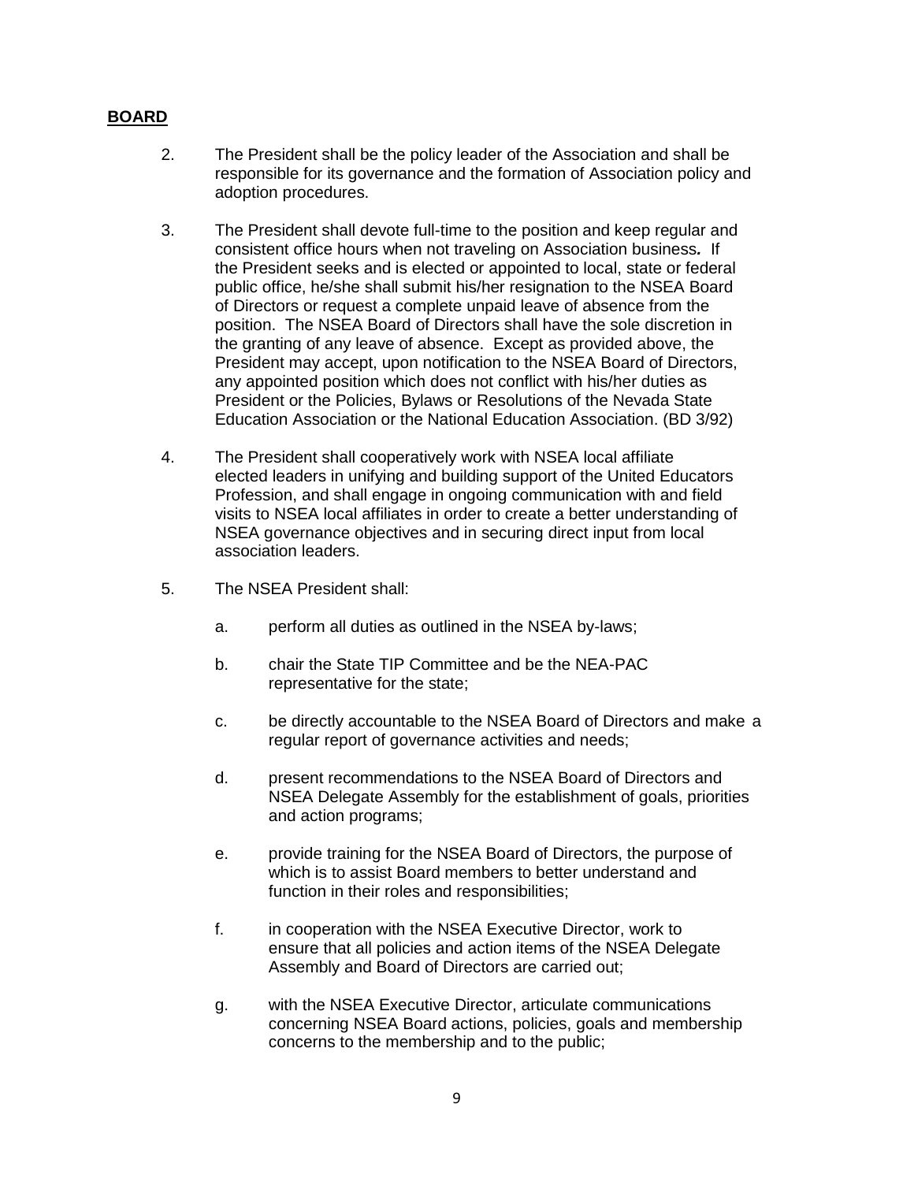**BOARD**

2. The President shall be the policy leader of the Association and shall be responsible for its governance and the formation of Association policy and adoption procedures.

3. The President shall devote full-time to the position and keep regular and consistent office hours when not traveling on Association business**.** If the President seeks and is elected or appointed to local, state or federal public office, he/she shall submit his/her resignation to the NSEA Board of Directors or request a complete unpaid leave of absence from the position. The NSEA Board of Directors shall have the sole discretion in the granting of any leave of absence. Except as provided above, the President may accept, upon notification to the NSEA Board of Directors, any appointed position which does not conflict with his/her duties as President or the Policies, Bylaws or Resolutions of the Nevada State Education Association or the National Education Association. (BD 3/92)

4. The President shall cooperatively work with NSEA local affiliate elected leaders in unifying and building support of the United Educators Profession, and shall engage in ongoing communication with and field visits to NSEA local affiliates in order to create a better understanding of NSEA governance objectives and in securing direct input from local association leaders.

5. The NSEA President shall:

   a. perform all duties as outlined in the NSEA by-laws;

   b. chair the State TIP Committee and be the NEA-PAC representative for the state;

   c. be directly accountable to the NSEA Board of Directors and make a regular report of governance activities and needs;

   d. present recommendations to the NSEA Board of Directors and NSEA Delegate Assembly for the establishment of goals, priorities and action programs;

   e. provide training for the NSEA Board of Directors, the purpose of which is to assist Board members to better understand and function in their roles and responsibilities;

   f. in cooperation with the NSEA Executive Director, work to ensure that all policies and action items of the NSEA Delegate Assembly and Board of Directors are carried out;

   g. with the NSEA Executive Director, articulate communications concerning NSEA Board actions, policies, goals and membership concerns to the membership and to the public;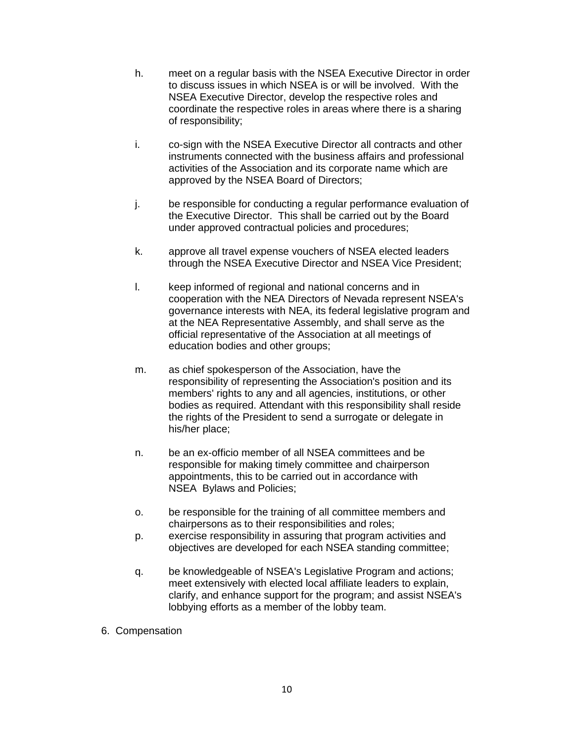h. meet on a regular basis with the NSEA Executive Director in order to discuss issues in which NSEA is or will be involved. With the NSEA Executive Director, develop the respective roles and coordinate the respective roles in areas where there is a sharing of responsibility;

i. co-sign with the NSEA Executive Director all contracts and other instruments connected with the business affairs and professional activities of the Association and its corporate name which are approved by the NSEA Board of Directors;

j. be responsible for conducting a regular performance evaluation of the Executive Director. This shall be carried out by the Board under approved contractual policies and procedures;

k. approve all travel expense vouchers of NSEA elected leaders through the NSEA Executive Director and NSEA Vice President;

l. keep informed of regional and national concerns and in cooperation with the NEA Directors of Nevada represent NSEA's governance interests with NEA, its federal legislative program and at the NEA Representative Assembly, and shall serve as the official representative of the Association at all meetings of education bodies and other groups;

m. as chief spokesperson of the Association, have the responsibility of representing the Association's position and its members' rights to any and all agencies, institutions, or other bodies as required. Attendant with this responsibility shall reside the rights of the President to send a surrogate or delegate in his/her place;

n. be an ex-officio member of all NSEA committees and be responsible for making timely committee and chairperson appointments, this to be carried out in accordance with NSEA Bylaws and Policies;

o. be responsible for the training of all committee members and chairpersons as to their responsibilities and roles;

p. exercise responsibility in assuring that program activities and objectives are developed for each NSEA standing committee;

q. be knowledgeable of NSEA's Legislative Program and actions; meet extensively with elected local affiliate leaders to explain, clarify, and enhance support for the program; and assist NSEA's lobbying efforts as a member of the lobby team.

6. Compensation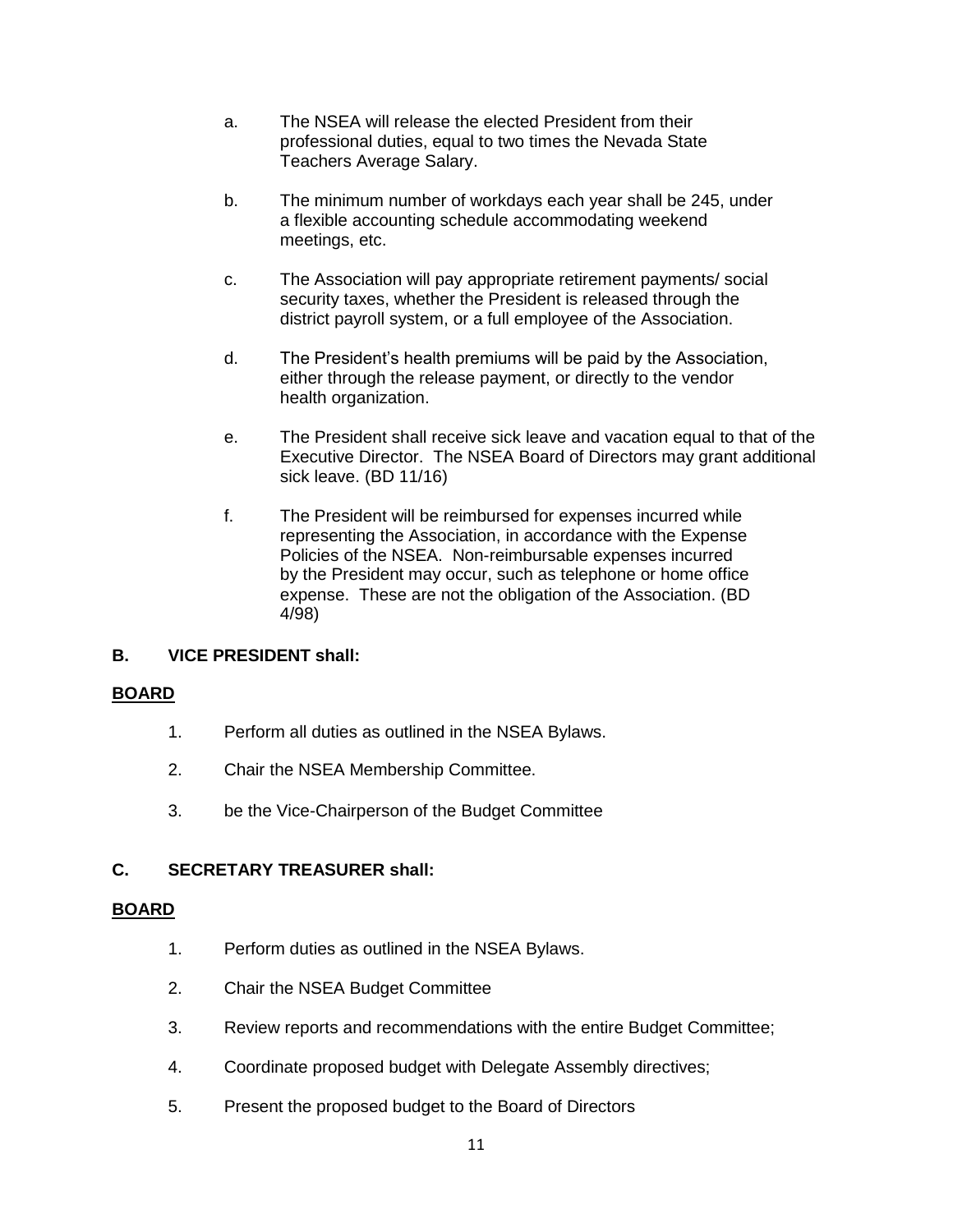a. The NSEA will release the elected President from their professional duties, equal to two times the Nevada State Teachers Average Salary.

b. The minimum number of workdays each year shall be 245, under a flexible accounting schedule accommodating weekend meetings, etc.

c. The Association will pay appropriate retirement payments/ social security taxes, whether the President is released through the district payroll system, or a full employee of the Association.

d. The President's health premiums will be paid by the Association, either through the release payment, or directly to the vendor health organization.

e. The President shall receive sick leave and vacation equal to that of the Executive Director. The NSEA Board of Directors may grant additional sick leave. (BD 11/16)

f. The President will be reimbursed for expenses incurred while representing the Association, in accordance with the Expense Policies of the NSEA. Non-reimbursable expenses incurred by the President may occur, such as telephone or home office expense. These are not the obligation of the Association. (BD 4/98)

**B. VICE PRESIDENT shall:**

**<u>BOARD</u>**

1. Perform all duties as outlined in the NSEA Bylaws.
2. Chair the NSEA Membership Committee.
3. be the Vice-Chairperson of the Budget Committee

**C. SECRETARY TREASURER shall:**

**<u>BOARD</u>**

1. Perform duties as outlined in the NSEA Bylaws.
2. Chair the NSEA Budget Committee
3. Review reports and recommendations with the entire Budget Committee;
4. Coordinate proposed budget with Delegate Assembly directives;
5. Present the proposed budget to the Board of Directors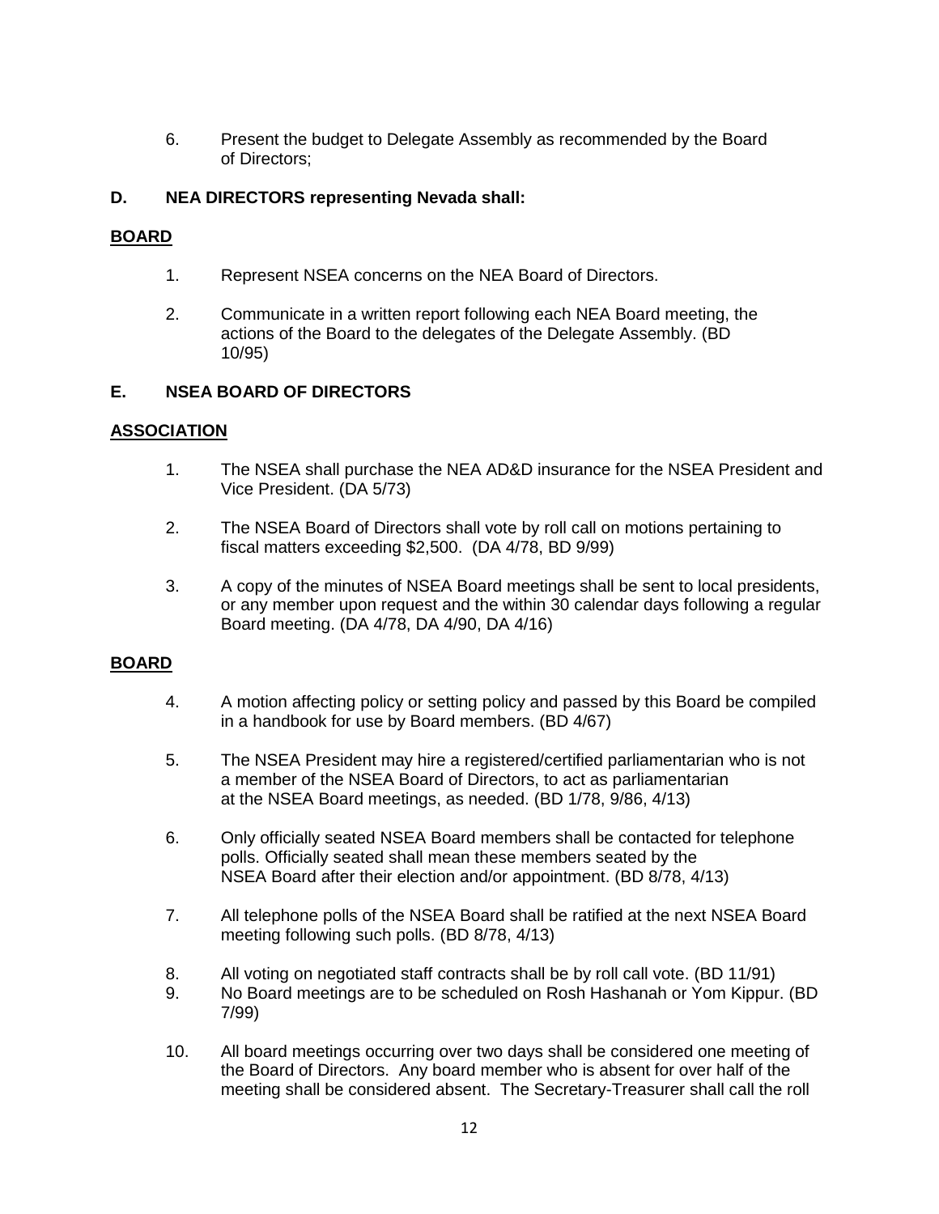6. Present the budget to Delegate Assembly as recommended by the Board of Directors;

**D. NEA DIRECTORS representing Nevada shall:**

**<u>BOARD</u>**

1. Represent NSEA concerns on the NEA Board of Directors.

2. Communicate in a written report following each NEA Board meeting, the actions of the Board to the delegates of the Delegate Assembly. (BD 10/95)

**E. NSEA BOARD OF DIRECTORS**

**<u>ASSOCIATION</u>**

1. The NSEA shall purchase the NEA AD&D insurance for the NSEA President and Vice President. (DA 5/73)

2. The NSEA Board of Directors shall vote by roll call on motions pertaining to fiscal matters exceeding $2,500. (DA 4/78, BD 9/99)

3. A copy of the minutes of NSEA Board meetings shall be sent to local presidents, or any member upon request and the within 30 calendar days following a regular Board meeting. (DA 4/78, DA 4/90, DA 4/16)

**<u>BOARD</u>**

4. A motion affecting policy or setting policy and passed by this Board be compiled in a handbook for use by Board members. (BD 4/67)

5. The NSEA President may hire a registered/certified parliamentarian who is not a member of the NSEA Board of Directors, to act as parliamentarian at the NSEA Board meetings, as needed. (BD 1/78, 9/86, 4/13)

6. Only officially seated NSEA Board members shall be contacted for telephone polls. Officially seated shall mean these members seated by the NSEA Board after their election and/or appointment. (BD 8/78, 4/13)

7. All telephone polls of the NSEA Board shall be ratified at the next NSEA Board meeting following such polls. (BD 8/78, 4/13)

8. All voting on negotiated staff contracts shall be by roll call vote. (BD 11/91)

9. No Board meetings are to be scheduled on Rosh Hashanah or Yom Kippur. (BD 7/99)

10. All board meetings occurring over two days shall be considered one meeting of the Board of Directors. Any board member who is absent for over half of the meeting shall be considered absent. The Secretary-Treasurer shall call the roll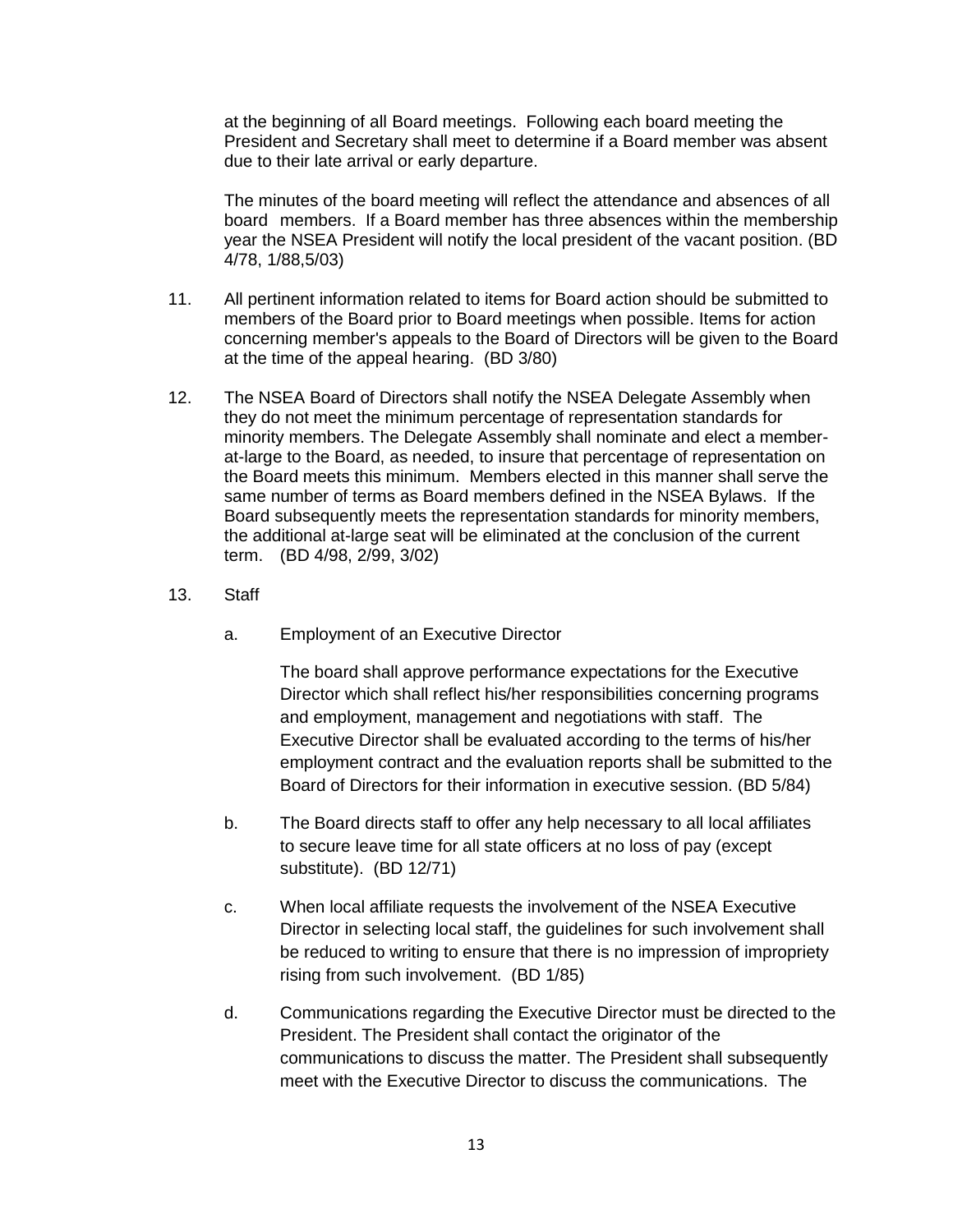at the beginning of all Board meetings. Following each board meeting the President and Secretary shall meet to determine if a Board member was absent due to their late arrival or early departure.

The minutes of the board meeting will reflect the attendance and absences of all board members. If a Board member has three absences within the membership year the NSEA President will notify the local president of the vacant position. (BD 4/78, 1/88,5/03)

11. All pertinent information related to items for Board action should be submitted to members of the Board prior to Board meetings when possible. Items for action concerning member's appeals to the Board of Directors will be given to the Board at the time of the appeal hearing. (BD 3/80)

12. The NSEA Board of Directors shall notify the NSEA Delegate Assembly when they do not meet the minimum percentage of representation standards for minority members. The Delegate Assembly shall nominate and elect a member-at-large to the Board, as needed, to insure that percentage of representation on the Board meets this minimum. Members elected in this manner shall serve the same number of terms as Board members defined in the NSEA Bylaws. If the Board subsequently meets the representation standards for minority members, the additional at-large seat will be eliminated at the conclusion of the current term. (BD 4/98, 2/99, 3/02)

13. Staff

    a. Employment of an Executive Director

       The board shall approve performance expectations for the Executive Director which shall reflect his/her responsibilities concerning programs and employment, management and negotiations with staff. The Executive Director shall be evaluated according to the terms of his/her employment contract and the evaluation reports shall be submitted to the Board of Directors for their information in executive session. (BD 5/84)

    b. The Board directs staff to offer any help necessary to all local affiliates to secure leave time for all state officers at no loss of pay (except substitute). (BD 12/71)

    c. When local affiliate requests the involvement of the NSEA Executive Director in selecting local staff, the guidelines for such involvement shall be reduced to writing to ensure that there is no impression of impropriety rising from such involvement. (BD 1/85)

    d. Communications regarding the Executive Director must be directed to the President. The President shall contact the originator of the communications to discuss the matter. The President shall subsequently meet with the Executive Director to discuss the communications. The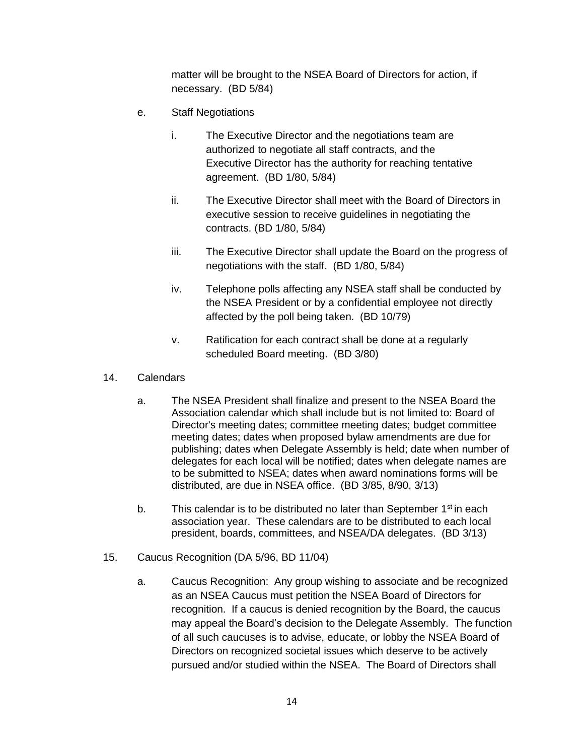matter will be brought to the NSEA Board of Directors for action, if necessary. (BD 5/84)

e. Staff Negotiations

   i. The Executive Director and the negotiations team are authorized to negotiate all staff contracts, and the Executive Director has the authority for reaching tentative agreement. (BD 1/80, 5/84)

   ii. The Executive Director shall meet with the Board of Directors in executive session to receive guidelines in negotiating the contracts. (BD 1/80, 5/84)

   iii. The Executive Director shall update the Board on the progress of negotiations with the staff. (BD 1/80, 5/84)

   iv. Telephone polls affecting any NSEA staff shall be conducted by the NSEA President or by a confidential employee not directly affected by the poll being taken. (BD 10/79)

   v. Ratification for each contract shall be done at a regularly scheduled Board meeting. (BD 3/80)

14. Calendars

   a. The NSEA President shall finalize and present to the NSEA Board the Association calendar which shall include but is not limited to: Board of Director's meeting dates; committee meeting dates; budget committee meeting dates; dates when proposed bylaw amendments are due for publishing; dates when Delegate Assembly is held; date when number of delegates for each local will be notified; dates when delegate names are to be submitted to NSEA; dates when award nominations forms will be distributed, are due in NSEA office. (BD 3/85, 8/90, 3/13)

   b. This calendar is to be distributed no later than September 1st in each association year. These calendars are to be distributed to each local president, boards, committees, and NSEA/DA delegates. (BD 3/13)

15. Caucus Recognition (DA 5/96, BD 11/04)

   a. Caucus Recognition: Any group wishing to associate and be recognized as an NSEA Caucus must petition the NSEA Board of Directors for recognition. If a caucus is denied recognition by the Board, the caucus may appeal the Board's decision to the Delegate Assembly. The function of all such caucuses is to advise, educate, or lobby the NSEA Board of Directors on recognized societal issues which deserve to be actively pursued and/or studied within the NSEA. The Board of Directors shall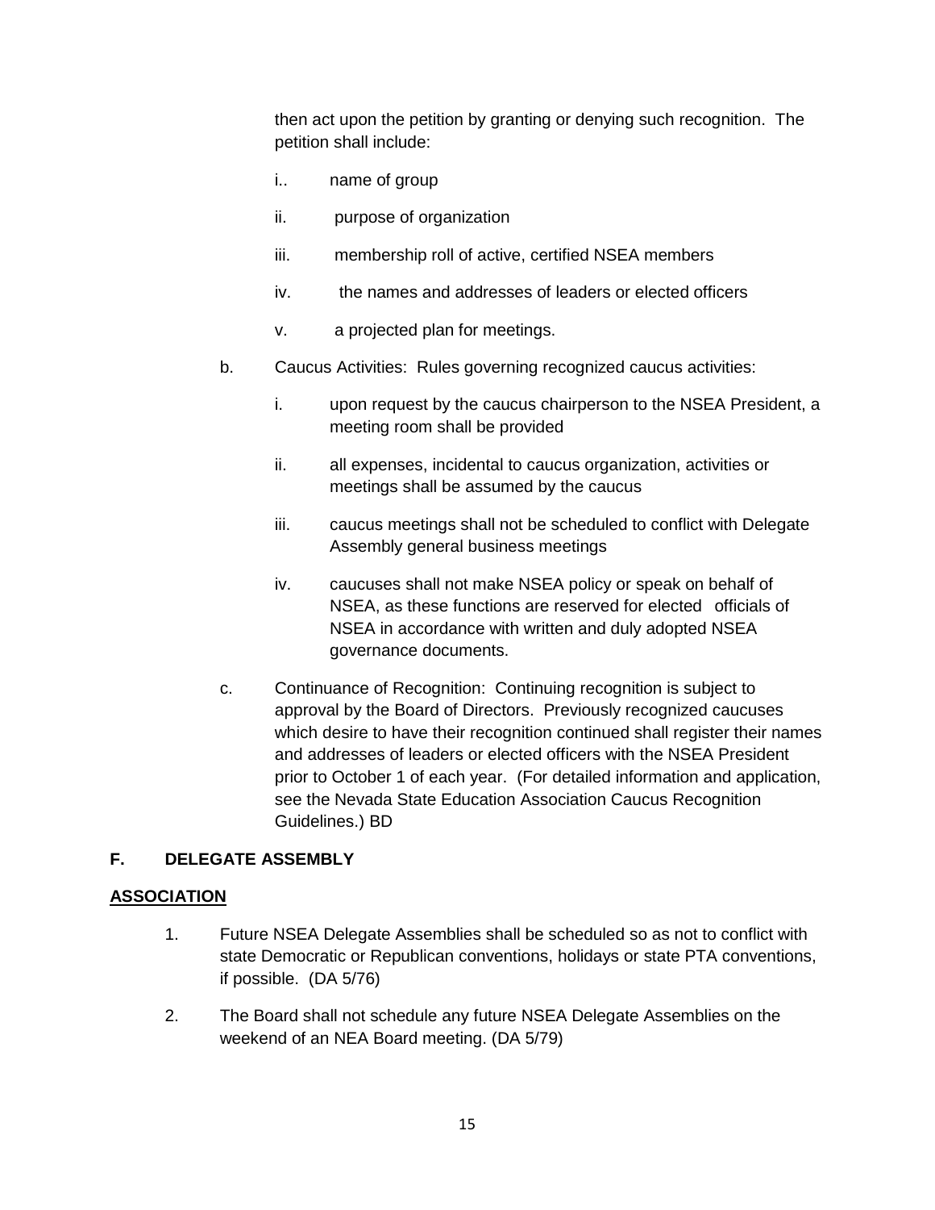then act upon the petition by granting or denying such recognition. The petition shall include:

i.. name of group

ii. purpose of organization

iii. membership roll of active, certified NSEA members

iv. the names and addresses of leaders or elected officers

v. a projected plan for meetings.

b. Caucus Activities: Rules governing recognized caucus activities:

i. upon request by the caucus chairperson to the NSEA President, a meeting room shall be provided

ii. all expenses, incidental to caucus organization, activities or meetings shall be assumed by the caucus

iii. caucus meetings shall not be scheduled to conflict with Delegate Assembly general business meetings

iv. caucuses shall not make NSEA policy or speak on behalf of NSEA, as these functions are reserved for elected officials of NSEA in accordance with written and duly adopted NSEA governance documents.

c. Continuance of Recognition: Continuing recognition is subject to approval by the Board of Directors. Previously recognized caucuses which desire to have their recognition continued shall register their names and addresses of leaders or elected officers with the NSEA President prior to October 1 of each year. (For detailed information and application, see the Nevada State Education Association Caucus Recognition Guidelines.) BD

## F. DELEGATE ASSEMBLY

**ASSOCIATION**

1. Future NSEA Delegate Assemblies shall be scheduled so as not to conflict with state Democratic or Republican conventions, holidays or state PTA conventions, if possible. (DA 5/76)

2. The Board shall not schedule any future NSEA Delegate Assemblies on the weekend of an NEA Board meeting. (DA 5/79)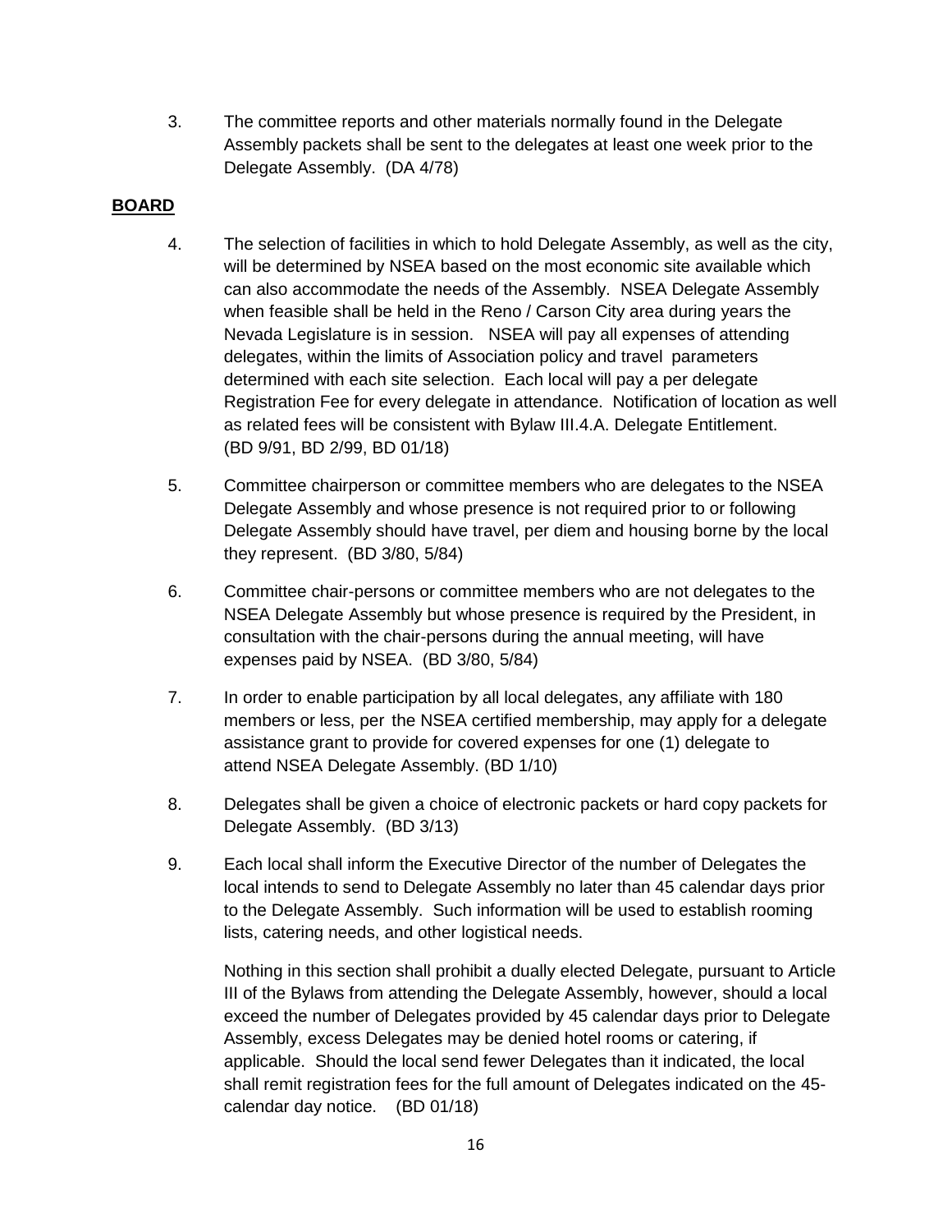3. The committee reports and other materials normally found in the Delegate Assembly packets shall be sent to the delegates at least one week prior to the Delegate Assembly. (DA 4/78)

**BOARD**

4. The selection of facilities in which to hold Delegate Assembly, as well as the city, will be determined by NSEA based on the most economic site available which can also accommodate the needs of the Assembly. NSEA Delegate Assembly when feasible shall be held in the Reno / Carson City area during years the Nevada Legislature is in session. NSEA will pay all expenses of attending delegates, within the limits of Association policy and travel parameters determined with each site selection. Each local will pay a per delegate Registration Fee for every delegate in attendance. Notification of location as well as related fees will be consistent with Bylaw III.4.A. Delegate Entitlement. (BD 9/91, BD 2/99, BD 01/18)

5. Committee chairperson or committee members who are delegates to the NSEA Delegate Assembly and whose presence is not required prior to or following Delegate Assembly should have travel, per diem and housing borne by the local they represent. (BD 3/80, 5/84)

6. Committee chair-persons or committee members who are not delegates to the NSEA Delegate Assembly but whose presence is required by the President, in consultation with the chair-persons during the annual meeting, will have expenses paid by NSEA. (BD 3/80, 5/84)

7. In order to enable participation by all local delegates, any affiliate with 180 members or less, per the NSEA certified membership, may apply for a delegate assistance grant to provide for covered expenses for one (1) delegate to attend NSEA Delegate Assembly. (BD 1/10)

8. Delegates shall be given a choice of electronic packets or hard copy packets for Delegate Assembly. (BD 3/13)

9. Each local shall inform the Executive Director of the number of Delegates the local intends to send to Delegate Assembly no later than 45 calendar days prior to the Delegate Assembly. Such information will be used to establish rooming lists, catering needs, and other logistical needs.

   Nothing in this section shall prohibit a dually elected Delegate, pursuant to Article III of the Bylaws from attending the Delegate Assembly, however, should a local exceed the number of Delegates provided by 45 calendar days prior to Delegate Assembly, excess Delegates may be denied hotel rooms or catering, if applicable. Should the local send fewer Delegates than it indicated, the local shall remit registration fees for the full amount of Delegates indicated on the 45-calendar day notice. (BD 01/18)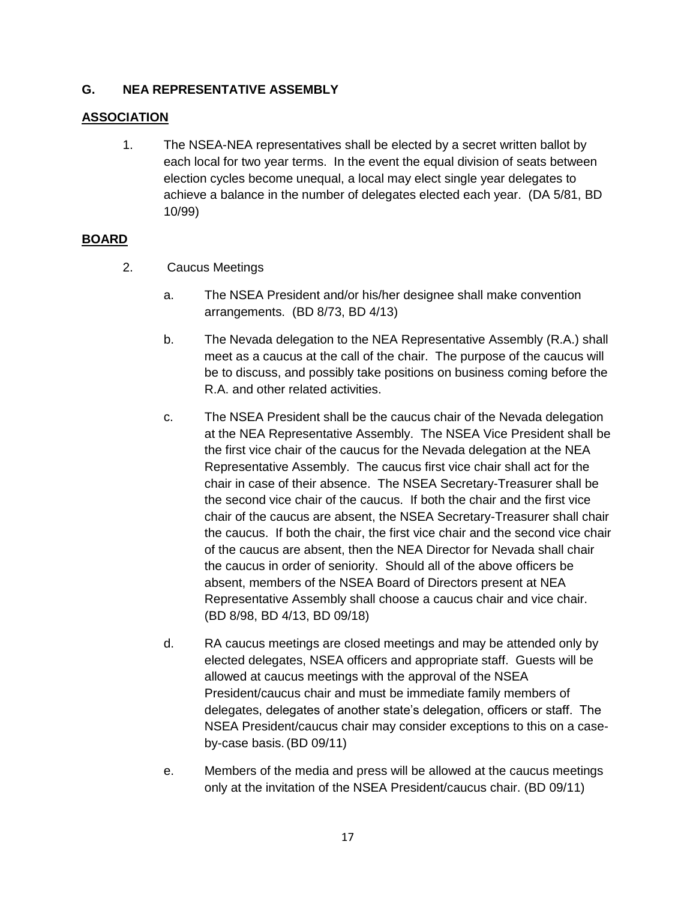## G. NEA REPRESENTATIVE ASSEMBLY

**ASSOCIATION**

1. The NSEA-NEA representatives shall be elected by a secret written ballot by each local for two year terms. In the event the equal division of seats between election cycles become unequal, a local may elect single year delegates to achieve a balance in the number of delegates elected each year. (DA 5/81, BD 10/99)

**BOARD**

2. Caucus Meetings

   a. The NSEA President and/or his/her designee shall make convention arrangements. (BD 8/73, BD 4/13)

   b. The Nevada delegation to the NEA Representative Assembly (R.A.) shall meet as a caucus at the call of the chair. The purpose of the caucus will be to discuss, and possibly take positions on business coming before the R.A. and other related activities.

   c. The NSEA President shall be the caucus chair of the Nevada delegation at the NEA Representative Assembly. The NSEA Vice President shall be the first vice chair of the caucus for the Nevada delegation at the NEA Representative Assembly. The caucus first vice chair shall act for the chair in case of their absence. The NSEA Secretary-Treasurer shall be the second vice chair of the caucus. If both the chair and the first vice chair of the caucus are absent, the NSEA Secretary-Treasurer shall chair the caucus. If both the chair, the first vice chair and the second vice chair of the caucus are absent, then the NEA Director for Nevada shall chair the caucus in order of seniority. Should all of the above officers be absent, members of the NSEA Board of Directors present at NEA Representative Assembly shall choose a caucus chair and vice chair. (BD 8/98, BD 4/13, BD 09/18)

   d. RA caucus meetings are closed meetings and may be attended only by elected delegates, NSEA officers and appropriate staff. Guests will be allowed at caucus meetings with the approval of the NSEA President/caucus chair and must be immediate family members of delegates, delegates of another state's delegation, officers or staff. The NSEA President/caucus chair may consider exceptions to this on a case-by-case basis. (BD 09/11)

   e. Members of the media and press will be allowed at the caucus meetings only at the invitation of the NSEA President/caucus chair. (BD 09/11)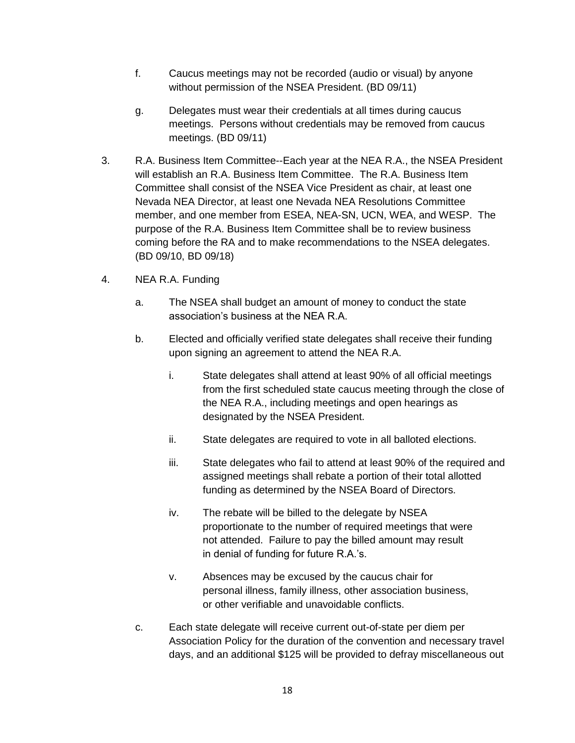f. Caucus meetings may not be recorded (audio or visual) by anyone without permission of the NSEA President. (BD 09/11)

g. Delegates must wear their credentials at all times during caucus meetings. Persons without credentials may be removed from caucus meetings. (BD 09/11)

3. R.A. Business Item Committee--Each year at the NEA R.A., the NSEA President will establish an R.A. Business Item Committee. The R.A. Business Item Committee shall consist of the NSEA Vice President as chair, at least one Nevada NEA Director, at least one Nevada NEA Resolutions Committee member, and one member from ESEA, NEA-SN, UCN, WEA, and WESP. The purpose of the R.A. Business Item Committee shall be to review business coming before the RA and to make recommendations to the NSEA delegates. (BD 09/10, BD 09/18)

4. NEA R.A. Funding

   a. The NSEA shall budget an amount of money to conduct the state association's business at the NEA R.A.

   b. Elected and officially verified state delegates shall receive their funding upon signing an agreement to attend the NEA R.A.

      i. State delegates shall attend at least 90% of all official meetings from the first scheduled state caucus meeting through the close of the NEA R.A., including meetings and open hearings as designated by the NSEA President.

      ii. State delegates are required to vote in all balloted elections.

      iii. State delegates who fail to attend at least 90% of the required and assigned meetings shall rebate a portion of their total allotted funding as determined by the NSEA Board of Directors.

      iv. The rebate will be billed to the delegate by NSEA proportionate to the number of required meetings that were not attended. Failure to pay the billed amount may result in denial of funding for future R.A.'s.

      v. Absences may be excused by the caucus chair for personal illness, family illness, other association business, or other verifiable and unavoidable conflicts.

   c. Each state delegate will receive current out-of-state per diem per Association Policy for the duration of the convention and necessary travel days, and an additional $125 will be provided to defray miscellaneous out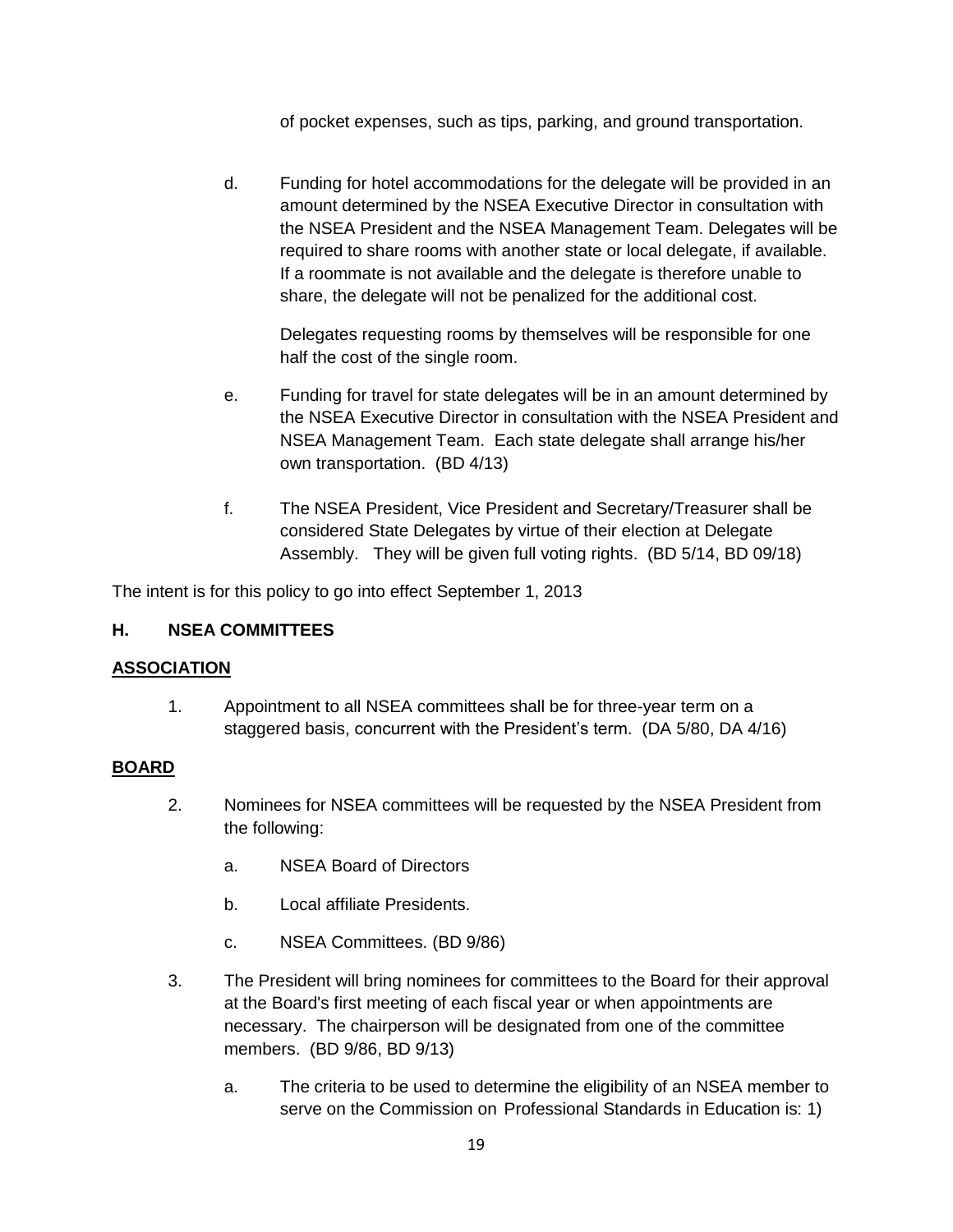of pocket expenses, such as tips, parking, and ground transportation.

d. Funding for hotel accommodations for the delegate will be provided in an amount determined by the NSEA Executive Director in consultation with the NSEA President and the NSEA Management Team. Delegates will be required to share rooms with another state or local delegate, if available. If a roommate is not available and the delegate is therefore unable to share, the delegate will not be penalized for the additional cost.

   Delegates requesting rooms by themselves will be responsible for one half the cost of the single room.

e. Funding for travel for state delegates will be in an amount determined by the NSEA Executive Director in consultation with the NSEA President and NSEA Management Team. Each state delegate shall arrange his/her own transportation. (BD 4/13)

f. The NSEA President, Vice President and Secretary/Treasurer shall be considered State Delegates by virtue of their election at Delegate Assembly. They will be given full voting rights. (BD 5/14, BD 09/18)

The intent is for this policy to go into effect September 1, 2013

## H. NSEA COMMITTEES

**ASSOCIATION**

1. Appointment to all NSEA committees shall be for three-year term on a staggered basis, concurrent with the President's term. (DA 5/80, DA 4/16)

**BOARD**

2. Nominees for NSEA committees will be requested by the NSEA President from the following:

   a. NSEA Board of Directors

   b. Local affiliate Presidents.

   c. NSEA Committees. (BD 9/86)

3. The President will bring nominees for committees to the Board for their approval at the Board's first meeting of each fiscal year or when appointments are necessary. The chairperson will be designated from one of the committee members. (BD 9/86, BD 9/13)

   a. The criteria to be used to determine the eligibility of an NSEA member to serve on the Commission on Professional Standards in Education is: 1)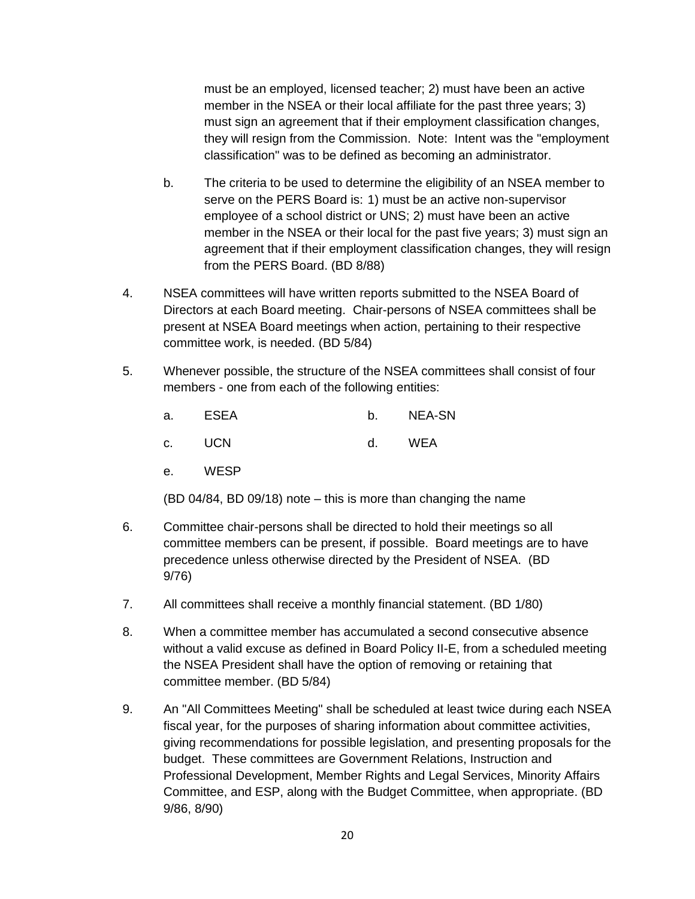must be an employed, licensed teacher; 2) must have been an active member in the NSEA or their local affiliate for the past three years; 3) must sign an agreement that if their employment classification changes, they will resign from the Commission. Note: Intent was the "employment classification" was to be defined as becoming an administrator.

b. The criteria to be used to determine the eligibility of an NSEA member to serve on the PERS Board is: 1) must be an active non-supervisor employee of a school district or UNS; 2) must have been an active member in the NSEA or their local for the past five years; 3) must sign an agreement that if their employment classification changes, they will resign from the PERS Board. (BD 8/88)

4. NSEA committees will have written reports submitted to the NSEA Board of Directors at each Board meeting. Chair-persons of NSEA committees shall be present at NSEA Board meetings when action, pertaining to their respective committee work, is needed. (BD 5/84)

5. Whenever possible, the structure of the NSEA committees shall consist of four members - one from each of the following entities:

   a. ESEA
   b. NEA-SN
   c. UCN
   d. WEA
   e. WESP

   (BD 04/84, BD 09/18) note – this is more than changing the name

6. Committee chair-persons shall be directed to hold their meetings so all committee members can be present, if possible. Board meetings are to have precedence unless otherwise directed by the President of NSEA. (BD 9/76)

7. All committees shall receive a monthly financial statement. (BD 1/80)

8. When a committee member has accumulated a second consecutive absence without a valid excuse as defined in Board Policy II-E, from a scheduled meeting the NSEA President shall have the option of removing or retaining that committee member. (BD 5/84)

9. An "All Committees Meeting" shall be scheduled at least twice during each NSEA fiscal year, for the purposes of sharing information about committee activities, giving recommendations for possible legislation, and presenting proposals for the budget. These committees are Government Relations, Instruction and Professional Development, Member Rights and Legal Services, Minority Affairs Committee, and ESP, along with the Budget Committee, when appropriate. (BD 9/86, 8/90)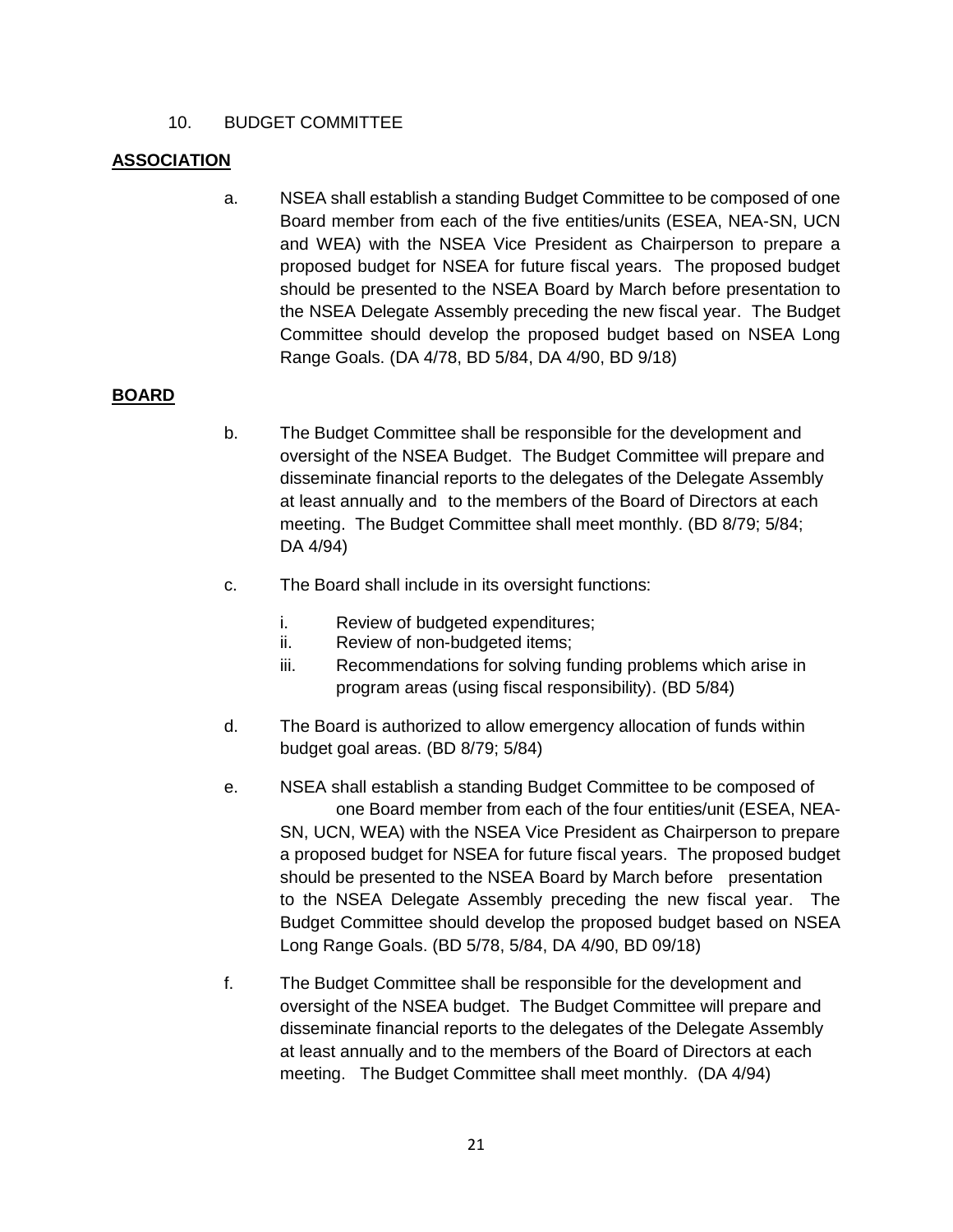10. BUDGET COMMITTEE

**ASSOCIATION**

a. NSEA shall establish a standing Budget Committee to be composed of one Board member from each of the five entities/units (ESEA, NEA-SN, UCN and WEA) with the NSEA Vice President as Chairperson to prepare a proposed budget for NSEA for future fiscal years. The proposed budget should be presented to the NSEA Board by March before presentation to the NSEA Delegate Assembly preceding the new fiscal year. The Budget Committee should develop the proposed budget based on NSEA Long Range Goals. (DA 4/78, BD 5/84, DA 4/90, BD 9/18)

**BOARD**

b. The Budget Committee shall be responsible for the development and oversight of the NSEA Budget. The Budget Committee will prepare and disseminate financial reports to the delegates of the Delegate Assembly at least annually and to the members of the Board of Directors at each meeting. The Budget Committee shall meet monthly. (BD 8/79; 5/84; DA 4/94)

c. The Board shall include in its oversight functions:

   i. Review of budgeted expenditures;
   ii. Review of non-budgeted items;
   iii. Recommendations for solving funding problems which arise in program areas (using fiscal responsibility). (BD 5/84)

d. The Board is authorized to allow emergency allocation of funds within budget goal areas. (BD 8/79; 5/84)

e. NSEA shall establish a standing Budget Committee to be composed of one Board member from each of the four entities/unit (ESEA, NEA-SN, UCN, WEA) with the NSEA Vice President as Chairperson to prepare a proposed budget for NSEA for future fiscal years. The proposed budget should be presented to the NSEA Board by March before presentation to the NSEA Delegate Assembly preceding the new fiscal year. The Budget Committee should develop the proposed budget based on NSEA Long Range Goals. (BD 5/78, 5/84, DA 4/90, BD 09/18)

f. The Budget Committee shall be responsible for the development and oversight of the NSEA budget. The Budget Committee will prepare and disseminate financial reports to the delegates of the Delegate Assembly at least annually and to the members of the Board of Directors at each meeting. The Budget Committee shall meet monthly. (DA 4/94)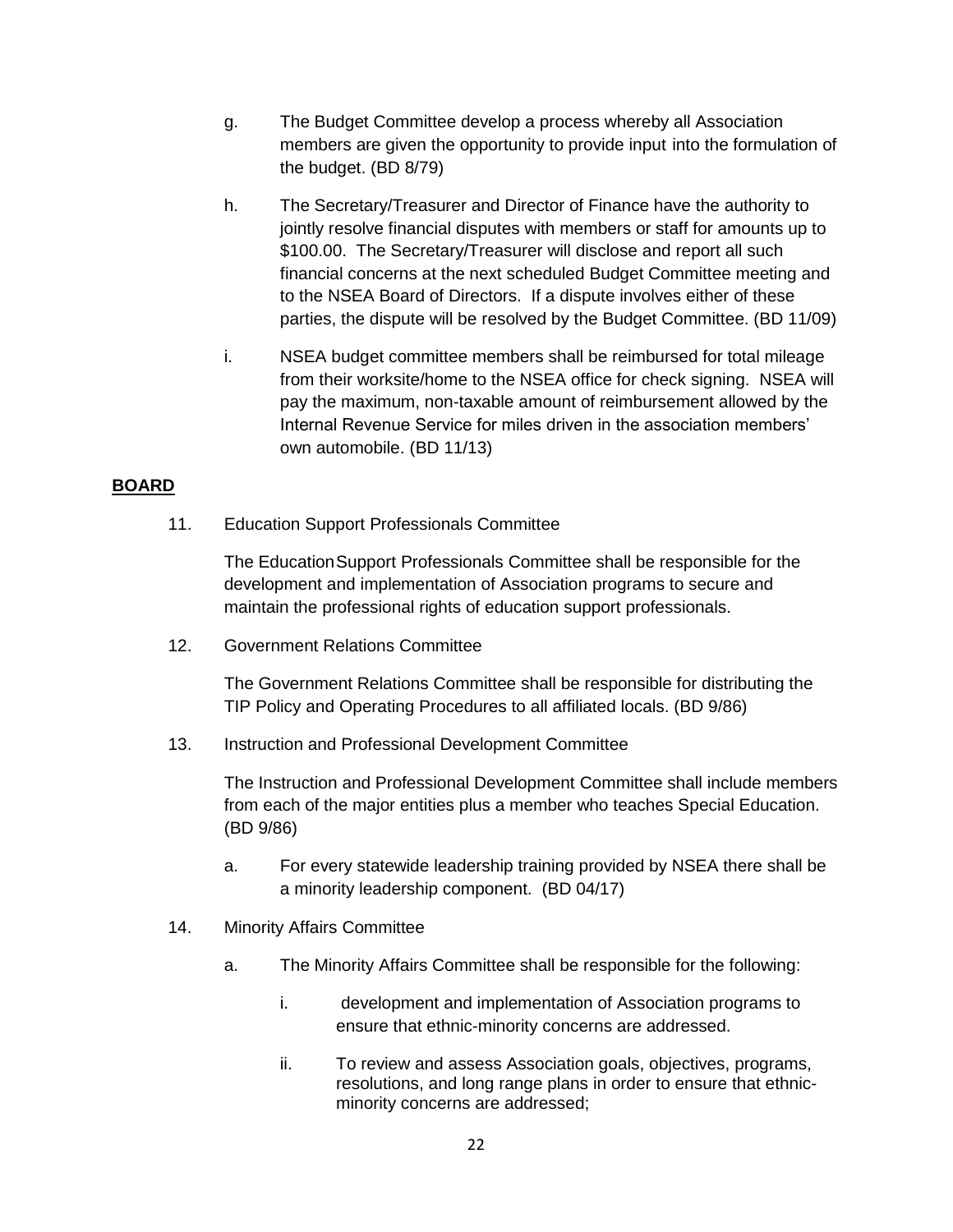g. The Budget Committee develop a process whereby all Association members are given the opportunity to provide input into the formulation of the budget. (BD 8/79)

h. The Secretary/Treasurer and Director of Finance have the authority to jointly resolve financial disputes with members or staff for amounts up to $100.00. The Secretary/Treasurer will disclose and report all such financial concerns at the next scheduled Budget Committee meeting and to the NSEA Board of Directors. If a dispute involves either of these parties, the dispute will be resolved by the Budget Committee. (BD 11/09)

i. NSEA budget committee members shall be reimbursed for total mileage from their worksite/home to the NSEA office for check signing. NSEA will pay the maximum, non-taxable amount of reimbursement allowed by the Internal Revenue Service for miles driven in the association members' own automobile. (BD 11/13)

**BOARD**

11. Education Support Professionals Committee

    The Education Support Professionals Committee shall be responsible for the development and implementation of Association programs to secure and maintain the professional rights of education support professionals.

12. Government Relations Committee

    The Government Relations Committee shall be responsible for distributing the TIP Policy and Operating Procedures to all affiliated locals. (BD 9/86)

13. Instruction and Professional Development Committee

    The Instruction and Professional Development Committee shall include members from each of the major entities plus a member who teaches Special Education. (BD 9/86)

    a. For every statewide leadership training provided by NSEA there shall be a minority leadership component. (BD 04/17)

14. Minority Affairs Committee

    a. The Minority Affairs Committee shall be responsible for the following:

        i. development and implementation of Association programs to ensure that ethnic-minority concerns are addressed.

        ii. To review and assess Association goals, objectives, programs, resolutions, and long range plans in order to ensure that ethnic-minority concerns are addressed;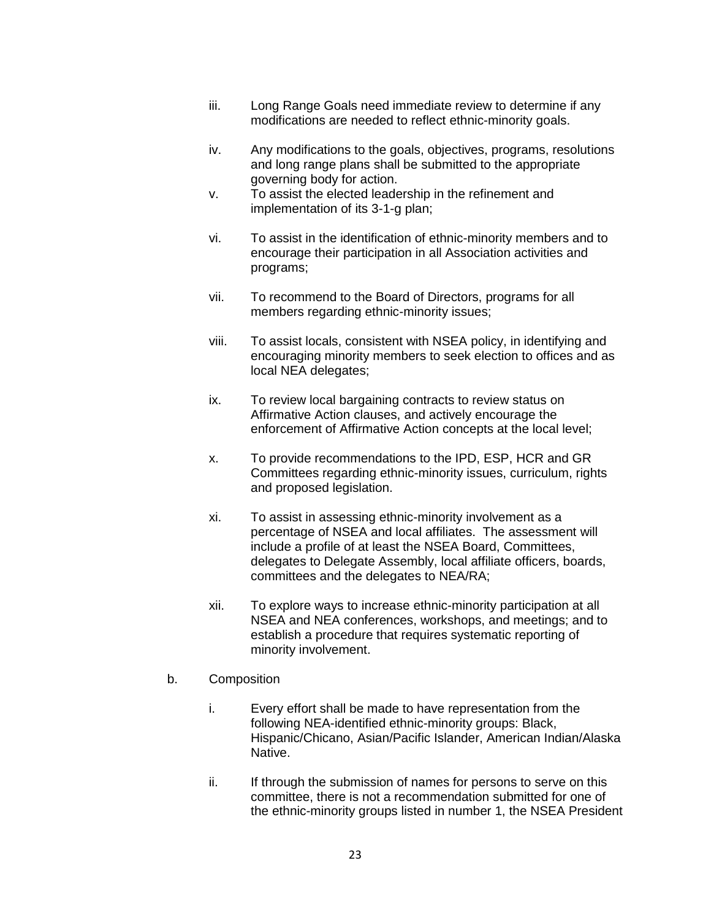iii. Long Range Goals need immediate review to determine if any modifications are needed to reflect ethnic-minority goals.

iv. Any modifications to the goals, objectives, programs, resolutions and long range plans shall be submitted to the appropriate governing body for action.

v. To assist the elected leadership in the refinement and implementation of its 3-1-g plan;

vi. To assist in the identification of ethnic-minority members and to encourage their participation in all Association activities and programs;

vii. To recommend to the Board of Directors, programs for all members regarding ethnic-minority issues;

viii. To assist locals, consistent with NSEA policy, in identifying and encouraging minority members to seek election to offices and as local NEA delegates;

ix. To review local bargaining contracts to review status on Affirmative Action clauses, and actively encourage the enforcement of Affirmative Action concepts at the local level;

x. To provide recommendations to the IPD, ESP, HCR and GR Committees regarding ethnic-minority issues, curriculum, rights and proposed legislation.

xi. To assist in assessing ethnic-minority involvement as a percentage of NSEA and local affiliates. The assessment will include a profile of at least the NSEA Board, Committees, delegates to Delegate Assembly, local affiliate officers, boards, committees and the delegates to NEA/RA;

xii. To explore ways to increase ethnic-minority participation at all NSEA and NEA conferences, workshops, and meetings; and to establish a procedure that requires systematic reporting of minority involvement.

b. Composition

i. Every effort shall be made to have representation from the following NEA-identified ethnic-minority groups: Black, Hispanic/Chicano, Asian/Pacific Islander, American Indian/Alaska Native.

ii. If through the submission of names for persons to serve on this committee, there is not a recommendation submitted for one of the ethnic-minority groups listed in number 1, the NSEA President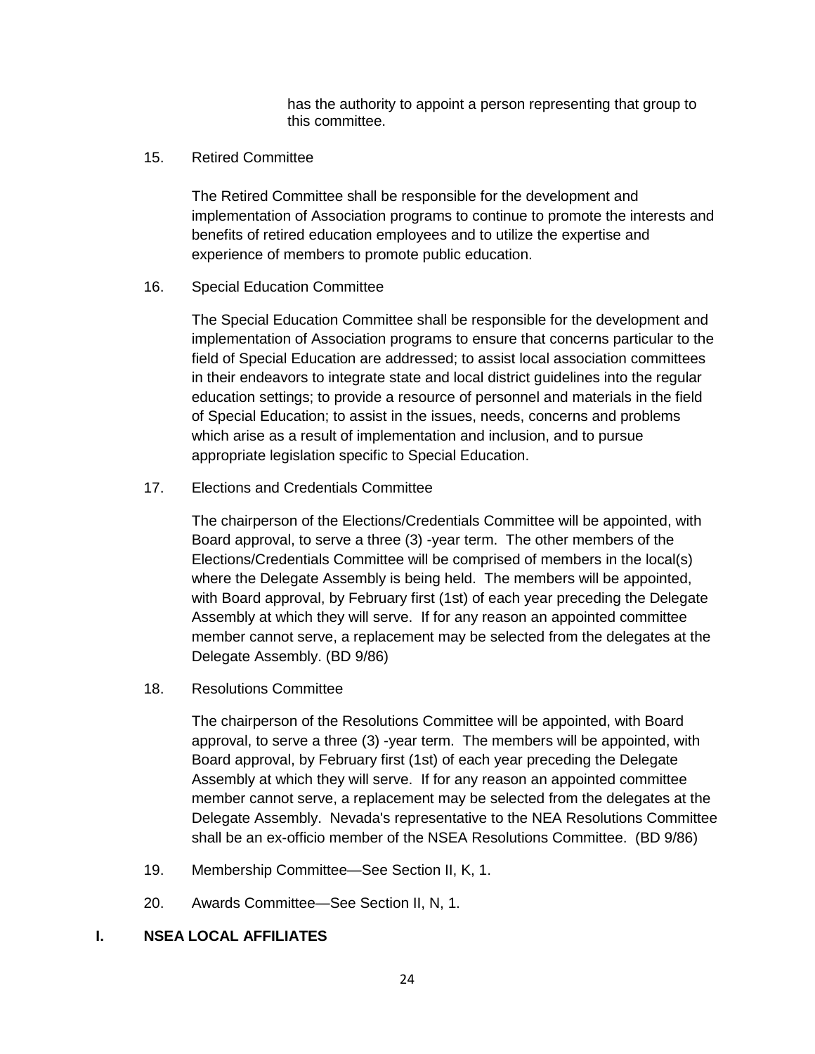has the authority to appoint a person representing that group to this committee.

15. Retired Committee

    The Retired Committee shall be responsible for the development and implementation of Association programs to continue to promote the interests and benefits of retired education employees and to utilize the expertise and experience of members to promote public education.

16. Special Education Committee

    The Special Education Committee shall be responsible for the development and implementation of Association programs to ensure that concerns particular to the field of Special Education are addressed; to assist local association committees in their endeavors to integrate state and local district guidelines into the regular education settings; to provide a resource of personnel and materials in the field of Special Education; to assist in the issues, needs, concerns and problems which arise as a result of implementation and inclusion, and to pursue appropriate legislation specific to Special Education.

17. Elections and Credentials Committee

    The chairperson of the Elections/Credentials Committee will be appointed, with Board approval, to serve a three (3) -year term. The other members of the Elections/Credentials Committee will be comprised of members in the local(s) where the Delegate Assembly is being held. The members will be appointed, with Board approval, by February first (1st) of each year preceding the Delegate Assembly at which they will serve. If for any reason an appointed committee member cannot serve, a replacement may be selected from the delegates at the Delegate Assembly. (BD 9/86)

18. Resolutions Committee

    The chairperson of the Resolutions Committee will be appointed, with Board approval, to serve a three (3) -year term. The members will be appointed, with Board approval, by February first (1st) of each year preceding the Delegate Assembly at which they will serve. If for any reason an appointed committee member cannot serve, a replacement may be selected from the delegates at the Delegate Assembly. Nevada's representative to the NEA Resolutions Committee shall be an ex-officio member of the NSEA Resolutions Committee. (BD 9/86)

19. Membership Committee—See Section II, K, 1.

20. Awards Committee—See Section II, N, 1.

## I. NSEA LOCAL AFFILIATES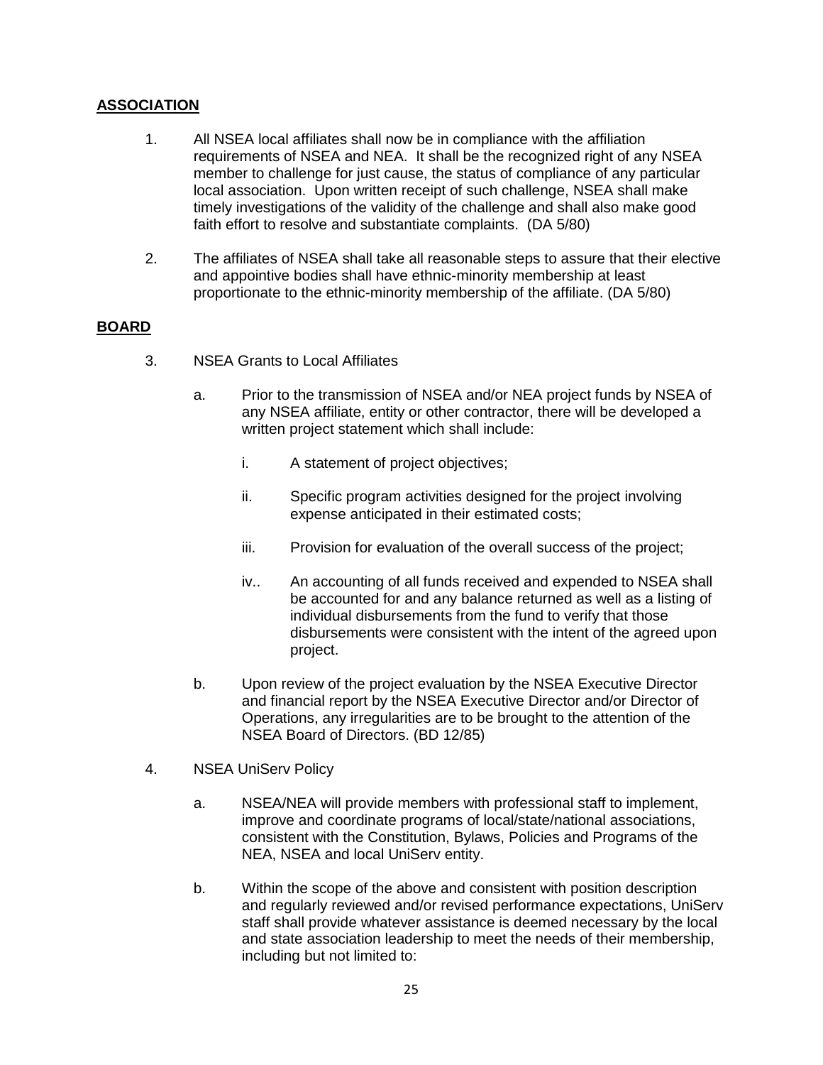## ASSOCIATION

1. All NSEA local affiliates shall now be in compliance with the affiliation requirements of NSEA and NEA. It shall be the recognized right of any NSEA member to challenge for just cause, the status of compliance of any particular local association. Upon written receipt of such challenge, NSEA shall make timely investigations of the validity of the challenge and shall also make good faith effort to resolve and substantiate complaints. (DA 5/80)

2. The affiliates of NSEA shall take all reasonable steps to assure that their elective and appointive bodies shall have ethnic-minority membership at least proportionate to the ethnic-minority membership of the affiliate. (DA 5/80)

## BOARD

3. NSEA Grants to Local Affiliates

   a. Prior to the transmission of NSEA and/or NEA project funds by NSEA of any NSEA affiliate, entity or other contractor, there will be developed a written project statement which shall include:

      i. A statement of project objectives;

      ii. Specific program activities designed for the project involving expense anticipated in their estimated costs;

      iii. Provision for evaluation of the overall success of the project;

      iv.. An accounting of all funds received and expended to NSEA shall be accounted for and any balance returned as well as a listing of individual disbursements from the fund to verify that those disbursements were consistent with the intent of the agreed upon project.

   b. Upon review of the project evaluation by the NSEA Executive Director and financial report by the NSEA Executive Director and/or Director of Operations, any irregularities are to be brought to the attention of the NSEA Board of Directors. (BD 12/85)

4. NSEA UniServ Policy

   a. NSEA/NEA will provide members with professional staff to implement, improve and coordinate programs of local/state/national associations, consistent with the Constitution, Bylaws, Policies and Programs of the NEA, NSEA and local UniServ entity.

   b. Within the scope of the above and consistent with position description and regularly reviewed and/or revised performance expectations, UniServ staff shall provide whatever assistance is deemed necessary by the local and state association leadership to meet the needs of their membership, including but not limited to: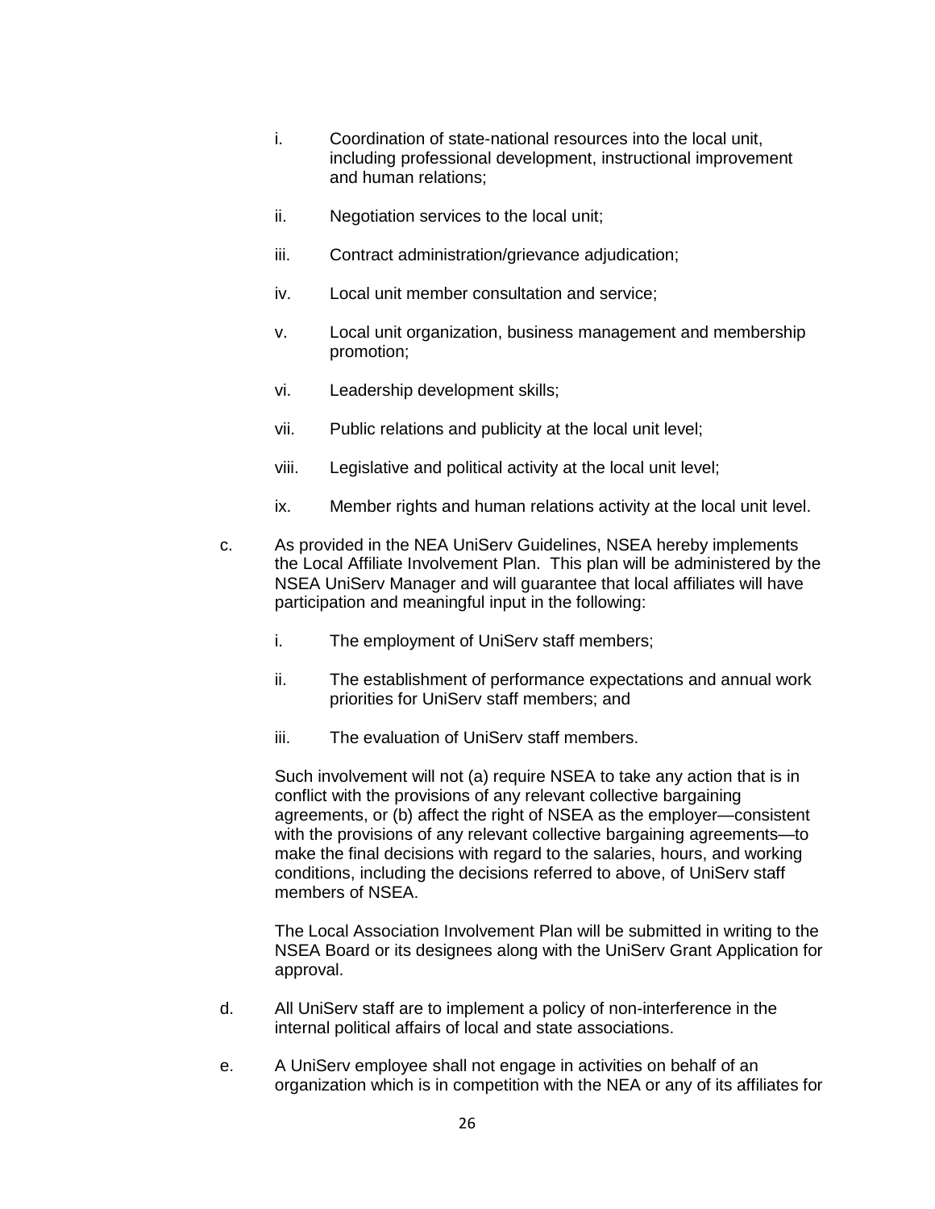i. Coordination of state-national resources into the local unit, including professional development, instructional improvement and human relations;

ii. Negotiation services to the local unit;

iii. Contract administration/grievance adjudication;

iv. Local unit member consultation and service;

v. Local unit organization, business management and membership promotion;

vi. Leadership development skills;

vii. Public relations and publicity at the local unit level;

viii. Legislative and political activity at the local unit level;

ix. Member rights and human relations activity at the local unit level.

c. As provided in the NEA UniServ Guidelines, NSEA hereby implements the Local Affiliate Involvement Plan. This plan will be administered by the NSEA UniServ Manager and will guarantee that local affiliates will have participation and meaningful input in the following:

  i. The employment of UniServ staff members;

  ii. The establishment of performance expectations and annual work priorities for UniServ staff members; and

  iii. The evaluation of UniServ staff members.

  Such involvement will not (a) require NSEA to take any action that is in conflict with the provisions of any relevant collective bargaining agreements, or (b) affect the right of NSEA as the employer—consistent with the provisions of any relevant collective bargaining agreements—to make the final decisions with regard to the salaries, hours, and working conditions, including the decisions referred to above, of UniServ staff members of NSEA.

  The Local Association Involvement Plan will be submitted in writing to the NSEA Board or its designees along with the UniServ Grant Application for approval.

d. All UniServ staff are to implement a policy of non-interference in the internal political affairs of local and state associations.

e. A UniServ employee shall not engage in activities on behalf of an organization which is in competition with the NEA or any of its affiliates for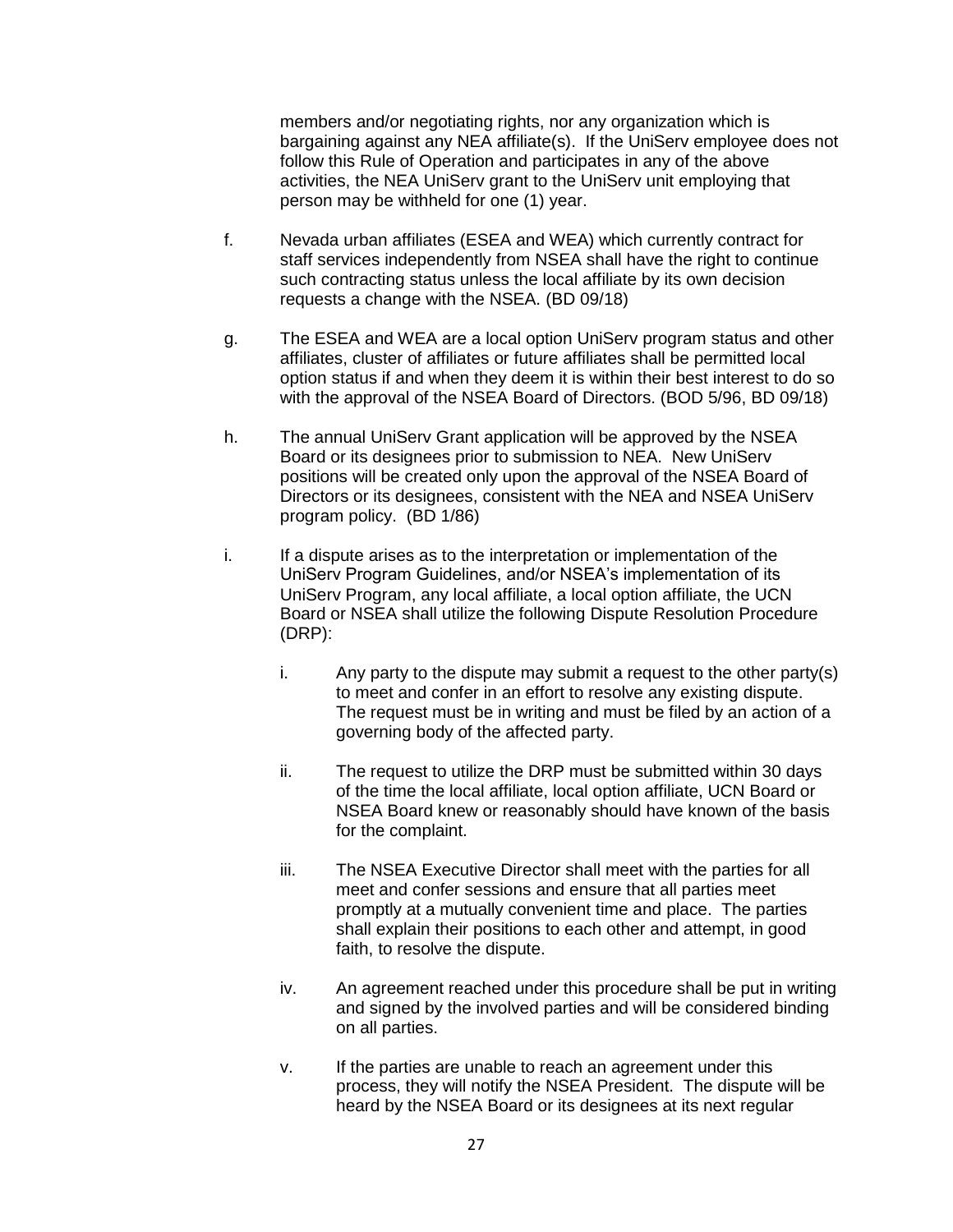members and/or negotiating rights, nor any organization which is bargaining against any NEA affiliate(s). If the UniServ employee does not follow this Rule of Operation and participates in any of the above activities, the NEA UniServ grant to the UniServ unit employing that person may be withheld for one (1) year.

f. Nevada urban affiliates (ESEA and WEA) which currently contract for staff services independently from NSEA shall have the right to continue such contracting status unless the local affiliate by its own decision requests a change with the NSEA. (BD 09/18)

g. The ESEA and WEA are a local option UniServ program status and other affiliates, cluster of affiliates or future affiliates shall be permitted local option status if and when they deem it is within their best interest to do so with the approval of the NSEA Board of Directors. (BOD 5/96, BD 09/18)

h. The annual UniServ Grant application will be approved by the NSEA Board or its designees prior to submission to NEA. New UniServ positions will be created only upon the approval of the NSEA Board of Directors or its designees, consistent with the NEA and NSEA UniServ program policy. (BD 1/86)

i. If a dispute arises as to the interpretation or implementation of the UniServ Program Guidelines, and/or NSEA's implementation of its UniServ Program, any local affiliate, a local option affiliate, the UCN Board or NSEA shall utilize the following Dispute Resolution Procedure (DRP):

   i. Any party to the dispute may submit a request to the other party(s) to meet and confer in an effort to resolve any existing dispute. The request must be in writing and must be filed by an action of a governing body of the affected party.

   ii. The request to utilize the DRP must be submitted within 30 days of the time the local affiliate, local option affiliate, UCN Board or NSEA Board knew or reasonably should have known of the basis for the complaint.

   iii. The NSEA Executive Director shall meet with the parties for all meet and confer sessions and ensure that all parties meet promptly at a mutually convenient time and place. The parties shall explain their positions to each other and attempt, in good faith, to resolve the dispute.

   iv. An agreement reached under this procedure shall be put in writing and signed by the involved parties and will be considered binding on all parties.

   v. If the parties are unable to reach an agreement under this process, they will notify the NSEA President. The dispute will be heard by the NSEA Board or its designees at its next regular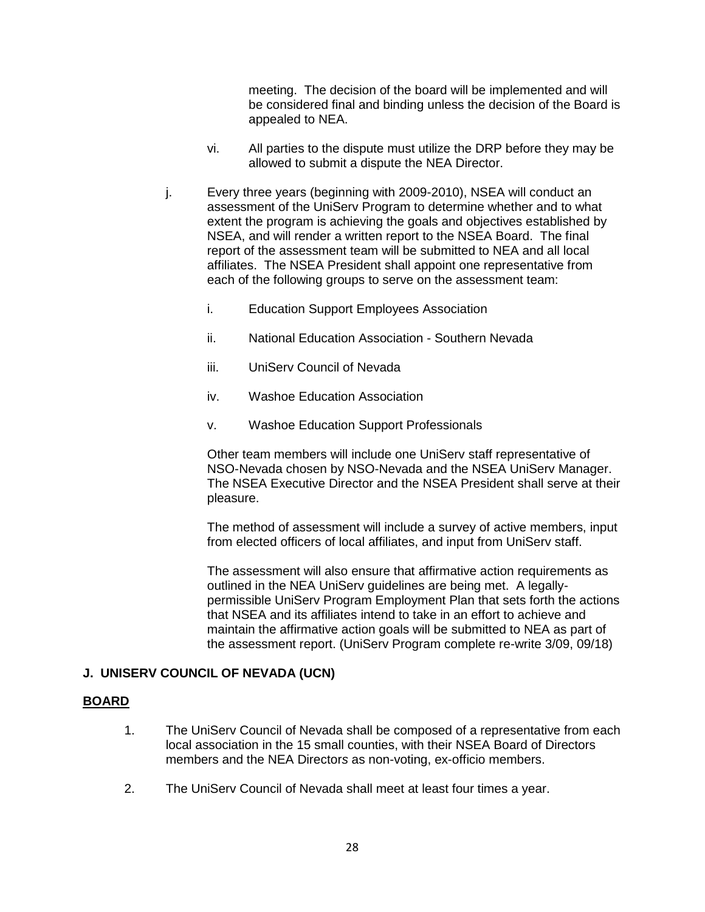meeting. The decision of the board will be implemented and will be considered final and binding unless the decision of the Board is appealed to NEA.

vi. All parties to the dispute must utilize the DRP before they may be allowed to submit a dispute the NEA Director.

j. Every three years (beginning with 2009-2010), NSEA will conduct an assessment of the UniServ Program to determine whether and to what extent the program is achieving the goals and objectives established by NSEA, and will render a written report to the NSEA Board. The final report of the assessment team will be submitted to NEA and all local affiliates. The NSEA President shall appoint one representative from each of the following groups to serve on the assessment team:

   i. Education Support Employees Association

   ii. National Education Association - Southern Nevada

   iii. UniServ Council of Nevada

   iv. Washoe Education Association

   v. Washoe Education Support Professionals

   Other team members will include one UniServ staff representative of NSO-Nevada chosen by NSO-Nevada and the NSEA UniServ Manager. The NSEA Executive Director and the NSEA President shall serve at their pleasure.

   The method of assessment will include a survey of active members, input from elected officers of local affiliates, and input from UniServ staff.

   The assessment will also ensure that affirmative action requirements as outlined in the NEA UniServ guidelines are being met. A legally-permissible UniServ Program Employment Plan that sets forth the actions that NSEA and its affiliates intend to take in an effort to achieve and maintain the affirmative action goals will be submitted to NEA as part of the assessment report. (UniServ Program complete re-write 3/09, 09/18)

## J. UNISERV COUNCIL OF NEVADA (UCN)

**BOARD**

1. The UniServ Council of Nevada shall be composed of a representative from each local association in the 15 small counties, with their NSEA Board of Directors members and the NEA Directors as non-voting, ex-officio members.

2. The UniServ Council of Nevada shall meet at least four times a year.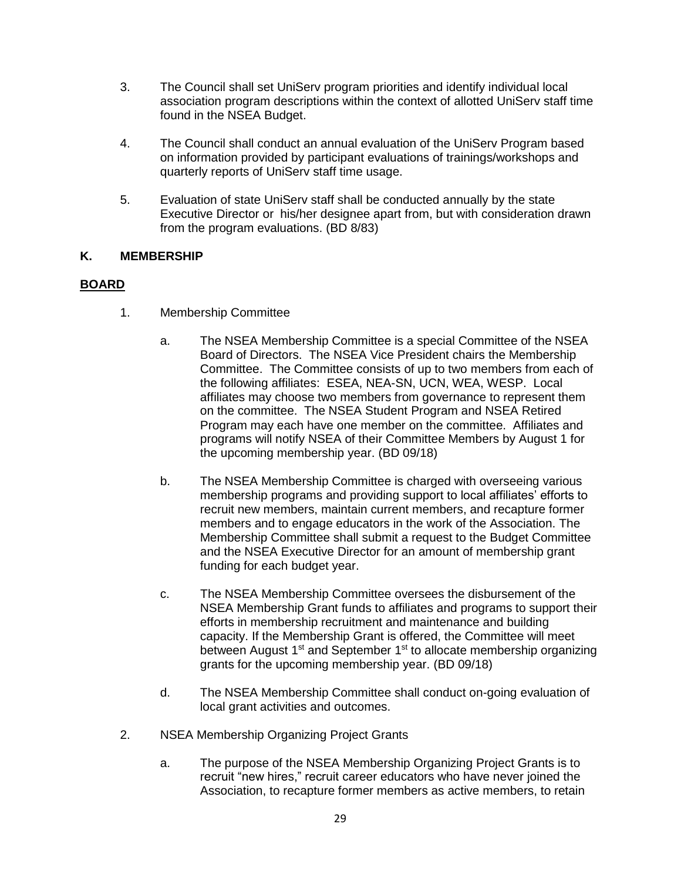3. The Council shall set UniServ program priorities and identify individual local association program descriptions within the context of allotted UniServ staff time found in the NSEA Budget.

4. The Council shall conduct an annual evaluation of the UniServ Program based on information provided by participant evaluations of trainings/workshops and quarterly reports of UniServ staff time usage.

5. Evaluation of state UniServ staff shall be conducted annually by the state Executive Director or his/her designee apart from, but with consideration drawn from the program evaluations. (BD 8/83)

## K. MEMBERSHIP

### <u>BOARD</u>

1. Membership Committee

   a. The NSEA Membership Committee is a special Committee of the NSEA Board of Directors. The NSEA Vice President chairs the Membership Committee. The Committee consists of up to two members from each of the following affiliates: ESEA, NEA-SN, UCN, WEA, WESP. Local affiliates may choose two members from governance to represent them on the committee. The NSEA Student Program and NSEA Retired Program may each have one member on the committee. Affiliates and programs will notify NSEA of their Committee Members by August 1 for the upcoming membership year. (BD 09/18)

   b. The NSEA Membership Committee is charged with overseeing various membership programs and providing support to local affiliates' efforts to recruit new members, maintain current members, and recapture former members and to engage educators in the work of the Association. The Membership Committee shall submit a request to the Budget Committee and the NSEA Executive Director for an amount of membership grant funding for each budget year.

   c. The NSEA Membership Committee oversees the disbursement of the NSEA Membership Grant funds to affiliates and programs to support their efforts in membership recruitment and maintenance and building capacity. If the Membership Grant is offered, the Committee will meet between August 1st and September 1st to allocate membership organizing grants for the upcoming membership year. (BD 09/18)

   d. The NSEA Membership Committee shall conduct on-going evaluation of local grant activities and outcomes.

2. NSEA Membership Organizing Project Grants

   a. The purpose of the NSEA Membership Organizing Project Grants is to recruit "new hires," recruit career educators who have never joined the Association, to recapture former members as active members, to retain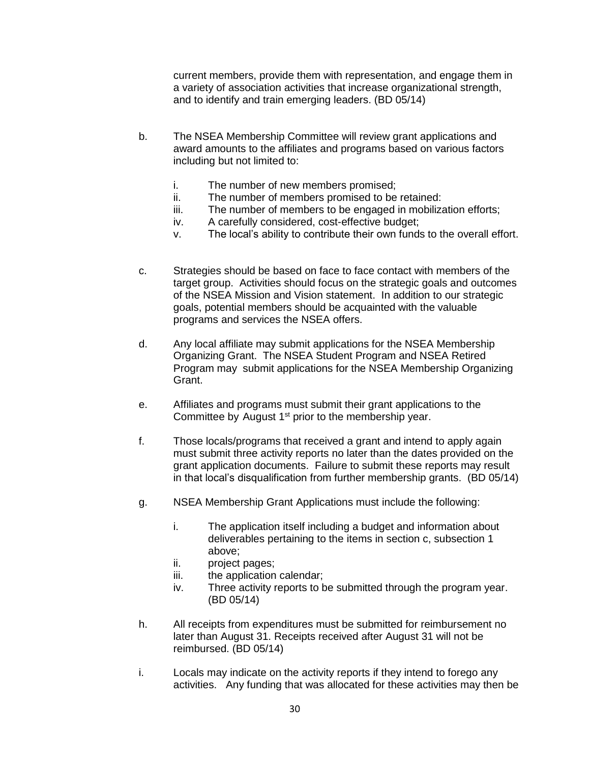current members, provide them with representation, and engage them in a variety of association activities that increase organizational strength, and to identify and train emerging leaders. (BD 05/14)

b. The NSEA Membership Committee will review grant applications and award amounts to the affiliates and programs based on various factors including but not limited to:

    i. The number of new members promised;
    ii. The number of members promised to be retained:
    iii. The number of members to be engaged in mobilization efforts;
    iv. A carefully considered, cost-effective budget;
    v. The local's ability to contribute their own funds to the overall effort.

c. Strategies should be based on face to face contact with members of the target group. Activities should focus on the strategic goals and outcomes of the NSEA Mission and Vision statement. In addition to our strategic goals, potential members should be acquainted with the valuable programs and services the NSEA offers.

d. Any local affiliate may submit applications for the NSEA Membership Organizing Grant. The NSEA Student Program and NSEA Retired Program may submit applications for the NSEA Membership Organizing Grant.

e. Affiliates and programs must submit their grant applications to the Committee by August 1st prior to the membership year.

f. Those locals/programs that received a grant and intend to apply again must submit three activity reports no later than the dates provided on the grant application documents. Failure to submit these reports may result in that local's disqualification from further membership grants. (BD 05/14)

g. NSEA Membership Grant Applications must include the following:

    i. The application itself including a budget and information about deliverables pertaining to the items in section c, subsection 1 above;
    ii. project pages;
    iii. the application calendar;
    iv. Three activity reports to be submitted through the program year. (BD 05/14)

h. All receipts from expenditures must be submitted for reimbursement no later than August 31. Receipts received after August 31 will not be reimbursed. (BD 05/14)

i. Locals may indicate on the activity reports if they intend to forego any activities. Any funding that was allocated for these activities may then be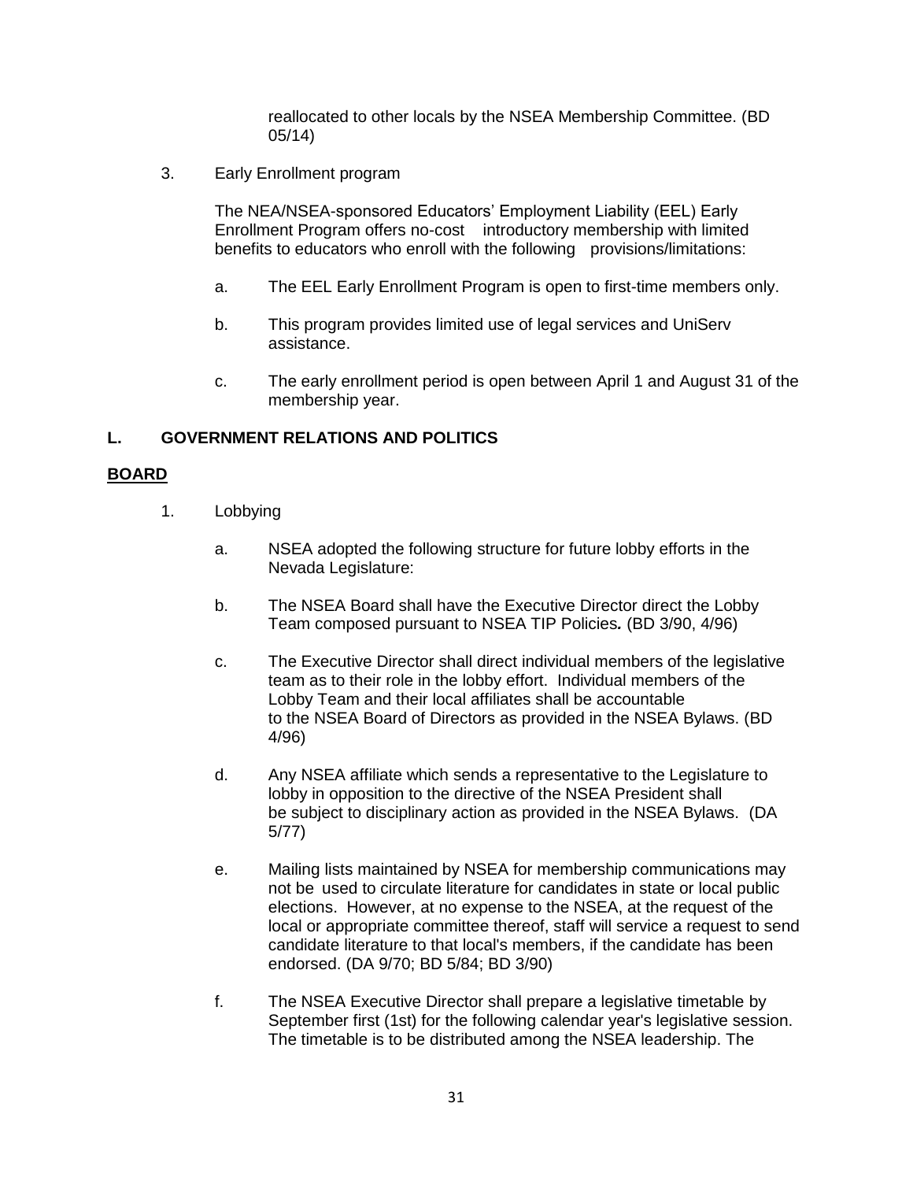reallocated to other locals by the NSEA Membership Committee. (BD 05/14)

3. Early Enrollment program

   The NEA/NSEA-sponsored Educators' Employment Liability (EEL) Early Enrollment Program offers no-cost introductory membership with limited benefits to educators who enroll with the following provisions/limitations:

   a. The EEL Early Enrollment Program is open to first-time members only.

   b. This program provides limited use of legal services and UniServ assistance.

   c. The early enrollment period is open between April 1 and August 31 of the membership year.

## L. GOVERNMENT RELATIONS AND POLITICS

**<u>BOARD</u>**

1. Lobbying

   a. NSEA adopted the following structure for future lobby efforts in the Nevada Legislature:

   b. The NSEA Board shall have the Executive Director direct the Lobby Team composed pursuant to NSEA TIP Policies**.** (BD 3/90, 4/96)

   c. The Executive Director shall direct individual members of the legislative team as to their role in the lobby effort. Individual members of the Lobby Team and their local affiliates shall be accountable to the NSEA Board of Directors as provided in the NSEA Bylaws. (BD 4/96)

   d. Any NSEA affiliate which sends a representative to the Legislature to lobby in opposition to the directive of the NSEA President shall be subject to disciplinary action as provided in the NSEA Bylaws. (DA 5/77)

   e. Mailing lists maintained by NSEA for membership communications may not be used to circulate literature for candidates in state or local public elections. However, at no expense to the NSEA, at the request of the local or appropriate committee thereof, staff will service a request to send candidate literature to that local's members, if the candidate has been endorsed. (DA 9/70; BD 5/84; BD 3/90)

   f. The NSEA Executive Director shall prepare a legislative timetable by September first (1st) for the following calendar year's legislative session. The timetable is to be distributed among the NSEA leadership. The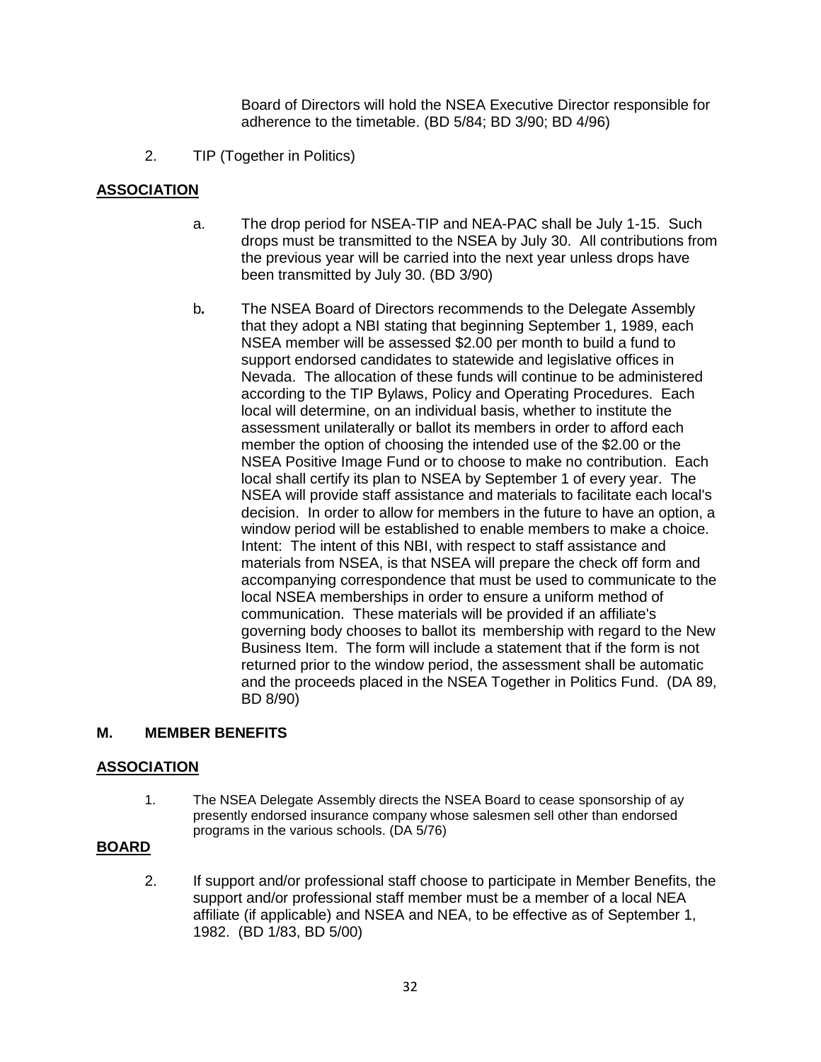Board of Directors will hold the NSEA Executive Director responsible for adherence to the timetable. (BD 5/84; BD 3/90; BD 4/96)

2. TIP (Together in Politics)

**ASSOCIATION**

a. The drop period for NSEA-TIP and NEA-PAC shall be July 1-15. Such drops must be transmitted to the NSEA by July 30. All contributions from the previous year will be carried into the next year unless drops have been transmitted by July 30. (BD 3/90)

b. The NSEA Board of Directors recommends to the Delegate Assembly that they adopt a NBI stating that beginning September 1, 1989, each NSEA member will be assessed $2.00 per month to build a fund to support endorsed candidates to statewide and legislative offices in Nevada. The allocation of these funds will continue to be administered according to the TIP Bylaws, Policy and Operating Procedures. Each local will determine, on an individual basis, whether to institute the assessment unilaterally or ballot its members in order to afford each member the option of choosing the intended use of the $2.00 or the NSEA Positive Image Fund or to choose to make no contribution. Each local shall certify its plan to NSEA by September 1 of every year. The NSEA will provide staff assistance and materials to facilitate each local's decision. In order to allow for members in the future to have an option, a window period will be established to enable members to make a choice. Intent: The intent of this NBI, with respect to staff assistance and materials from NSEA, is that NSEA will prepare the check off form and accompanying correspondence that must be used to communicate to the local NSEA memberships in order to ensure a uniform method of communication. These materials will be provided if an affiliate's governing body chooses to ballot its membership with regard to the New Business Item. The form will include a statement that if the form is not returned prior to the window period, the assessment shall be automatic and the proceeds placed in the NSEA Together in Politics Fund. (DA 89, BD 8/90)

## M. MEMBER BENEFITS

**ASSOCIATION**

1. The NSEA Delegate Assembly directs the NSEA Board to cease sponsorship of ay presently endorsed insurance company whose salesmen sell other than endorsed programs in the various schools. (DA 5/76)

**BOARD**

2. If support and/or professional staff choose to participate in Member Benefits, the support and/or professional staff member must be a member of a local NEA affiliate (if applicable) and NSEA and NEA, to be effective as of September 1, 1982. (BD 1/83, BD 5/00)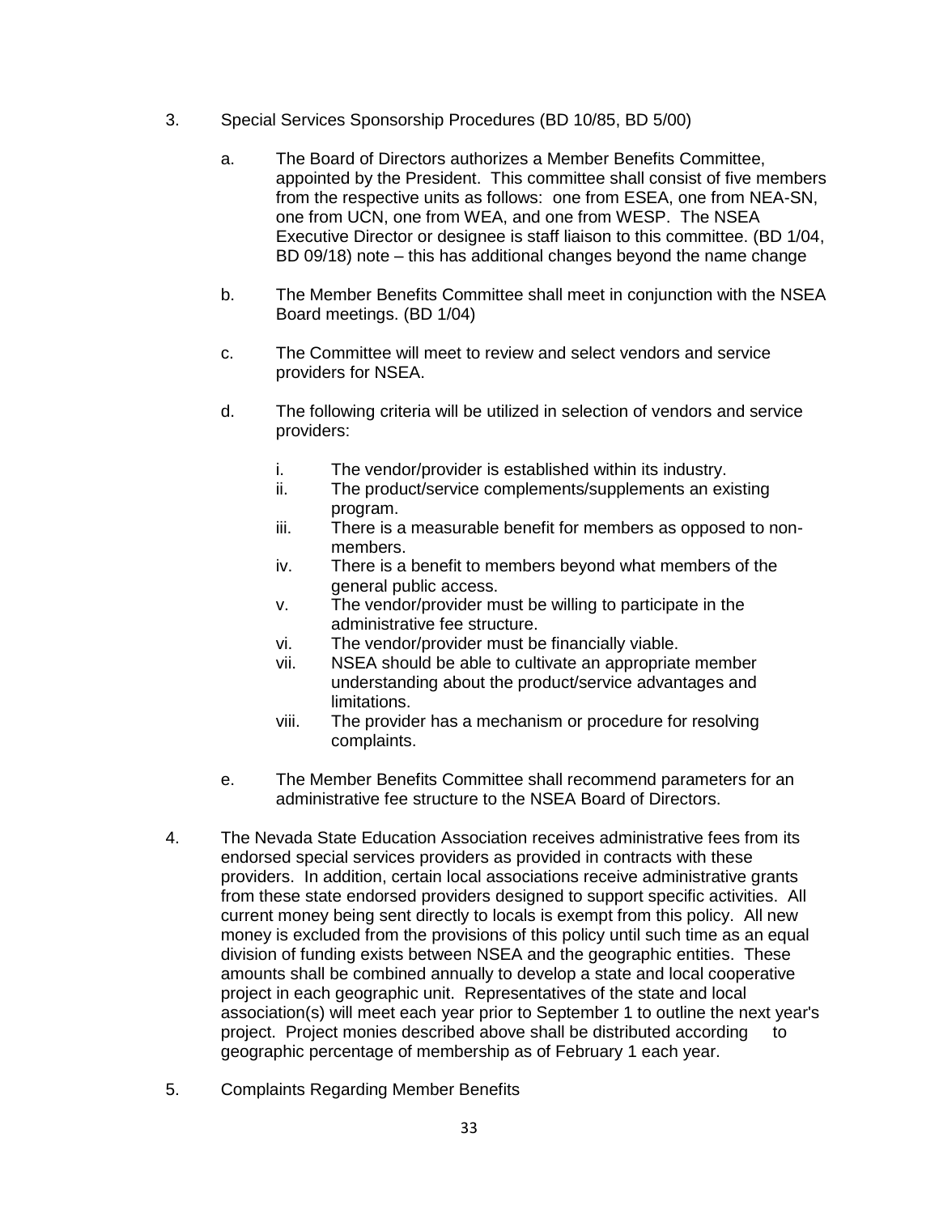3. Special Services Sponsorship Procedures (BD 10/85, BD 5/00)

   a. The Board of Directors authorizes a Member Benefits Committee, appointed by the President. This committee shall consist of five members from the respective units as follows: one from ESEA, one from NEA-SN, one from UCN, one from WEA, and one from WESP. The NSEA Executive Director or designee is staff liaison to this committee. (BD 1/04, BD 09/18) note – this has additional changes beyond the name change

   b. The Member Benefits Committee shall meet in conjunction with the NSEA Board meetings. (BD 1/04)

   c. The Committee will meet to review and select vendors and service providers for NSEA.

   d. The following criteria will be utilized in selection of vendors and service providers:

      i. The vendor/provider is established within its industry.
      ii. The product/service complements/supplements an existing program.
      iii. There is a measurable benefit for members as opposed to non-members.
      iv. There is a benefit to members beyond what members of the general public access.
      v. The vendor/provider must be willing to participate in the administrative fee structure.
      vi. The vendor/provider must be financially viable.
      vii. NSEA should be able to cultivate an appropriate member understanding about the product/service advantages and limitations.
      viii. The provider has a mechanism or procedure for resolving complaints.

   e. The Member Benefits Committee shall recommend parameters for an administrative fee structure to the NSEA Board of Directors.

4. The Nevada State Education Association receives administrative fees from its endorsed special services providers as provided in contracts with these providers. In addition, certain local associations receive administrative grants from these state endorsed providers designed to support specific activities. All current money being sent directly to locals is exempt from this policy. All new money is excluded from the provisions of this policy until such time as an equal division of funding exists between NSEA and the geographic entities. These amounts shall be combined annually to develop a state and local cooperative project in each geographic unit. Representatives of the state and local association(s) will meet each year prior to September 1 to outline the next year's project. Project monies described above shall be distributed according to geographic percentage of membership as of February 1 each year.

5. Complaints Regarding Member Benefits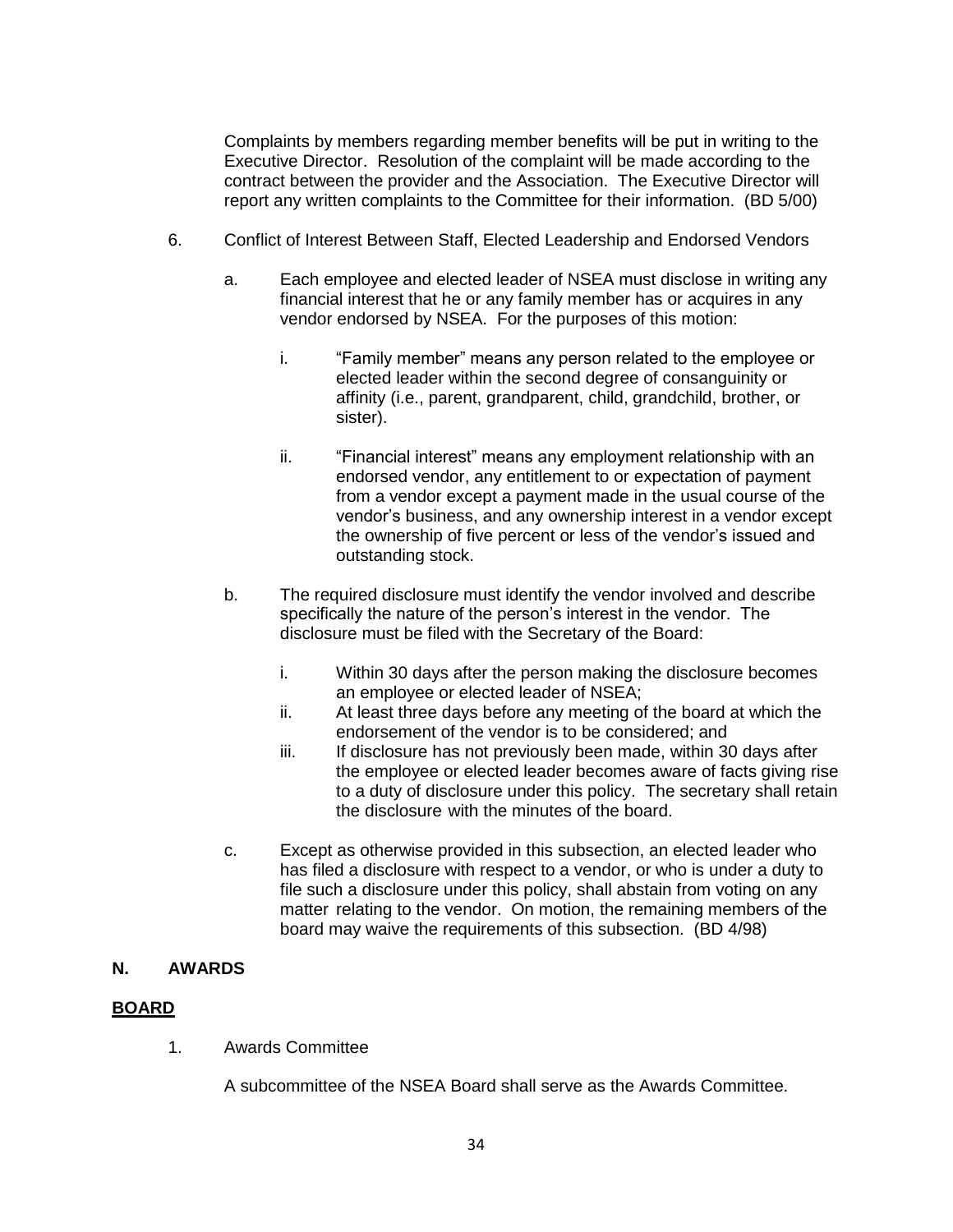Complaints by members regarding member benefits will be put in writing to the Executive Director. Resolution of the complaint will be made according to the contract between the provider and the Association. The Executive Director will report any written complaints to the Committee for their information. (BD 5/00)

6. Conflict of Interest Between Staff, Elected Leadership and Endorsed Vendors

   a. Each employee and elected leader of NSEA must disclose in writing any financial interest that he or any family member has or acquires in any vendor endorsed by NSEA. For the purposes of this motion:

      i. "Family member" means any person related to the employee or elected leader within the second degree of consanguinity or affinity (i.e., parent, grandparent, child, grandchild, brother, or sister).

      ii. "Financial interest" means any employment relationship with an endorsed vendor, any entitlement to or expectation of payment from a vendor except a payment made in the usual course of the vendor's business, and any ownership interest in a vendor except the ownership of five percent or less of the vendor's issued and outstanding stock.

   b. The required disclosure must identify the vendor involved and describe specifically the nature of the person's interest in the vendor. The disclosure must be filed with the Secretary of the Board:

      i. Within 30 days after the person making the disclosure becomes an employee or elected leader of NSEA;
      ii. At least three days before any meeting of the board at which the endorsement of the vendor is to be considered; and
      iii. If disclosure has not previously been made, within 30 days after the employee or elected leader becomes aware of facts giving rise to a duty of disclosure under this policy. The secretary shall retain the disclosure with the minutes of the board.

   c. Except as otherwise provided in this subsection, an elected leader who has filed a disclosure with respect to a vendor, or who is under a duty to file such a disclosure under this policy, shall abstain from voting on any matter relating to the vendor. On motion, the remaining members of the board may waive the requirements of this subsection. (BD 4/98)

## N. AWARDS

**BOARD**

1. Awards Committee

   A subcommittee of the NSEA Board shall serve as the Awards Committee.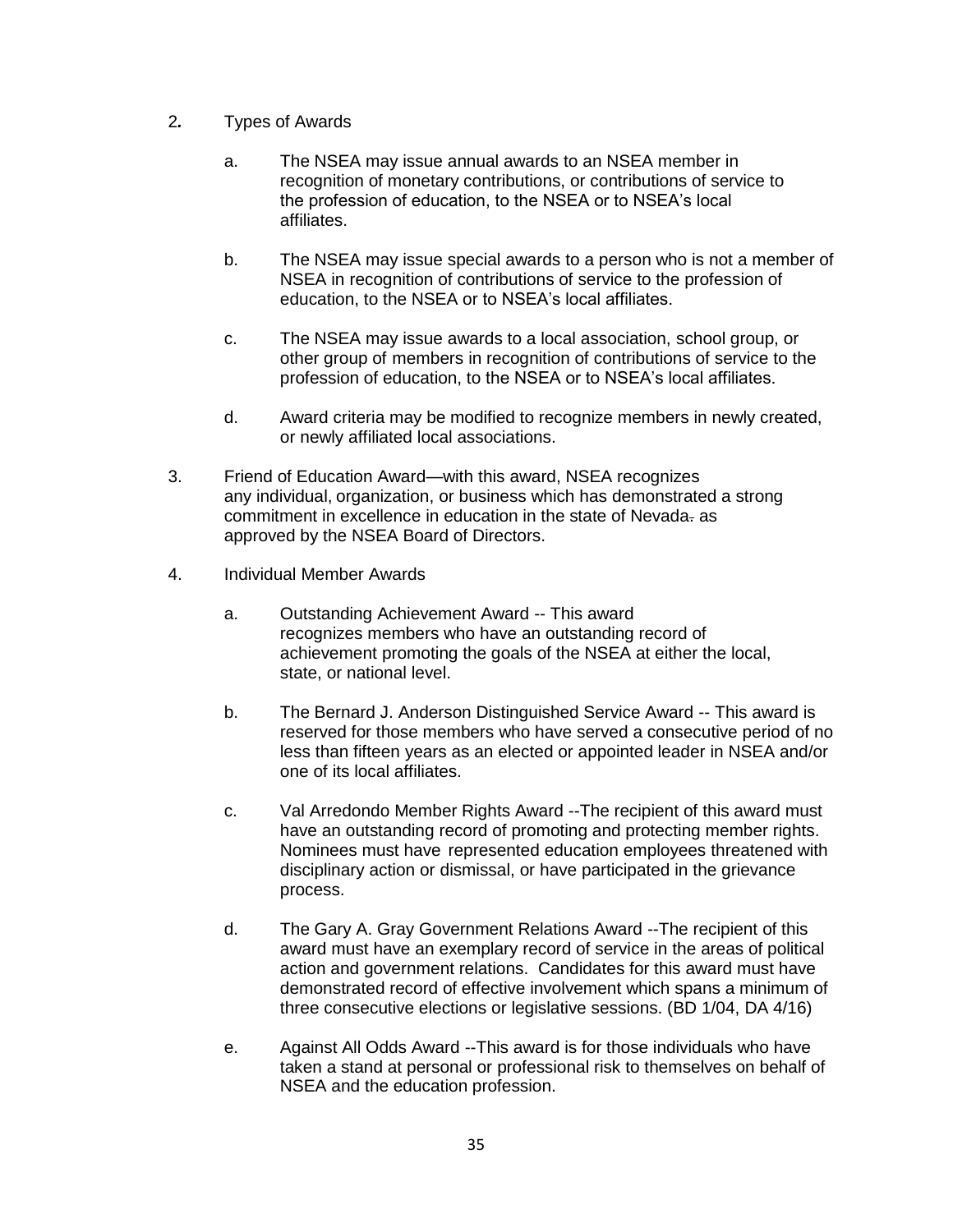2. Types of Awards

   a. The NSEA may issue annual awards to an NSEA member in recognition of monetary contributions, or contributions of service to the profession of education, to the NSEA or to NSEA's local affiliates.

   b. The NSEA may issue special awards to a person who is not a member of NSEA in recognition of contributions of service to the profession of education, to the NSEA or to NSEA's local affiliates.

   c. The NSEA may issue awards to a local association, school group, or other group of members in recognition of contributions of service to the profession of education, to the NSEA or to NSEA's local affiliates.

   d. Award criteria may be modified to recognize members in newly created, or newly affiliated local associations.

3. Friend of Education Award—with this award, NSEA recognizes any individual, organization, or business which has demonstrated a strong commitment in excellence in education in the state of Nevada~~.~~ as approved by the NSEA Board of Directors.

4. Individual Member Awards

   a. Outstanding Achievement Award -- This award recognizes members who have an outstanding record of achievement promoting the goals of the NSEA at either the local, state, or national level.

   b. The Bernard J. Anderson Distinguished Service Award -- This award is reserved for those members who have served a consecutive period of no less than fifteen years as an elected or appointed leader in NSEA and/or one of its local affiliates.

   c. Val Arredondo Member Rights Award --The recipient of this award must have an outstanding record of promoting and protecting member rights. Nominees must have represented education employees threatened with disciplinary action or dismissal, or have participated in the grievance process.

   d. The Gary A. Gray Government Relations Award --The recipient of this award must have an exemplary record of service in the areas of political action and government relations. Candidates for this award must have demonstrated record of effective involvement which spans a minimum of three consecutive elections or legislative sessions. (BD 1/04, DA 4/16)

   e. Against All Odds Award --This award is for those individuals who have taken a stand at personal or professional risk to themselves on behalf of NSEA and the education profession.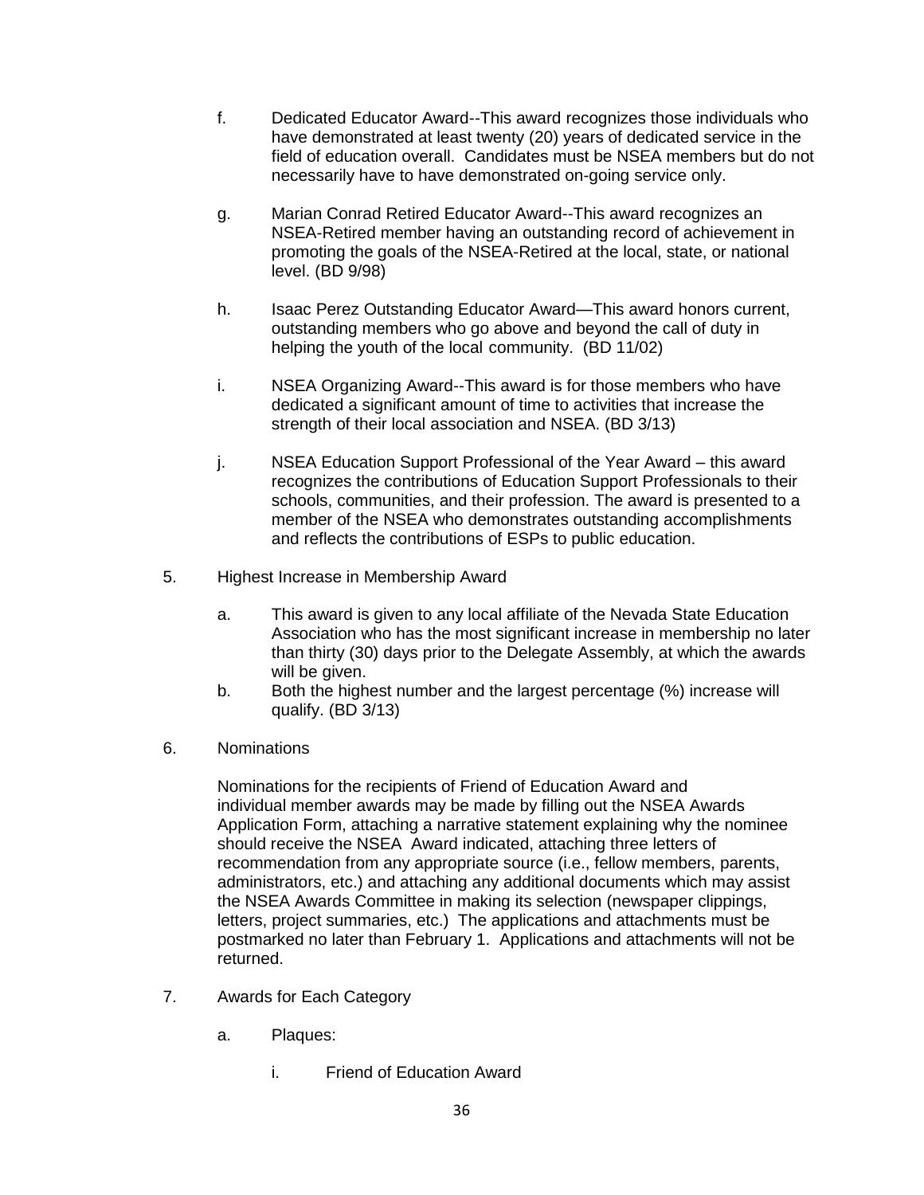f. Dedicated Educator Award--This award recognizes those individuals who have demonstrated at least twenty (20) years of dedicated service in the field of education overall. Candidates must be NSEA members but do not necessarily have to have demonstrated on-going service only.

g. Marian Conrad Retired Educator Award--This award recognizes an NSEA-Retired member having an outstanding record of achievement in promoting the goals of the NSEA-Retired at the local, state, or national level. (BD 9/98)

h. Isaac Perez Outstanding Educator Award—This award honors current, outstanding members who go above and beyond the call of duty in helping the youth of the local community. (BD 11/02)

i. NSEA Organizing Award--This award is for those members who have dedicated a significant amount of time to activities that increase the strength of their local association and NSEA. (BD 3/13)

j. NSEA Education Support Professional of the Year Award – this award recognizes the contributions of Education Support Professionals to their schools, communities, and their profession. The award is presented to a member of the NSEA who demonstrates outstanding accomplishments and reflects the contributions of ESPs to public education.

5. Highest Increase in Membership Award

   a. This award is given to any local affiliate of the Nevada State Education Association who has the most significant increase in membership no later than thirty (30) days prior to the Delegate Assembly, at which the awards will be given.
   b. Both the highest number and the largest percentage (%) increase will qualify. (BD 3/13)

6. Nominations

   Nominations for the recipients of Friend of Education Award and individual member awards may be made by filling out the NSEA Awards Application Form, attaching a narrative statement explaining why the nominee should receive the NSEA Award indicated, attaching three letters of recommendation from any appropriate source (i.e., fellow members, parents, administrators, etc.) and attaching any additional documents which may assist the NSEA Awards Committee in making its selection (newspaper clippings, letters, project summaries, etc.) The applications and attachments must be postmarked no later than February 1. Applications and attachments will not be returned.

7. Awards for Each Category

   a. Plaques:

      i. Friend of Education Award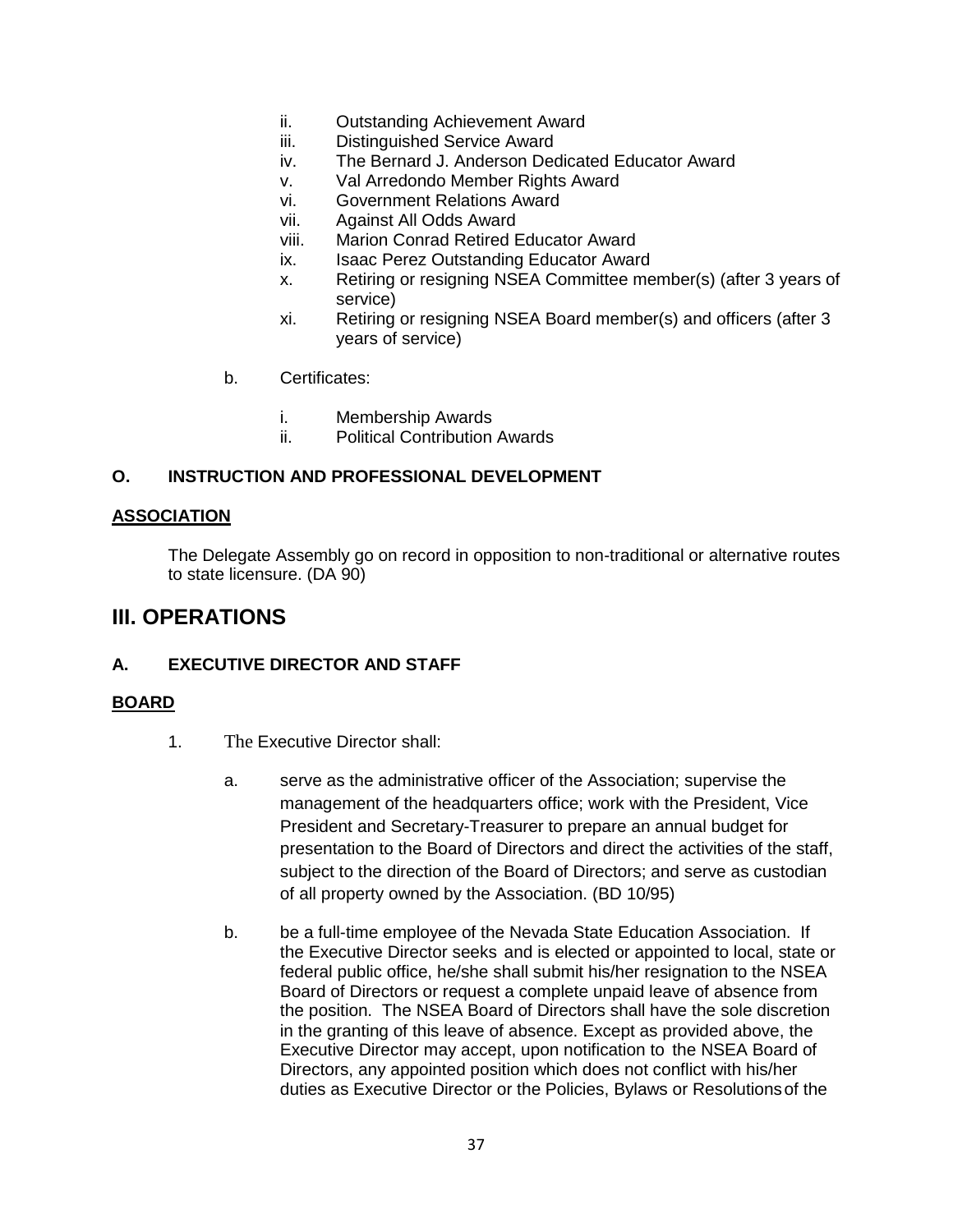ii. Outstanding Achievement Award
   iii. Distinguished Service Award
   iv. The Bernard J. Anderson Dedicated Educator Award
   v. Val Arredondo Member Rights Award
   vi. Government Relations Award
   vii. Against All Odds Award
   viii. Marion Conrad Retired Educator Award
   ix. Isaac Perez Outstanding Educator Award
   x. Retiring or resigning NSEA Committee member(s) (after 3 years of service)
   xi. Retiring or resigning NSEA Board member(s) and officers (after 3 years of service)

b. Certificates:

   i. Membership Awards
   ii. Political Contribution Awards

### O. INSTRUCTION AND PROFESSIONAL DEVELOPMENT

**ASSOCIATION**

The Delegate Assembly go on record in opposition to non-traditional or alternative routes to state licensure. (DA 90)

## III. OPERATIONS

### A. EXECUTIVE DIRECTOR AND STAFF

**BOARD**

1. The Executive Director shall:

   a. serve as the administrative officer of the Association; supervise the management of the headquarters office; work with the President, Vice President and Secretary-Treasurer to prepare an annual budget for presentation to the Board of Directors and direct the activities of the staff, subject to the direction of the Board of Directors; and serve as custodian of all property owned by the Association. (BD 10/95)

   b. be a full-time employee of the Nevada State Education Association. If the Executive Director seeks and is elected or appointed to local, state or federal public office, he/she shall submit his/her resignation to the NSEA Board of Directors or request a complete unpaid leave of absence from the position. The NSEA Board of Directors shall have the sole discretion in the granting of this leave of absence. Except as provided above, the Executive Director may accept, upon notification to the NSEA Board of Directors, any appointed position which does not conflict with his/her duties as Executive Director or the Policies, Bylaws or Resolutions of the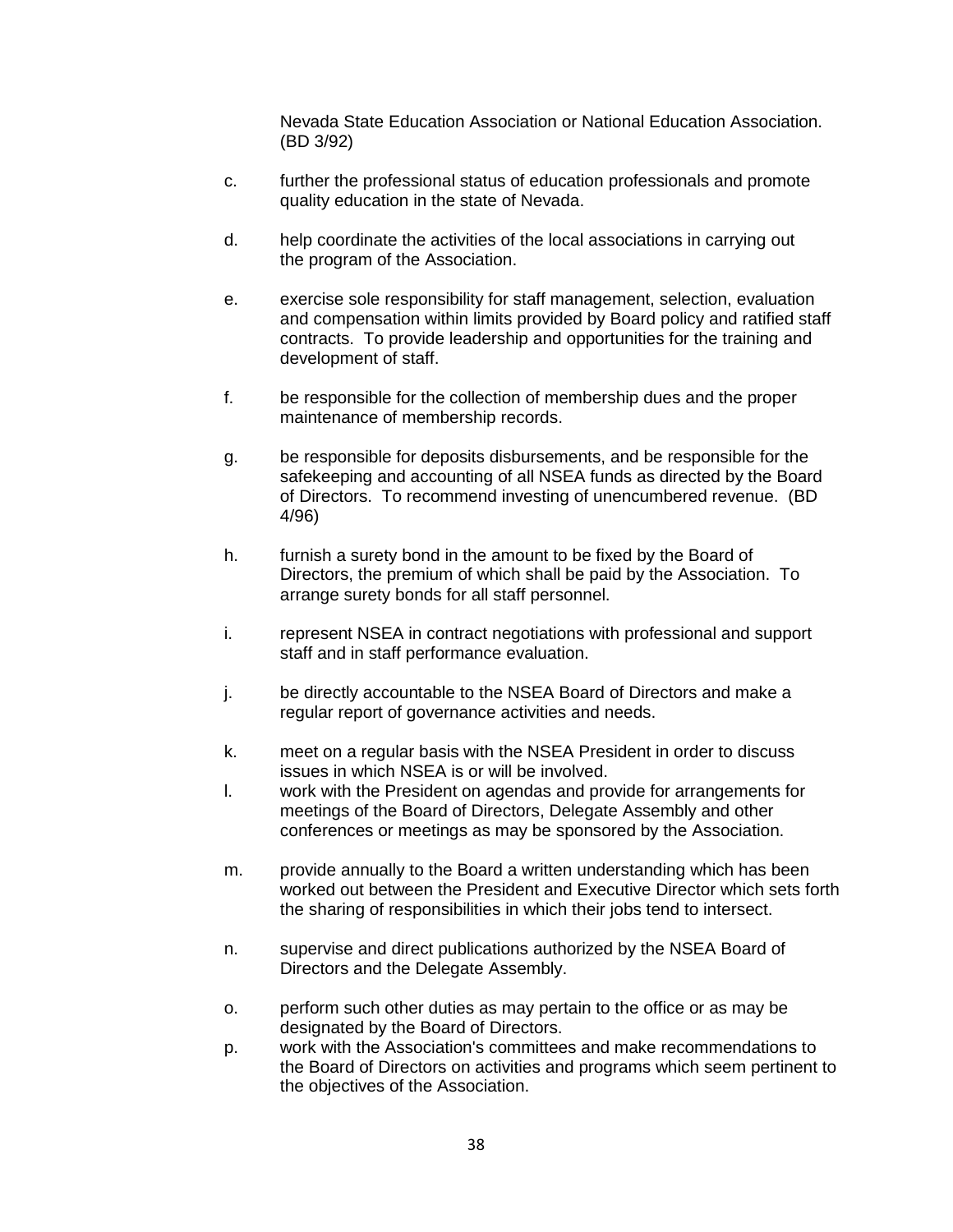Nevada State Education Association or National Education Association. (BD 3/92)

c. further the professional status of education professionals and promote quality education in the state of Nevada.

d. help coordinate the activities of the local associations in carrying out the program of the Association.

e. exercise sole responsibility for staff management, selection, evaluation and compensation within limits provided by Board policy and ratified staff contracts. To provide leadership and opportunities for the training and development of staff.

f. be responsible for the collection of membership dues and the proper maintenance of membership records.

g. be responsible for deposits disbursements, and be responsible for the safekeeping and accounting of all NSEA funds as directed by the Board of Directors. To recommend investing of unencumbered revenue. (BD 4/96)

h. furnish a surety bond in the amount to be fixed by the Board of Directors, the premium of which shall be paid by the Association. To arrange surety bonds for all staff personnel.

i. represent NSEA in contract negotiations with professional and support staff and in staff performance evaluation.

j. be directly accountable to the NSEA Board of Directors and make a regular report of governance activities and needs.

k. meet on a regular basis with the NSEA President in order to discuss issues in which NSEA is or will be involved.

l. work with the President on agendas and provide for arrangements for meetings of the Board of Directors, Delegate Assembly and other conferences or meetings as may be sponsored by the Association.

m. provide annually to the Board a written understanding which has been worked out between the President and Executive Director which sets forth the sharing of responsibilities in which their jobs tend to intersect.

n. supervise and direct publications authorized by the NSEA Board of Directors and the Delegate Assembly.

o. perform such other duties as may pertain to the office or as may be designated by the Board of Directors.

p. work with the Association's committees and make recommendations to the Board of Directors on activities and programs which seem pertinent to the objectives of the Association.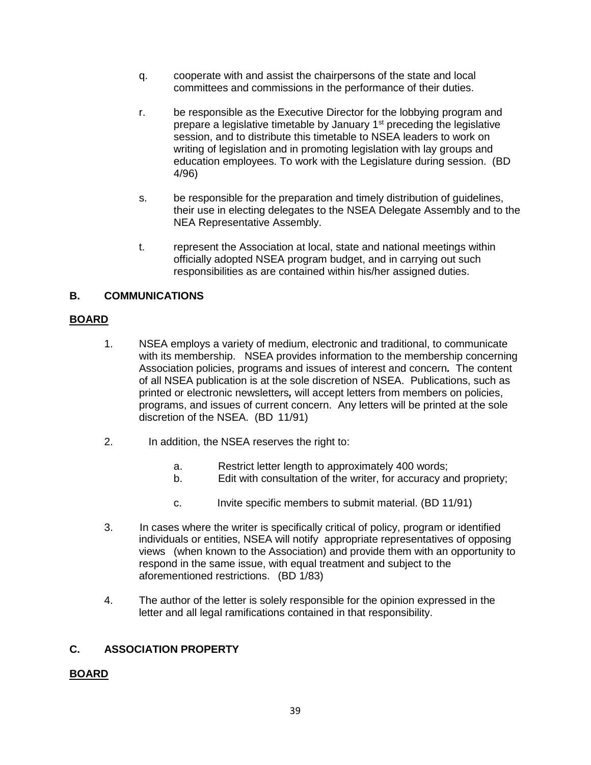q. cooperate with and assist the chairpersons of the state and local committees and commissions in the performance of their duties.

r. be responsible as the Executive Director for the lobbying program and prepare a legislative timetable by January 1st preceding the legislative session, and to distribute this timetable to NSEA leaders to work on writing of legislation and in promoting legislation with lay groups and education employees. To work with the Legislature during session. (BD 4/96)

s. be responsible for the preparation and timely distribution of guidelines, their use in electing delegates to the NSEA Delegate Assembly and to the NEA Representative Assembly.

t. represent the Association at local, state and national meetings within officially adopted NSEA program budget, and in carrying out such responsibilities as are contained within his/her assigned duties.

## B. COMMUNICATIONS

**BOARD**

1. NSEA employs a variety of medium, electronic and traditional, to communicate with its membership. NSEA provides information to the membership concerning Association policies, programs and issues of interest and concern**.** The content of all NSEA publication is at the sole discretion of NSEA. Publications, such as printed or electronic newsletters**,** will accept letters from members on policies, programs, and issues of current concern. Any letters will be printed at the sole discretion of the NSEA. (BD 11/91)

2. In addition, the NSEA reserves the right to:

   a. Restrict letter length to approximately 400 words;
   b. Edit with consultation of the writer, for accuracy and propriety;
   c. Invite specific members to submit material. (BD 11/91)

3. In cases where the writer is specifically critical of policy, program or identified individuals or entities, NSEA will notify appropriate representatives of opposing views (when known to the Association) and provide them with an opportunity to respond in the same issue, with equal treatment and subject to the aforementioned restrictions. (BD 1/83)

4. The author of the letter is solely responsible for the opinion expressed in the letter and all legal ramifications contained in that responsibility.

## C. ASSOCIATION PROPERTY

**BOARD**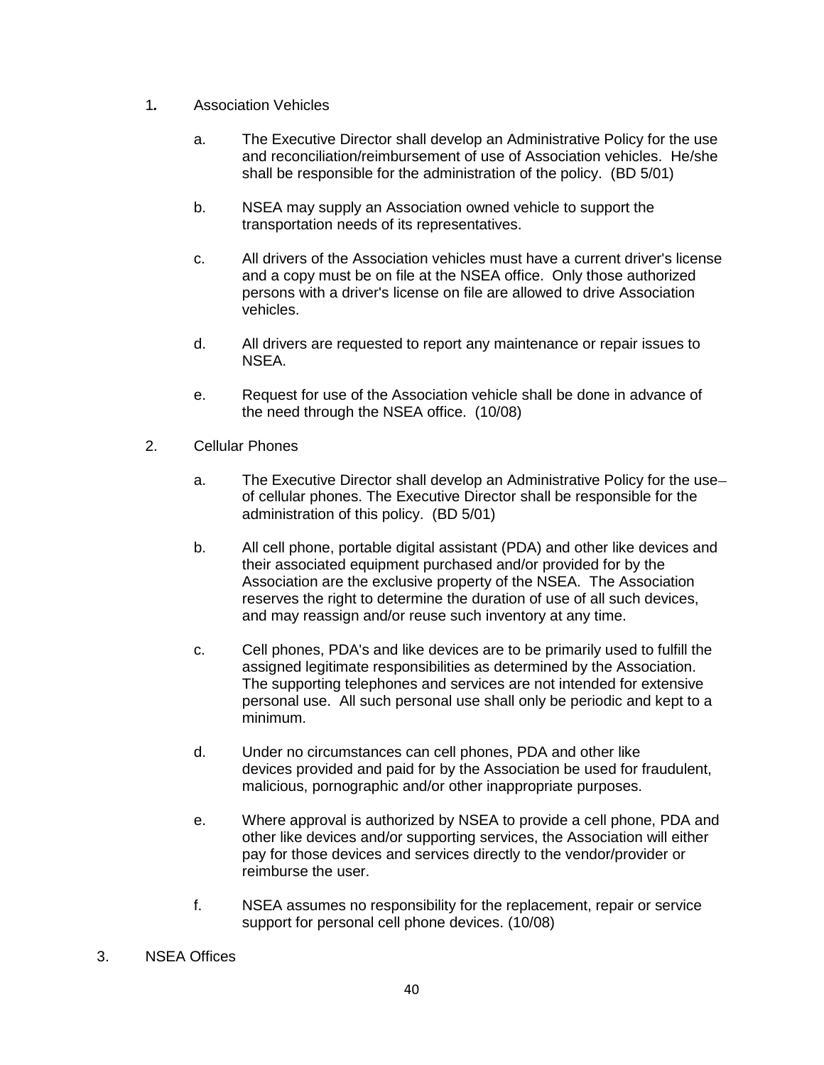1. Association Vehicles

    a. The Executive Director shall develop an Administrative Policy for the use and reconciliation/reimbursement of use of Association vehicles. He/she shall be responsible for the administration of the policy. (BD 5/01)

    b. NSEA may supply an Association owned vehicle to support the transportation needs of its representatives.

    c. All drivers of the Association vehicles must have a current driver's license and a copy must be on file at the NSEA office. Only those authorized persons with a driver's license on file are allowed to drive Association vehicles.

    d. All drivers are requested to report any maintenance or repair issues to NSEA.

    e. Request for use of the Association vehicle shall be done in advance of the need through the NSEA office. (10/08)

2. Cellular Phones

    a. The Executive Director shall develop an Administrative Policy for the use of cellular phones. The Executive Director shall be responsible for the administration of this policy. (BD 5/01)

    b. All cell phone, portable digital assistant (PDA) and other like devices and their associated equipment purchased and/or provided for by the Association are the exclusive property of the NSEA. The Association reserves the right to determine the duration of use of all such devices, and may reassign and/or reuse such inventory at any time.

    c. Cell phones, PDA's and like devices are to be primarily used to fulfill the assigned legitimate responsibilities as determined by the Association. The supporting telephones and services are not intended for extensive personal use. All such personal use shall only be periodic and kept to a minimum.

    d. Under no circumstances can cell phones, PDA and other like devices provided and paid for by the Association be used for fraudulent, malicious, pornographic and/or other inappropriate purposes.

    e. Where approval is authorized by NSEA to provide a cell phone, PDA and other like devices and/or supporting services, the Association will either pay for those devices and services directly to the vendor/provider or reimburse the user.

    f. NSEA assumes no responsibility for the replacement, repair or service support for personal cell phone devices. (10/08)

3. NSEA Offices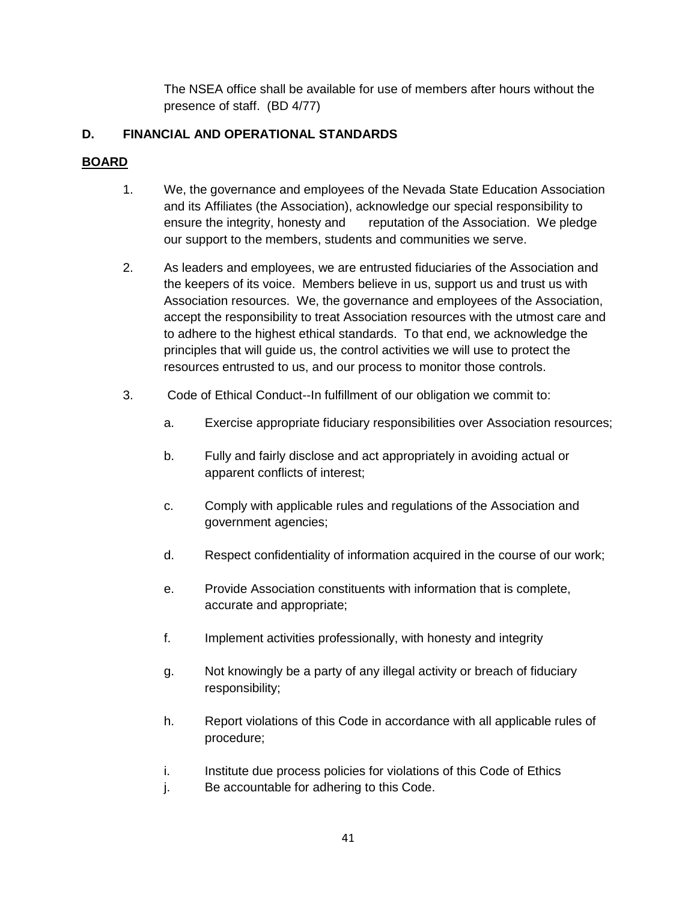The NSEA office shall be available for use of members after hours without the presence of staff. (BD 4/77)

**D. FINANCIAL AND OPERATIONAL STANDARDS**

**BOARD**

1. We, the governance and employees of the Nevada State Education Association and its Affiliates (the Association), acknowledge our special responsibility to ensure the integrity, honesty and reputation of the Association. We pledge our support to the members, students and communities we serve.

2. As leaders and employees, we are entrusted fiduciaries of the Association and the keepers of its voice. Members believe in us, support us and trust us with Association resources. We, the governance and employees of the Association, accept the responsibility to treat Association resources with the utmost care and to adhere to the highest ethical standards. To that end, we acknowledge the principles that will guide us, the control activities we will use to protect the resources entrusted to us, and our process to monitor those controls.

3. Code of Ethical Conduct--In fulfillment of our obligation we commit to:

   a. Exercise appropriate fiduciary responsibilities over Association resources;

   b. Fully and fairly disclose and act appropriately in avoiding actual or apparent conflicts of interest;

   c. Comply with applicable rules and regulations of the Association and government agencies;

   d. Respect confidentiality of information acquired in the course of our work;

   e. Provide Association constituents with information that is complete, accurate and appropriate;

   f. Implement activities professionally, with honesty and integrity

   g. Not knowingly be a party of any illegal activity or breach of fiduciary responsibility;

   h. Report violations of this Code in accordance with all applicable rules of procedure;

   i. Institute due process policies for violations of this Code of Ethics

   j. Be accountable for adhering to this Code.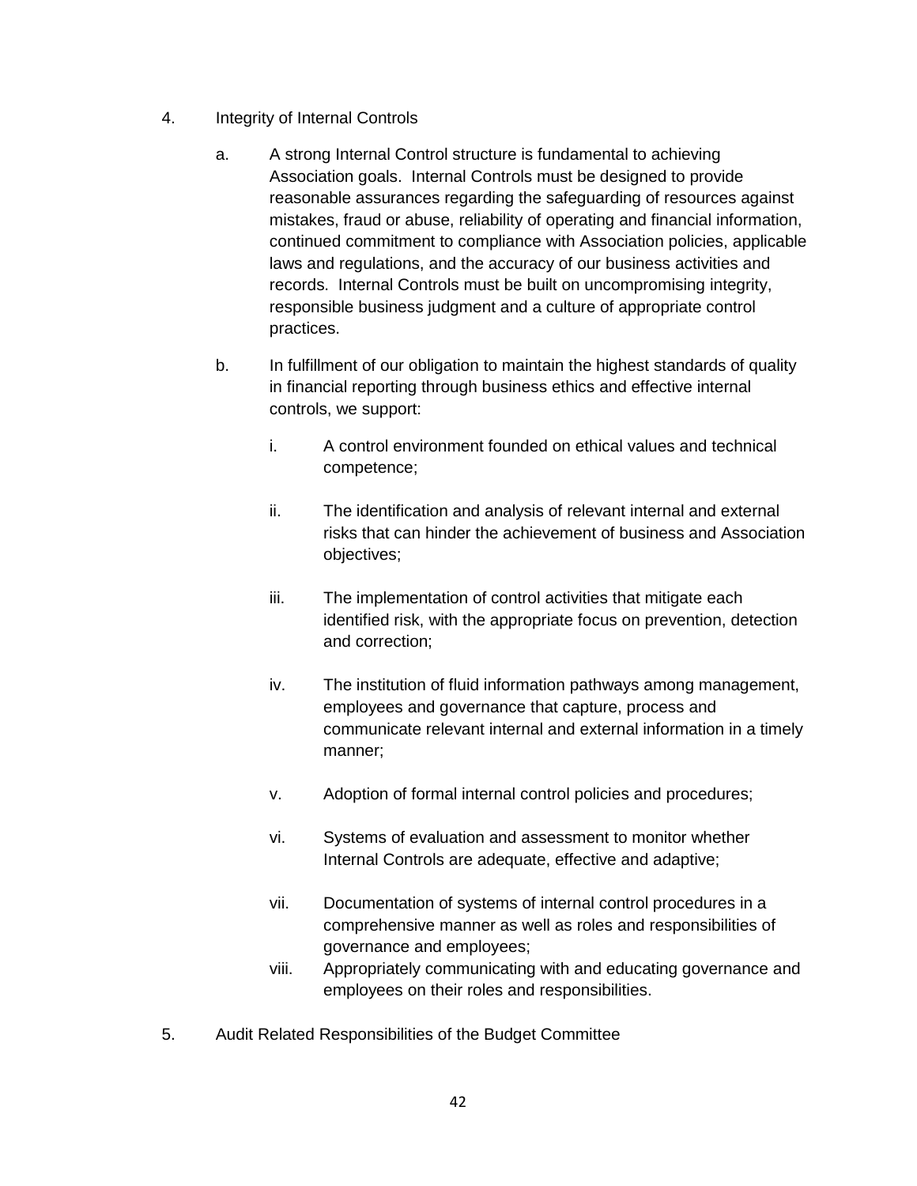4. Integrity of Internal Controls

   a. A strong Internal Control structure is fundamental to achieving Association goals. Internal Controls must be designed to provide reasonable assurances regarding the safeguarding of resources against mistakes, fraud or abuse, reliability of operating and financial information, continued commitment to compliance with Association policies, applicable laws and regulations, and the accuracy of our business activities and records. Internal Controls must be built on uncompromising integrity, responsible business judgment and a culture of appropriate control practices.

   b. In fulfillment of our obligation to maintain the highest standards of quality in financial reporting through business ethics and effective internal controls, we support:

      i. A control environment founded on ethical values and technical competence;

      ii. The identification and analysis of relevant internal and external risks that can hinder the achievement of business and Association objectives;

      iii. The implementation of control activities that mitigate each identified risk, with the appropriate focus on prevention, detection and correction;

      iv. The institution of fluid information pathways among management, employees and governance that capture, process and communicate relevant internal and external information in a timely manner;

      v. Adoption of formal internal control policies and procedures;

      vi. Systems of evaluation and assessment to monitor whether Internal Controls are adequate, effective and adaptive;

      vii. Documentation of systems of internal control procedures in a comprehensive manner as well as roles and responsibilities of governance and employees;

      viii. Appropriately communicating with and educating governance and employees on their roles and responsibilities.

5. Audit Related Responsibilities of the Budget Committee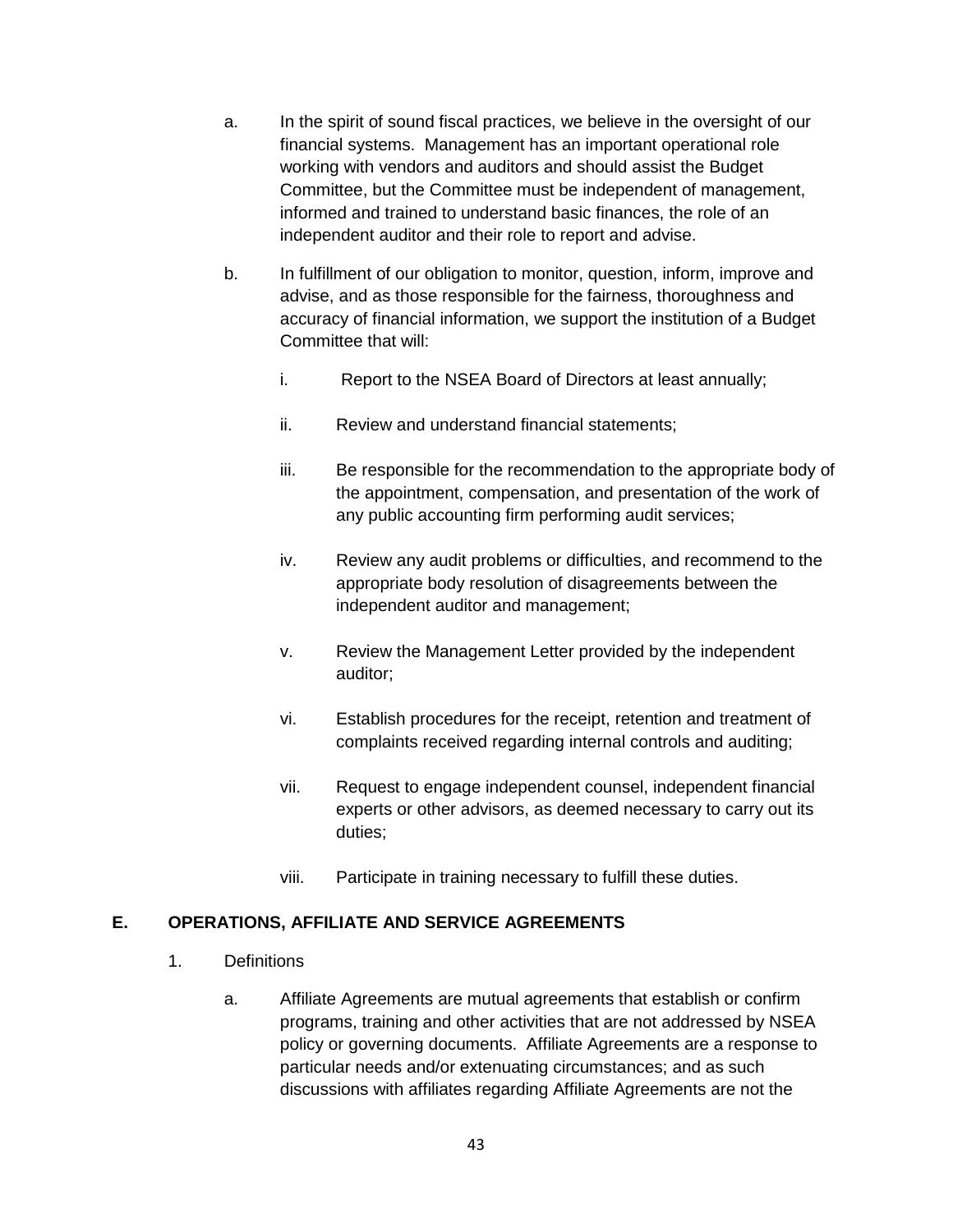a. In the spirit of sound fiscal practices, we believe in the oversight of our financial systems. Management has an important operational role working with vendors and auditors and should assist the Budget Committee, but the Committee must be independent of management, informed and trained to understand basic finances, the role of an independent auditor and their role to report and advise.

b. In fulfillment of our obligation to monitor, question, inform, improve and advise, and as those responsible for the fairness, thoroughness and accuracy of financial information, we support the institution of a Budget Committee that will:

   i. Report to the NSEA Board of Directors at least annually;

   ii. Review and understand financial statements;

   iii. Be responsible for the recommendation to the appropriate body of the appointment, compensation, and presentation of the work of any public accounting firm performing audit services;

   iv. Review any audit problems or difficulties, and recommend to the appropriate body resolution of disagreements between the independent auditor and management;

   v. Review the Management Letter provided by the independent auditor;

   vi. Establish procedures for the receipt, retention and treatment of complaints received regarding internal controls and auditing;

   vii. Request to engage independent counsel, independent financial experts or other advisors, as deemed necessary to carry out its duties;

   viii. Participate in training necessary to fulfill these duties.

## E. OPERATIONS, AFFILIATE AND SERVICE AGREEMENTS

1. Definitions

   a. Affiliate Agreements are mutual agreements that establish or confirm programs, training and other activities that are not addressed by NSEA policy or governing documents. Affiliate Agreements are a response to particular needs and/or extenuating circumstances; and as such discussions with affiliates regarding Affiliate Agreements are not the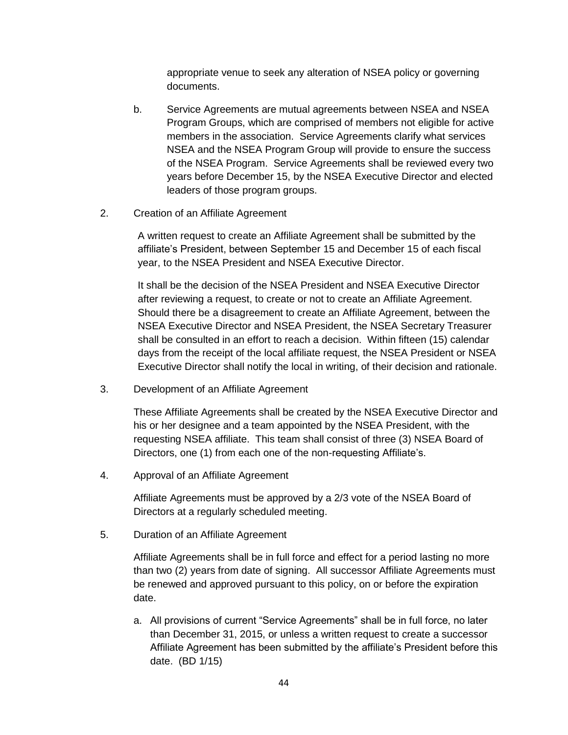appropriate venue to seek any alteration of NSEA policy or governing documents.

b. Service Agreements are mutual agreements between NSEA and NSEA Program Groups, which are comprised of members not eligible for active members in the association. Service Agreements clarify what services NSEA and the NSEA Program Group will provide to ensure the success of the NSEA Program. Service Agreements shall be reviewed every two years before December 15, by the NSEA Executive Director and elected leaders of those program groups.

2. Creation of an Affiliate Agreement

A written request to create an Affiliate Agreement shall be submitted by the affiliate's President, between September 15 and December 15 of each fiscal year, to the NSEA President and NSEA Executive Director.

It shall be the decision of the NSEA President and NSEA Executive Director after reviewing a request, to create or not to create an Affiliate Agreement. Should there be a disagreement to create an Affiliate Agreement, between the NSEA Executive Director and NSEA President, the NSEA Secretary Treasurer shall be consulted in an effort to reach a decision. Within fifteen (15) calendar days from the receipt of the local affiliate request, the NSEA President or NSEA Executive Director shall notify the local in writing, of their decision and rationale.

3. Development of an Affiliate Agreement

These Affiliate Agreements shall be created by the NSEA Executive Director and his or her designee and a team appointed by the NSEA President, with the requesting NSEA affiliate. This team shall consist of three (3) NSEA Board of Directors, one (1) from each one of the non-requesting Affiliate's.

4. Approval of an Affiliate Agreement

Affiliate Agreements must be approved by a 2/3 vote of the NSEA Board of Directors at a regularly scheduled meeting.

5. Duration of an Affiliate Agreement

Affiliate Agreements shall be in full force and effect for a period lasting no more than two (2) years from date of signing. All successor Affiliate Agreements must be renewed and approved pursuant to this policy, on or before the expiration date.

a. All provisions of current "Service Agreements" shall be in full force, no later than December 31, 2015, or unless a written request to create a successor Affiliate Agreement has been submitted by the affiliate's President before this date. (BD 1/15)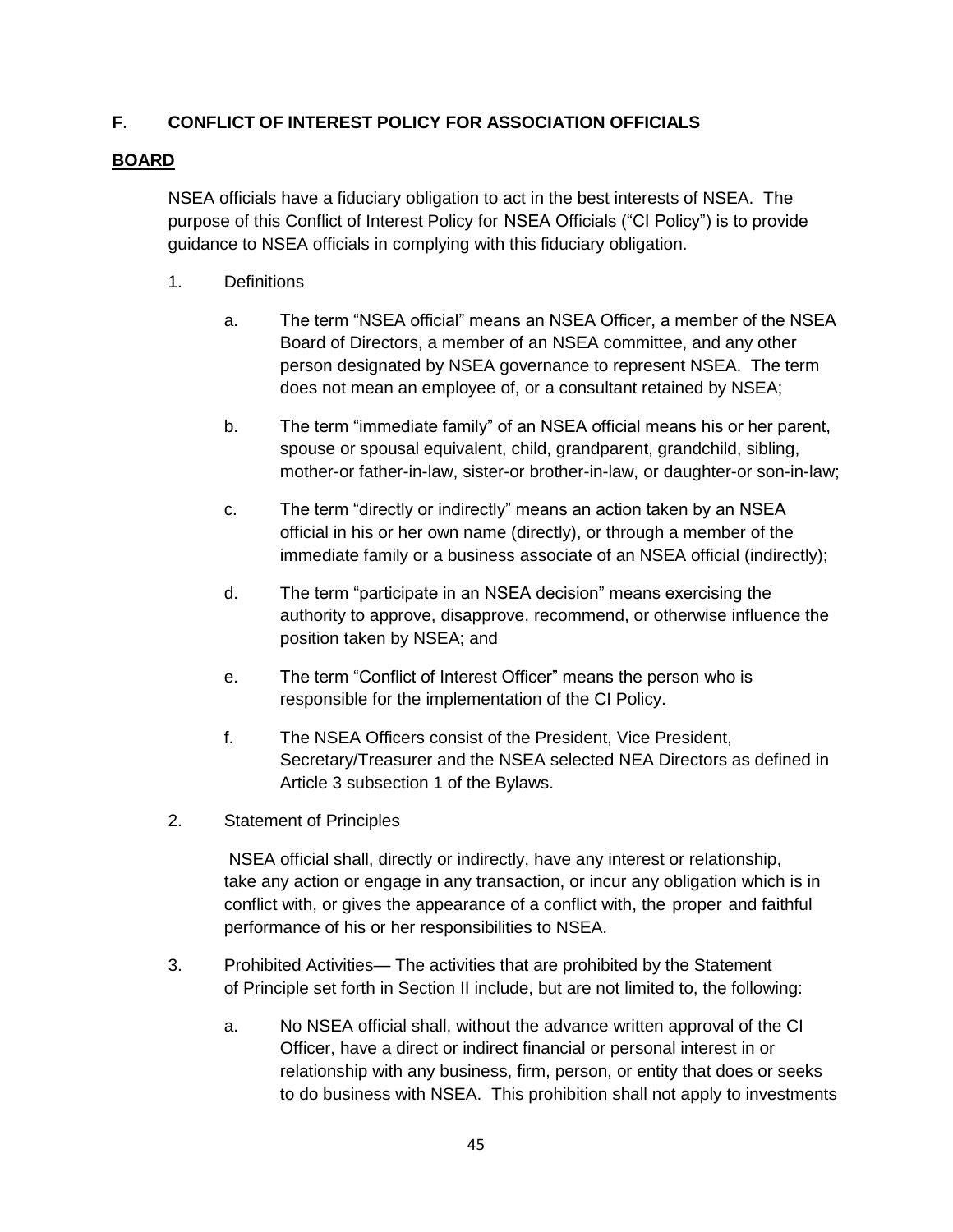**F**. **CONFLICT OF INTEREST POLICY FOR ASSOCIATION OFFICIALS**

**BOARD**

NSEA officials have a fiduciary obligation to act in the best interests of NSEA. The purpose of this Conflict of Interest Policy for NSEA Officials ("CI Policy") is to provide guidance to NSEA officials in complying with this fiduciary obligation.

1. Definitions

   a. The term "NSEA official" means an NSEA Officer, a member of the NSEA Board of Directors, a member of an NSEA committee, and any other person designated by NSEA governance to represent NSEA. The term does not mean an employee of, or a consultant retained by NSEA;

   b. The term "immediate family" of an NSEA official means his or her parent, spouse or spousal equivalent, child, grandparent, grandchild, sibling, mother-or father-in-law, sister-or brother-in-law, or daughter-or son-in-law;

   c. The term "directly or indirectly" means an action taken by an NSEA official in his or her own name (directly), or through a member of the immediate family or a business associate of an NSEA official (indirectly);

   d. The term "participate in an NSEA decision" means exercising the authority to approve, disapprove, recommend, or otherwise influence the position taken by NSEA; and

   e. The term "Conflict of Interest Officer" means the person who is responsible for the implementation of the CI Policy.

   f. The NSEA Officers consist of the President, Vice President, Secretary/Treasurer and the NSEA selected NEA Directors as defined in Article 3 subsection 1 of the Bylaws.

2. Statement of Principles

   NSEA official shall, directly or indirectly, have any interest or relationship, take any action or engage in any transaction, or incur any obligation which is in conflict with, or gives the appearance of a conflict with, the proper and faithful performance of his or her responsibilities to NSEA.

3. Prohibited Activities— The activities that are prohibited by the Statement of Principle set forth in Section II include, but are not limited to, the following:

   a. No NSEA official shall, without the advance written approval of the CI Officer, have a direct or indirect financial or personal interest in or relationship with any business, firm, person, or entity that does or seeks to do business with NSEA. This prohibition shall not apply to investments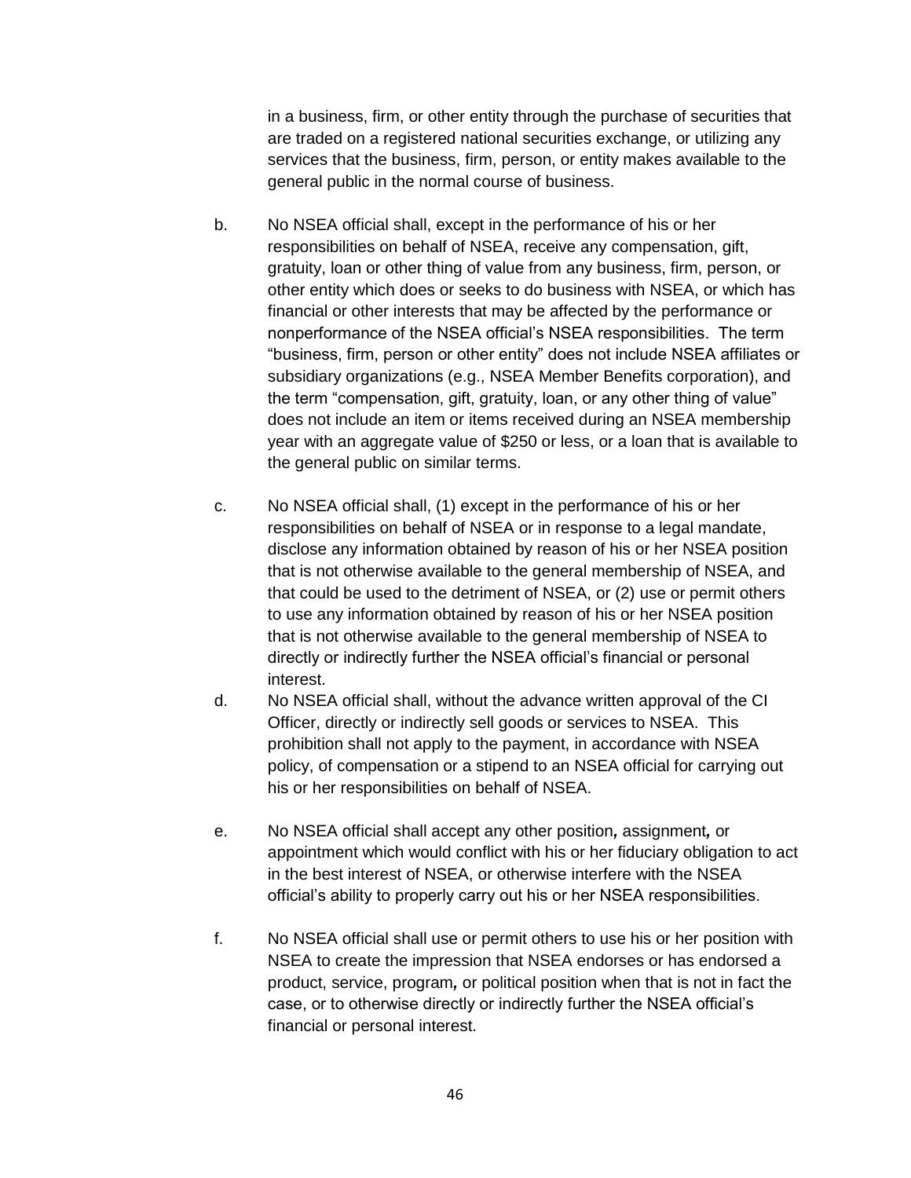in a business, firm, or other entity through the purchase of securities that are traded on a registered national securities exchange, or utilizing any services that the business, firm, person, or entity makes available to the general public in the normal course of business.

b. No NSEA official shall, except in the performance of his or her responsibilities on behalf of NSEA, receive any compensation, gift, gratuity, loan or other thing of value from any business, firm, person, or other entity which does or seeks to do business with NSEA, or which has financial or other interests that may be affected by the performance or nonperformance of the NSEA official's NSEA responsibilities. The term "business, firm, person or other entity" does not include NSEA affiliates or subsidiary organizations (e.g., NSEA Member Benefits corporation), and the term "compensation, gift, gratuity, loan, or any other thing of value" does not include an item or items received during an NSEA membership year with an aggregate value of $250 or less, or a loan that is available to the general public on similar terms.

c. No NSEA official shall, (1) except in the performance of his or her responsibilities on behalf of NSEA or in response to a legal mandate, disclose any information obtained by reason of his or her NSEA position that is not otherwise available to the general membership of NSEA, and that could be used to the detriment of NSEA, or (2) use or permit others to use any information obtained by reason of his or her NSEA position that is not otherwise available to the general membership of NSEA to directly or indirectly further the NSEA official's financial or personal interest.

d. No NSEA official shall, without the advance written approval of the CI Officer, directly or indirectly sell goods or services to NSEA. This prohibition shall not apply to the payment, in accordance with NSEA policy, of compensation or a stipend to an NSEA official for carrying out his or her responsibilities on behalf of NSEA.

e. No NSEA official shall accept any other position, assignment, or appointment which would conflict with his or her fiduciary obligation to act in the best interest of NSEA, or otherwise interfere with the NSEA official's ability to properly carry out his or her NSEA responsibilities.

f. No NSEA official shall use or permit others to use his or her position with NSEA to create the impression that NSEA endorses or has endorsed a product, service, program, or political position when that is not in fact the case, or to otherwise directly or indirectly further the NSEA official's financial or personal interest.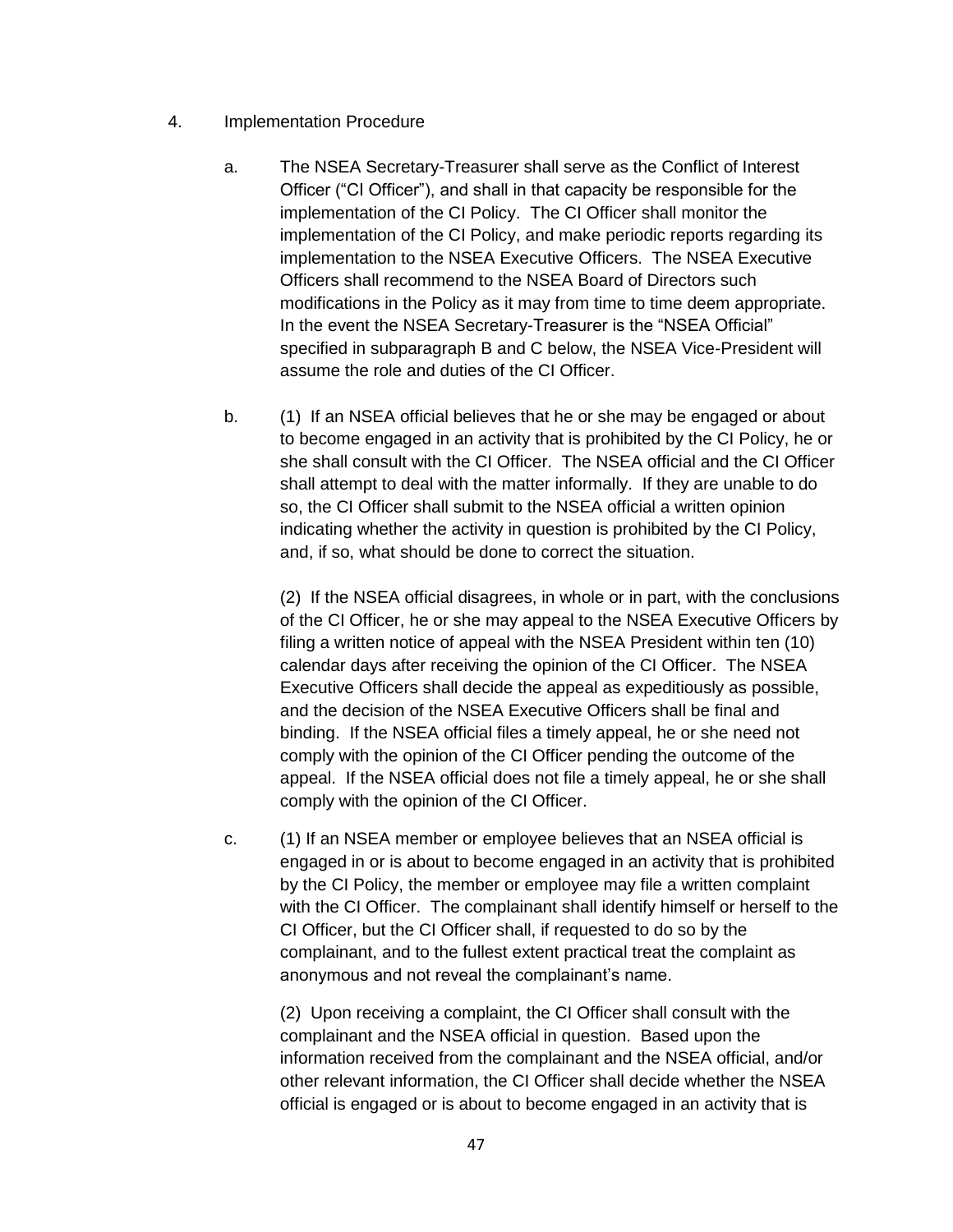4. Implementation Procedure

   a. The NSEA Secretary-Treasurer shall serve as the Conflict of Interest Officer ("CI Officer"), and shall in that capacity be responsible for the implementation of the CI Policy. The CI Officer shall monitor the implementation of the CI Policy, and make periodic reports regarding its implementation to the NSEA Executive Officers. The NSEA Executive Officers shall recommend to the NSEA Board of Directors such modifications in the Policy as it may from time to time deem appropriate. In the event the NSEA Secretary-Treasurer is the "NSEA Official" specified in subparagraph B and C below, the NSEA Vice-President will assume the role and duties of the CI Officer.

   b. (1) If an NSEA official believes that he or she may be engaged or about to become engaged in an activity that is prohibited by the CI Policy, he or she shall consult with the CI Officer. The NSEA official and the CI Officer shall attempt to deal with the matter informally. If they are unable to do so, the CI Officer shall submit to the NSEA official a written opinion indicating whether the activity in question is prohibited by the CI Policy, and, if so, what should be done to correct the situation.

      (2) If the NSEA official disagrees, in whole or in part, with the conclusions of the CI Officer, he or she may appeal to the NSEA Executive Officers by filing a written notice of appeal with the NSEA President within ten (10) calendar days after receiving the opinion of the CI Officer. The NSEA Executive Officers shall decide the appeal as expeditiously as possible, and the decision of the NSEA Executive Officers shall be final and binding. If the NSEA official files a timely appeal, he or she need not comply with the opinion of the CI Officer pending the outcome of the appeal. If the NSEA official does not file a timely appeal, he or she shall comply with the opinion of the CI Officer.

   c. (1) If an NSEA member or employee believes that an NSEA official is engaged in or is about to become engaged in an activity that is prohibited by the CI Policy, the member or employee may file a written complaint with the CI Officer. The complainant shall identify himself or herself to the CI Officer, but the CI Officer shall, if requested to do so by the complainant, and to the fullest extent practical treat the complaint as anonymous and not reveal the complainant's name.

      (2) Upon receiving a complaint, the CI Officer shall consult with the complainant and the NSEA official in question. Based upon the information received from the complainant and the NSEA official, and/or other relevant information, the CI Officer shall decide whether the NSEA official is engaged or is about to become engaged in an activity that is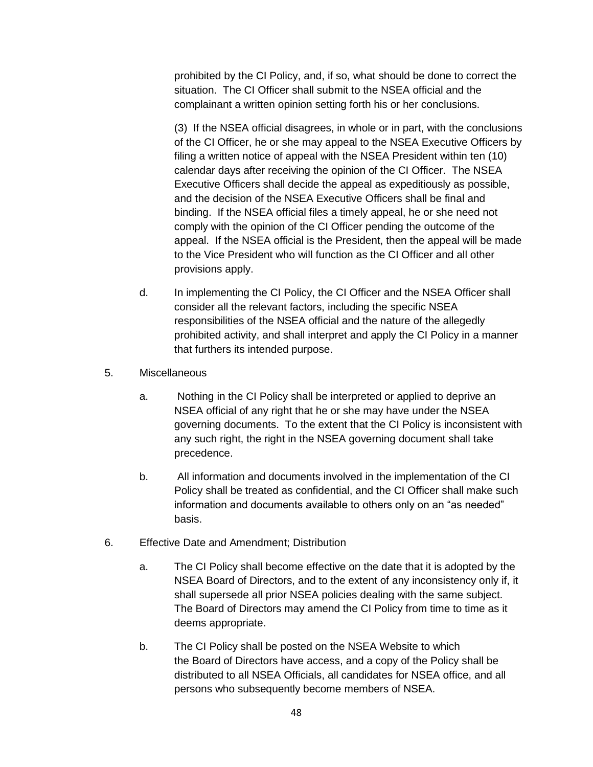prohibited by the CI Policy, and, if so, what should be done to correct the situation. The CI Officer shall submit to the NSEA official and the complainant a written opinion setting forth his or her conclusions.

(3) If the NSEA official disagrees, in whole or in part, with the conclusions of the CI Officer, he or she may appeal to the NSEA Executive Officers by filing a written notice of appeal with the NSEA President within ten (10) calendar days after receiving the opinion of the CI Officer. The NSEA Executive Officers shall decide the appeal as expeditiously as possible, and the decision of the NSEA Executive Officers shall be final and binding. If the NSEA official files a timely appeal, he or she need not comply with the opinion of the CI Officer pending the outcome of the appeal. If the NSEA official is the President, then the appeal will be made to the Vice President who will function as the CI Officer and all other provisions apply.

d. In implementing the CI Policy, the CI Officer and the NSEA Officer shall consider all the relevant factors, including the specific NSEA responsibilities of the NSEA official and the nature of the allegedly prohibited activity, and shall interpret and apply the CI Policy in a manner that furthers its intended purpose.

5. Miscellaneous

a. Nothing in the CI Policy shall be interpreted or applied to deprive an NSEA official of any right that he or she may have under the NSEA governing documents. To the extent that the CI Policy is inconsistent with any such right, the right in the NSEA governing document shall take precedence.

b. All information and documents involved in the implementation of the CI Policy shall be treated as confidential, and the CI Officer shall make such information and documents available to others only on an "as needed" basis.

6. Effective Date and Amendment; Distribution

a. The CI Policy shall become effective on the date that it is adopted by the NSEA Board of Directors, and to the extent of any inconsistency only if, it shall supersede all prior NSEA policies dealing with the same subject. The Board of Directors may amend the CI Policy from time to time as it deems appropriate.

b. The CI Policy shall be posted on the NSEA Website to which the Board of Directors have access, and a copy of the Policy shall be distributed to all NSEA Officials, all candidates for NSEA office, and all persons who subsequently become members of NSEA.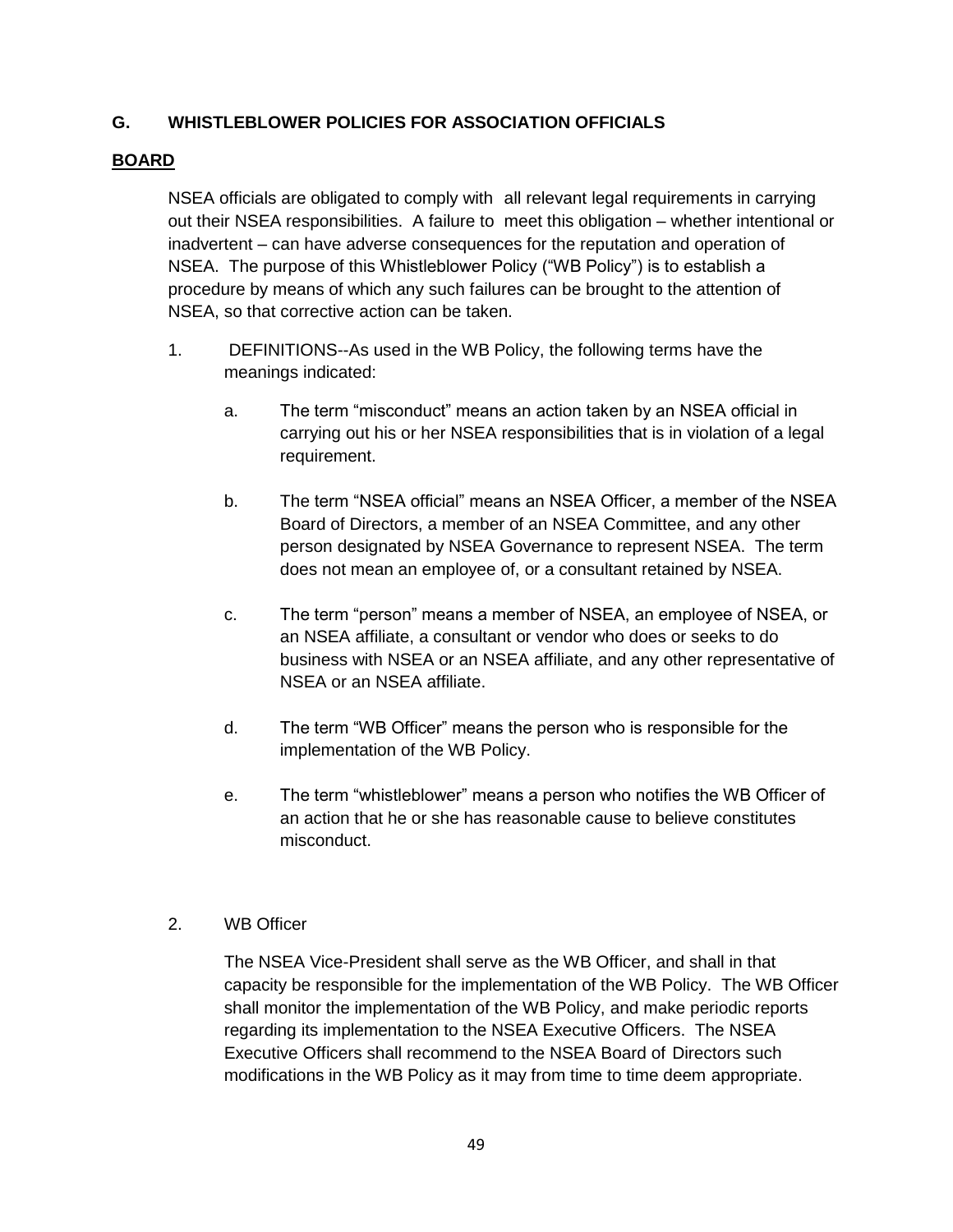## G. WHISTLEBLOWER POLICIES FOR ASSOCIATION OFFICIALS

### BOARD

NSEA officials are obligated to comply with all relevant legal requirements in carrying out their NSEA responsibilities. A failure to meet this obligation – whether intentional or inadvertent – can have adverse consequences for the reputation and operation of NSEA. The purpose of this Whistleblower Policy ("WB Policy") is to establish a procedure by means of which any such failures can be brought to the attention of NSEA, so that corrective action can be taken.

1. DEFINITIONS--As used in the WB Policy, the following terms have the meanings indicated:

   a. The term "misconduct" means an action taken by an NSEA official in carrying out his or her NSEA responsibilities that is in violation of a legal requirement.

   b. The term "NSEA official" means an NSEA Officer, a member of the NSEA Board of Directors, a member of an NSEA Committee, and any other person designated by NSEA Governance to represent NSEA. The term does not mean an employee of, or a consultant retained by NSEA.

   c. The term "person" means a member of NSEA, an employee of NSEA, or an NSEA affiliate, a consultant or vendor who does or seeks to do business with NSEA or an NSEA affiliate, and any other representative of NSEA or an NSEA affiliate.

   d. The term "WB Officer" means the person who is responsible for the implementation of the WB Policy.

   e. The term "whistleblower" means a person who notifies the WB Officer of an action that he or she has reasonable cause to believe constitutes misconduct.

2. WB Officer

   The NSEA Vice-President shall serve as the WB Officer, and shall in that capacity be responsible for the implementation of the WB Policy. The WB Officer shall monitor the implementation of the WB Policy, and make periodic reports regarding its implementation to the NSEA Executive Officers. The NSEA Executive Officers shall recommend to the NSEA Board of Directors such modifications in the WB Policy as it may from time to time deem appropriate.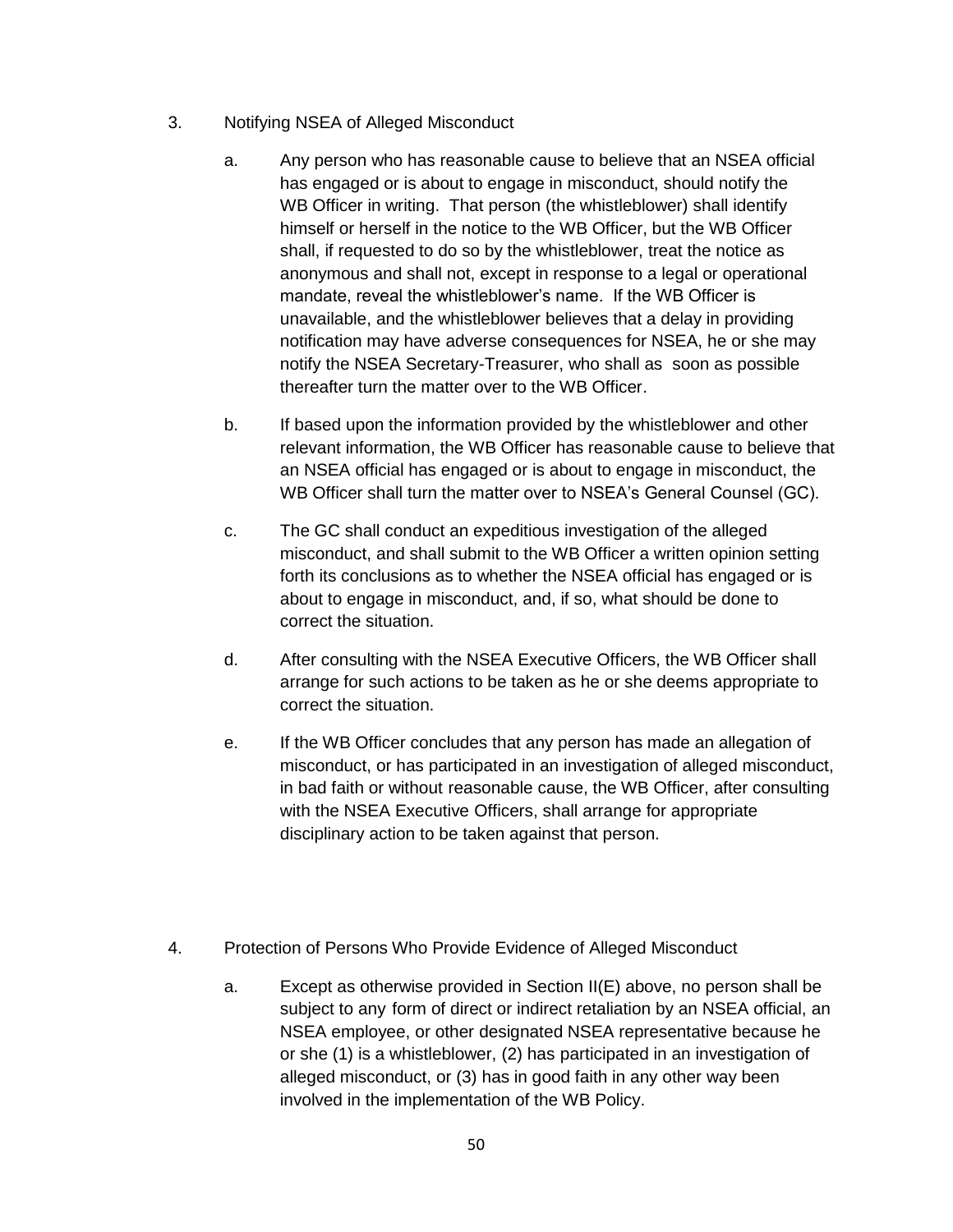3. Notifying NSEA of Alleged Misconduct

   a. Any person who has reasonable cause to believe that an NSEA official has engaged or is about to engage in misconduct, should notify the WB Officer in writing. That person (the whistleblower) shall identify himself or herself in the notice to the WB Officer, but the WB Officer shall, if requested to do so by the whistleblower, treat the notice as anonymous and shall not, except in response to a legal or operational mandate, reveal the whistleblower's name. If the WB Officer is unavailable, and the whistleblower believes that a delay in providing notification may have adverse consequences for NSEA, he or she may notify the NSEA Secretary-Treasurer, who shall as soon as possible thereafter turn the matter over to the WB Officer.

   b. If based upon the information provided by the whistleblower and other relevant information, the WB Officer has reasonable cause to believe that an NSEA official has engaged or is about to engage in misconduct, the WB Officer shall turn the matter over to NSEA's General Counsel (GC).

   c. The GC shall conduct an expeditious investigation of the alleged misconduct, and shall submit to the WB Officer a written opinion setting forth its conclusions as to whether the NSEA official has engaged or is about to engage in misconduct, and, if so, what should be done to correct the situation.

   d. After consulting with the NSEA Executive Officers, the WB Officer shall arrange for such actions to be taken as he or she deems appropriate to correct the situation.

   e. If the WB Officer concludes that any person has made an allegation of misconduct, or has participated in an investigation of alleged misconduct, in bad faith or without reasonable cause, the WB Officer, after consulting with the NSEA Executive Officers, shall arrange for appropriate disciplinary action to be taken against that person.

4. Protection of Persons Who Provide Evidence of Alleged Misconduct

   a. Except as otherwise provided in Section II(E) above, no person shall be subject to any form of direct or indirect retaliation by an NSEA official, an NSEA employee, or other designated NSEA representative because he or she (1) is a whistleblower, (2) has participated in an investigation of alleged misconduct, or (3) has in good faith in any other way been involved in the implementation of the WB Policy.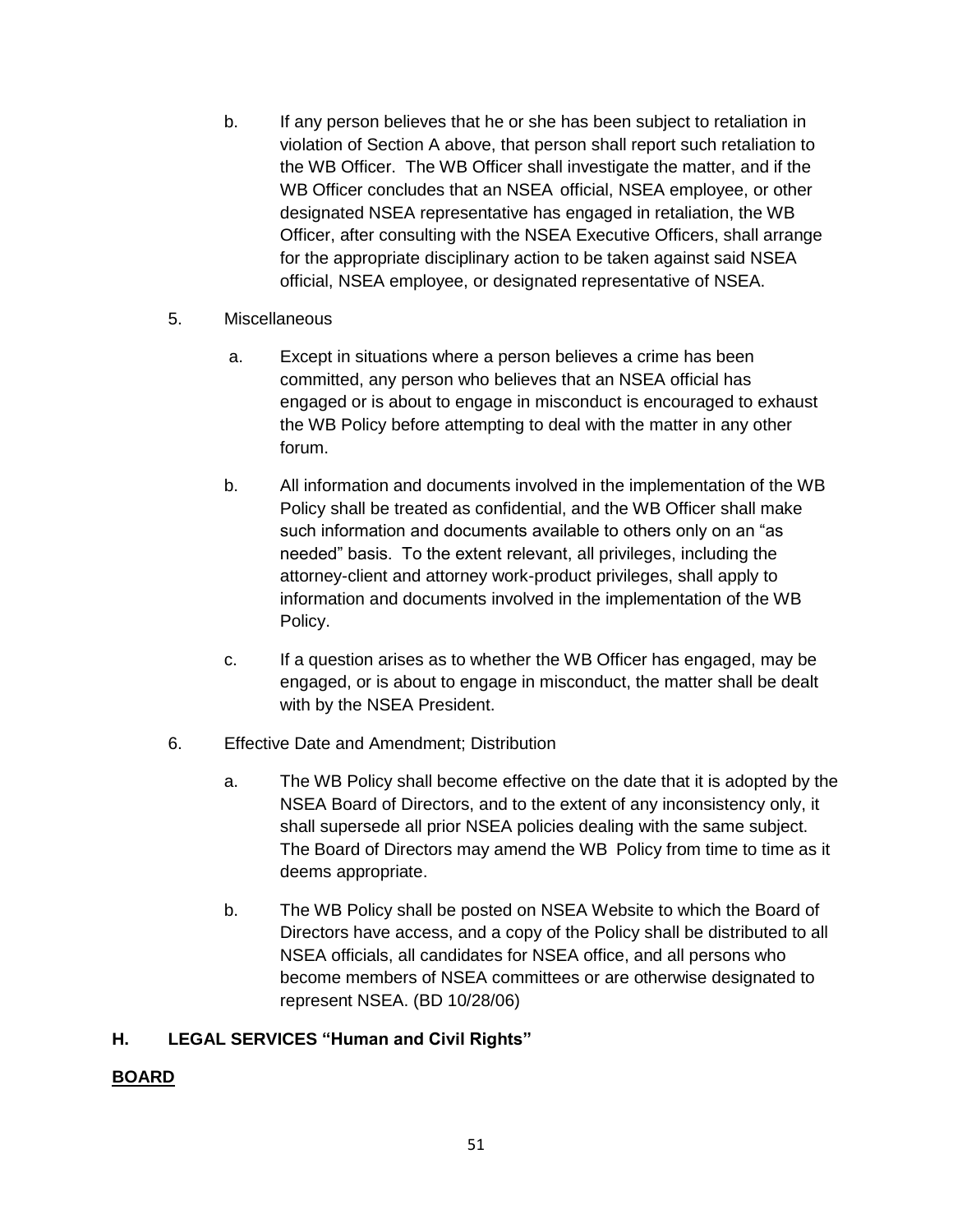b. If any person believes that he or she has been subject to retaliation in violation of Section A above, that person shall report such retaliation to the WB Officer. The WB Officer shall investigate the matter, and if the WB Officer concludes that an NSEA official, NSEA employee, or other designated NSEA representative has engaged in retaliation, the WB Officer, after consulting with the NSEA Executive Officers, shall arrange for the appropriate disciplinary action to be taken against said NSEA official, NSEA employee, or designated representative of NSEA.

5. Miscellaneous

a. Except in situations where a person believes a crime has been committed, any person who believes that an NSEA official has engaged or is about to engage in misconduct is encouraged to exhaust the WB Policy before attempting to deal with the matter in any other forum.

b. All information and documents involved in the implementation of the WB Policy shall be treated as confidential, and the WB Officer shall make such information and documents available to others only on an "as needed" basis. To the extent relevant, all privileges, including the attorney-client and attorney work-product privileges, shall apply to information and documents involved in the implementation of the WB Policy.

c. If a question arises as to whether the WB Officer has engaged, may be engaged, or is about to engage in misconduct, the matter shall be dealt with by the NSEA President.

6. Effective Date and Amendment; Distribution

a. The WB Policy shall become effective on the date that it is adopted by the NSEA Board of Directors, and to the extent of any inconsistency only, it shall supersede all prior NSEA policies dealing with the same subject. The Board of Directors may amend the WB Policy from time to time as it deems appropriate.

b. The WB Policy shall be posted on NSEA Website to which the Board of Directors have access, and a copy of the Policy shall be distributed to all NSEA officials, all candidates for NSEA office, and all persons who become members of NSEA committees or are otherwise designated to represent NSEA. (BD 10/28/06)

**H. LEGAL SERVICES "Human and Civil Rights"**

**<u>BOARD</u>**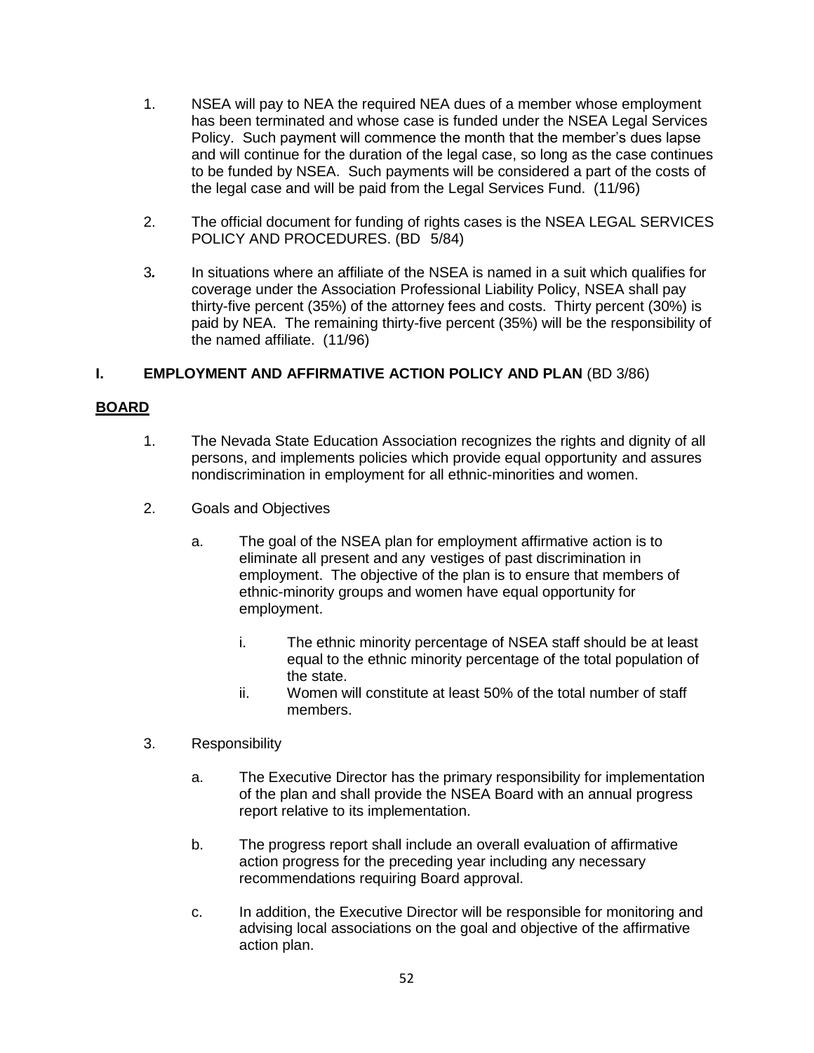1. NSEA will pay to NEA the required NEA dues of a member whose employment has been terminated and whose case is funded under the NSEA Legal Services Policy. Such payment will commence the month that the member's dues lapse and will continue for the duration of the legal case, so long as the case continues to be funded by NSEA. Such payments will be considered a part of the costs of the legal case and will be paid from the Legal Services Fund. (11/96)

2. The official document for funding of rights cases is the NSEA LEGAL SERVICES POLICY AND PROCEDURES. (BD 5/84)

3. In situations where an affiliate of the NSEA is named in a suit which qualifies for coverage under the Association Professional Liability Policy, NSEA shall pay thirty-five percent (35%) of the attorney fees and costs. Thirty percent (30%) is paid by NEA. The remaining thirty-five percent (35%) will be the responsibility of the named affiliate. (11/96)

## I. EMPLOYMENT AND AFFIRMATIVE ACTION POLICY AND PLAN (BD 3/86)

**BOARD**

1. The Nevada State Education Association recognizes the rights and dignity of all persons, and implements policies which provide equal opportunity and assures nondiscrimination in employment for all ethnic-minorities and women.

2. Goals and Objectives

   a. The goal of the NSEA plan for employment affirmative action is to eliminate all present and any vestiges of past discrimination in employment. The objective of the plan is to ensure that members of ethnic-minority groups and women have equal opportunity for employment.

      i. The ethnic minority percentage of NSEA staff should be at least equal to the ethnic minority percentage of the total population of the state.

      ii. Women will constitute at least 50% of the total number of staff members.

3. Responsibility

   a. The Executive Director has the primary responsibility for implementation of the plan and shall provide the NSEA Board with an annual progress report relative to its implementation.

   b. The progress report shall include an overall evaluation of affirmative action progress for the preceding year including any necessary recommendations requiring Board approval.

   c. In addition, the Executive Director will be responsible for monitoring and advising local associations on the goal and objective of the affirmative action plan.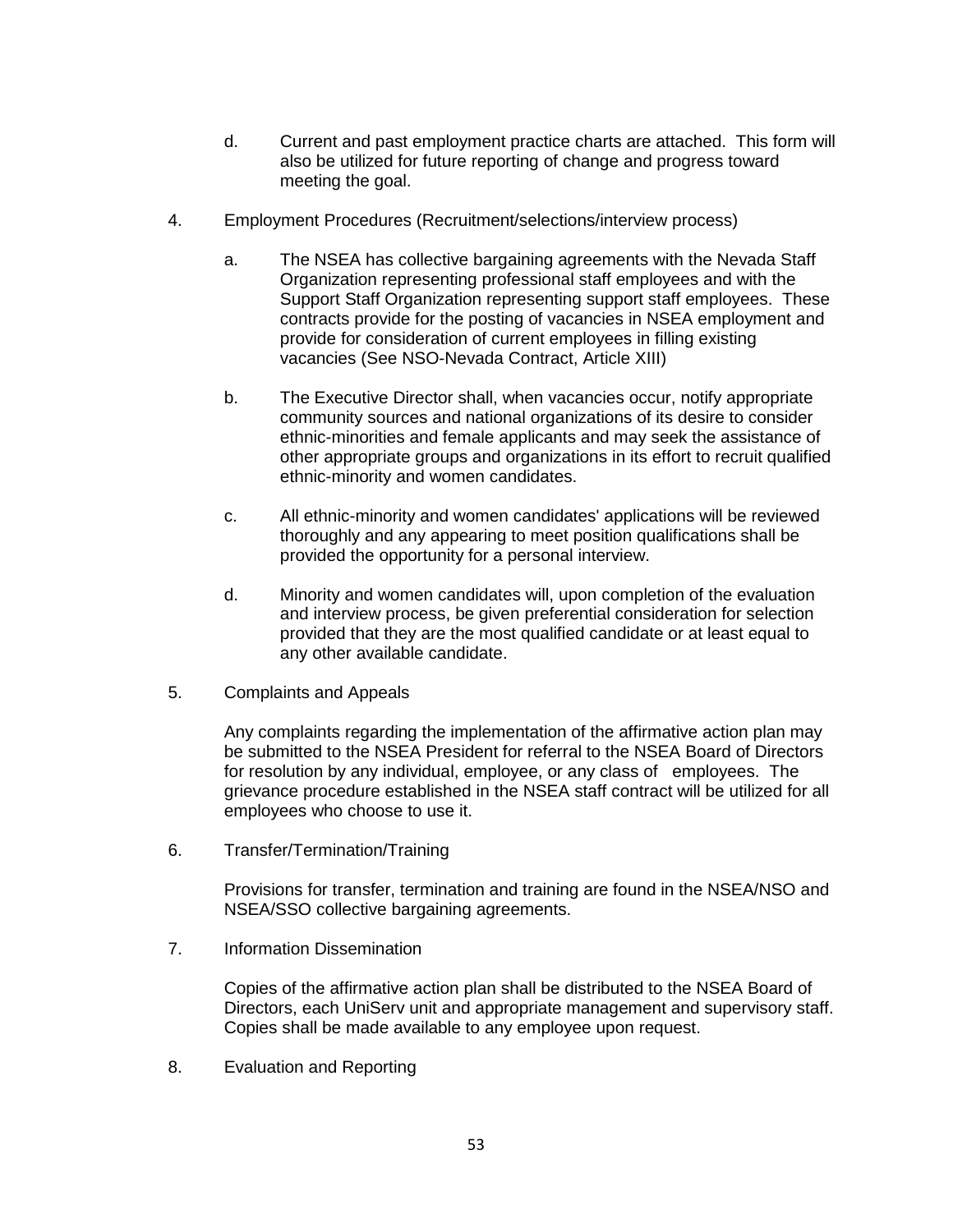d. Current and past employment practice charts are attached. This form will also be utilized for future reporting of change and progress toward meeting the goal.

4. Employment Procedures (Recruitment/selections/interview process)

   a. The NSEA has collective bargaining agreements with the Nevada Staff Organization representing professional staff employees and with the Support Staff Organization representing support staff employees. These contracts provide for the posting of vacancies in NSEA employment and provide for consideration of current employees in filling existing vacancies (See NSO-Nevada Contract, Article XIII)

   b. The Executive Director shall, when vacancies occur, notify appropriate community sources and national organizations of its desire to consider ethnic-minorities and female applicants and may seek the assistance of other appropriate groups and organizations in its effort to recruit qualified ethnic-minority and women candidates.

   c. All ethnic-minority and women candidates' applications will be reviewed thoroughly and any appearing to meet position qualifications shall be provided the opportunity for a personal interview.

   d. Minority and women candidates will, upon completion of the evaluation and interview process, be given preferential consideration for selection provided that they are the most qualified candidate or at least equal to any other available candidate.

5. Complaints and Appeals

   Any complaints regarding the implementation of the affirmative action plan may be submitted to the NSEA President for referral to the NSEA Board of Directors for resolution by any individual, employee, or any class of employees. The grievance procedure established in the NSEA staff contract will be utilized for all employees who choose to use it.

6. Transfer/Termination/Training

   Provisions for transfer, termination and training are found in the NSEA/NSO and NSEA/SSO collective bargaining agreements.

7. Information Dissemination

   Copies of the affirmative action plan shall be distributed to the NSEA Board of Directors, each UniServ unit and appropriate management and supervisory staff. Copies shall be made available to any employee upon request.

8. Evaluation and Reporting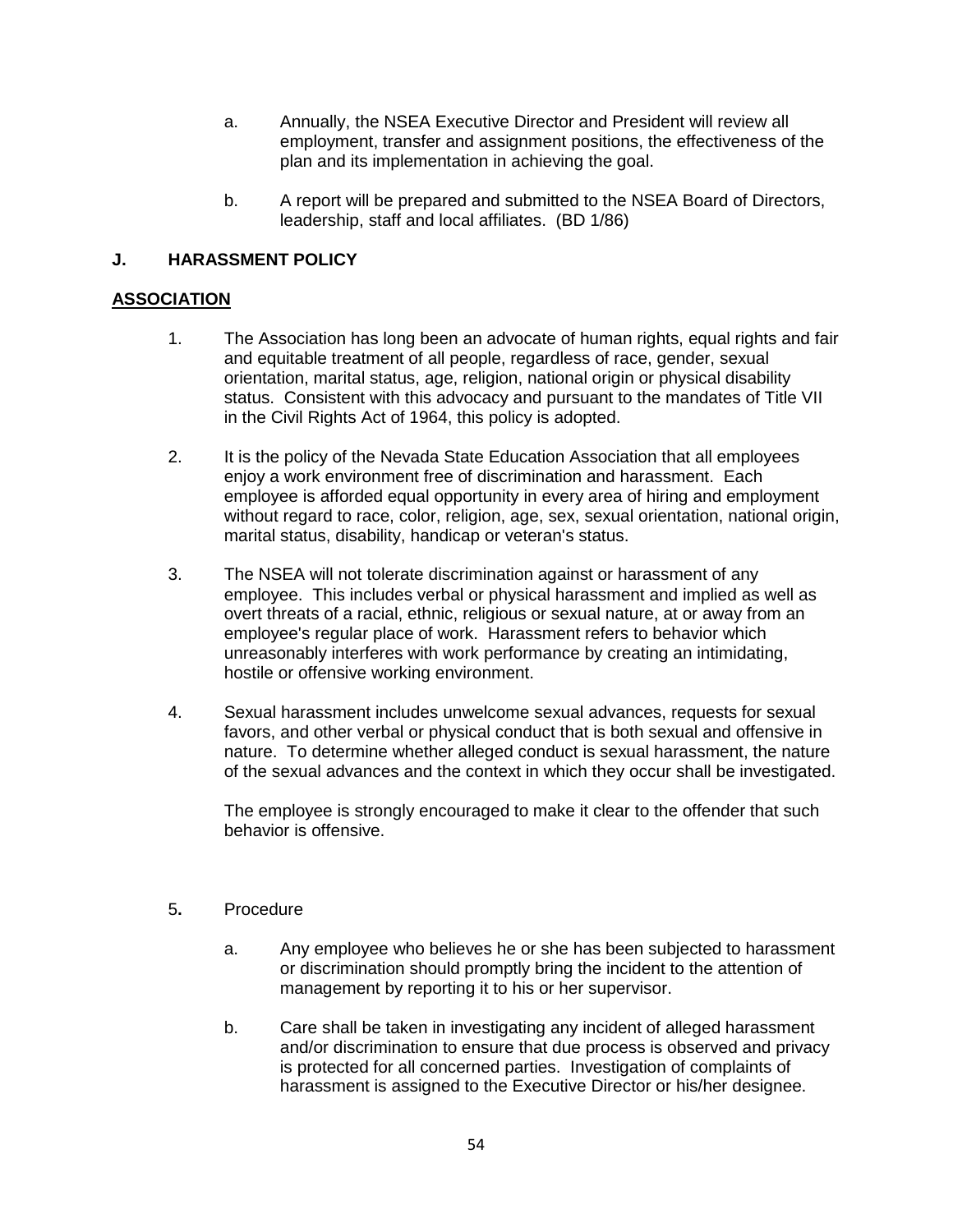a. Annually, the NSEA Executive Director and President will review all employment, transfer and assignment positions, the effectiveness of the plan and its implementation in achieving the goal.

b. A report will be prepared and submitted to the NSEA Board of Directors, leadership, staff and local affiliates. (BD 1/86)

### J. HARASSMENT POLICY

**ASSOCIATION**

1. The Association has long been an advocate of human rights, equal rights and fair and equitable treatment of all people, regardless of race, gender, sexual orientation, marital status, age, religion, national origin or physical disability status. Consistent with this advocacy and pursuant to the mandates of Title VII in the Civil Rights Act of 1964, this policy is adopted.

2. It is the policy of the Nevada State Education Association that all employees enjoy a work environment free of discrimination and harassment. Each employee is afforded equal opportunity in every area of hiring and employment without regard to race, color, religion, age, sex, sexual orientation, national origin, marital status, disability, handicap or veteran's status.

3. The NSEA will not tolerate discrimination against or harassment of any employee. This includes verbal or physical harassment and implied as well as overt threats of a racial, ethnic, religious or sexual nature, at or away from an employee's regular place of work. Harassment refers to behavior which unreasonably interferes with work performance by creating an intimidating, hostile or offensive working environment.

4. Sexual harassment includes unwelcome sexual advances, requests for sexual favors, and other verbal or physical conduct that is both sexual and offensive in nature. To determine whether alleged conduct is sexual harassment, the nature of the sexual advances and the context in which they occur shall be investigated.

   The employee is strongly encouraged to make it clear to the offender that such behavior is offensive.

5. Procedure

   a. Any employee who believes he or she has been subjected to harassment or discrimination should promptly bring the incident to the attention of management by reporting it to his or her supervisor.

   b. Care shall be taken in investigating any incident of alleged harassment and/or discrimination to ensure that due process is observed and privacy is protected for all concerned parties. Investigation of complaints of harassment is assigned to the Executive Director or his/her designee.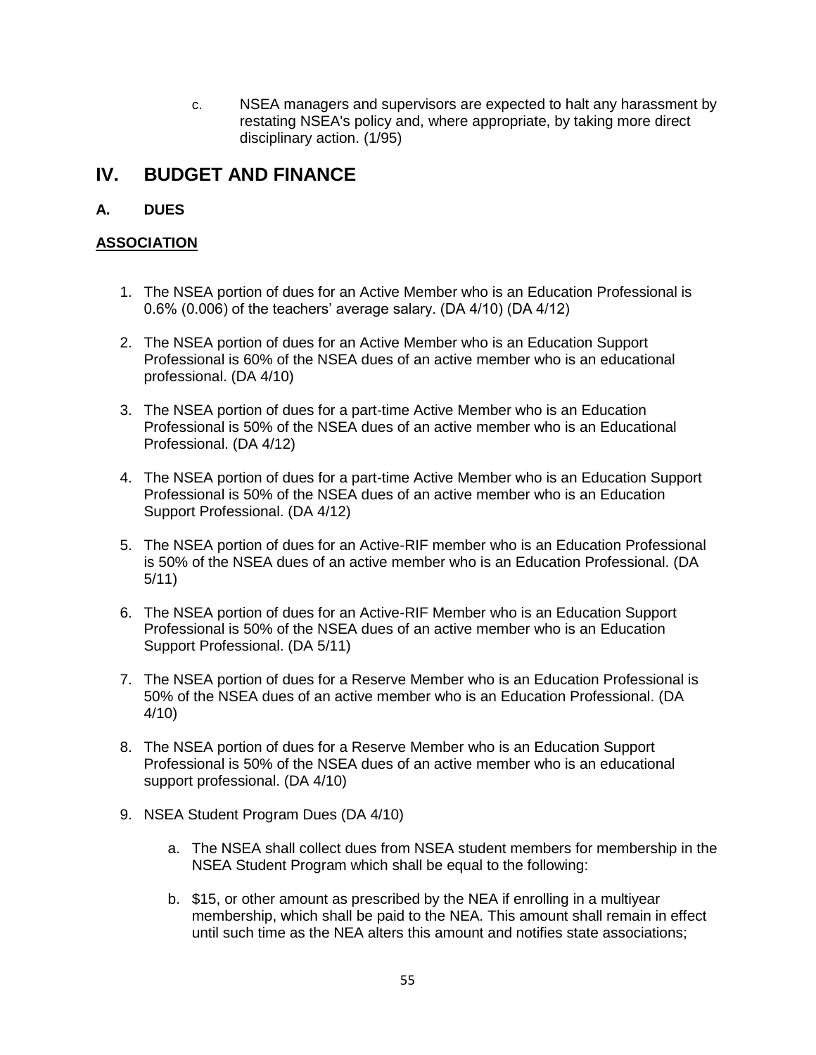c. NSEA managers and supervisors are expected to halt any harassment by restating NSEA's policy and, where appropriate, by taking more direct disciplinary action. (1/95)

# IV. BUDGET AND FINANCE

## A. DUES

### <u>ASSOCIATION</u>

1. The NSEA portion of dues for an Active Member who is an Education Professional is 0.6% (0.006) of the teachers' average salary. (DA 4/10) (DA 4/12)
2. The NSEA portion of dues for an Active Member who is an Education Support Professional is 60% of the NSEA dues of an active member who is an educational professional. (DA 4/10)
3. The NSEA portion of dues for a part-time Active Member who is an Education Professional is 50% of the NSEA dues of an active member who is an Educational Professional. (DA 4/12)
4. The NSEA portion of dues for a part-time Active Member who is an Education Support Professional is 50% of the NSEA dues of an active member who is an Education Support Professional. (DA 4/12)
5. The NSEA portion of dues for an Active-RIF member who is an Education Professional is 50% of the NSEA dues of an active member who is an Education Professional. (DA 5/11)
6. The NSEA portion of dues for an Active-RIF Member who is an Education Support Professional is 50% of the NSEA dues of an active member who is an Education Support Professional. (DA 5/11)
7. The NSEA portion of dues for a Reserve Member who is an Education Professional is 50% of the NSEA dues of an active member who is an Education Professional. (DA 4/10)
8. The NSEA portion of dues for a Reserve Member who is an Education Support Professional is 50% of the NSEA dues of an active member who is an educational support professional. (DA 4/10)
9. NSEA Student Program Dues (DA 4/10)
    a. The NSEA shall collect dues from NSEA student members for membership in the NSEA Student Program which shall be equal to the following:
    b. $15, or other amount as prescribed by the NEA if enrolling in a multiyear membership, which shall be paid to the NEA. This amount shall remain in effect until such time as the NEA alters this amount and notifies state associations;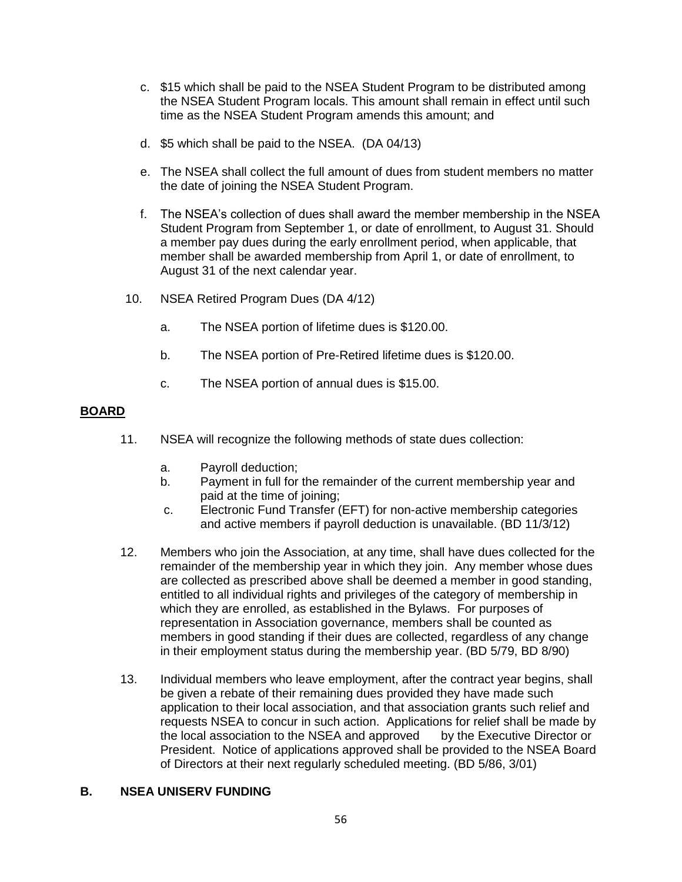c. $15 which shall be paid to the NSEA Student Program to be distributed among the NSEA Student Program locals. This amount shall remain in effect until such time as the NSEA Student Program amends this amount; and

d. $5 which shall be paid to the NSEA. (DA 04/13)

e. The NSEA shall collect the full amount of dues from student members no matter the date of joining the NSEA Student Program.

f. The NSEA's collection of dues shall award the member membership in the NSEA Student Program from September 1, or date of enrollment, to August 31. Should a member pay dues during the early enrollment period, when applicable, that member shall be awarded membership from April 1, or date of enrollment, to August 31 of the next calendar year.

10. NSEA Retired Program Dues (DA 4/12)

    a. The NSEA portion of lifetime dues is $120.00.

    b. The NSEA portion of Pre-Retired lifetime dues is $120.00.

    c. The NSEA portion of annual dues is $15.00.

**BOARD**

11. NSEA will recognize the following methods of state dues collection:

    a. Payroll deduction;
    b. Payment in full for the remainder of the current membership year and paid at the time of joining;
    c. Electronic Fund Transfer (EFT) for non-active membership categories and active members if payroll deduction is unavailable. (BD 11/3/12)

12. Members who join the Association, at any time, shall have dues collected for the remainder of the membership year in which they join. Any member whose dues are collected as prescribed above shall be deemed a member in good standing, entitled to all individual rights and privileges of the category of membership in which they are enrolled, as established in the Bylaws. For purposes of representation in Association governance, members shall be counted as members in good standing if their dues are collected, regardless of any change in their employment status during the membership year. (BD 5/79, BD 8/90)

13. Individual members who leave employment, after the contract year begins, shall be given a rebate of their remaining dues provided they have made such application to their local association, and that association grants such relief and requests NSEA to concur in such action. Applications for relief shall be made by the local association to the NSEA and approved by the Executive Director or President. Notice of applications approved shall be provided to the NSEA Board of Directors at their next regularly scheduled meeting. (BD 5/86, 3/01)

## B. NSEA UNISERV FUNDING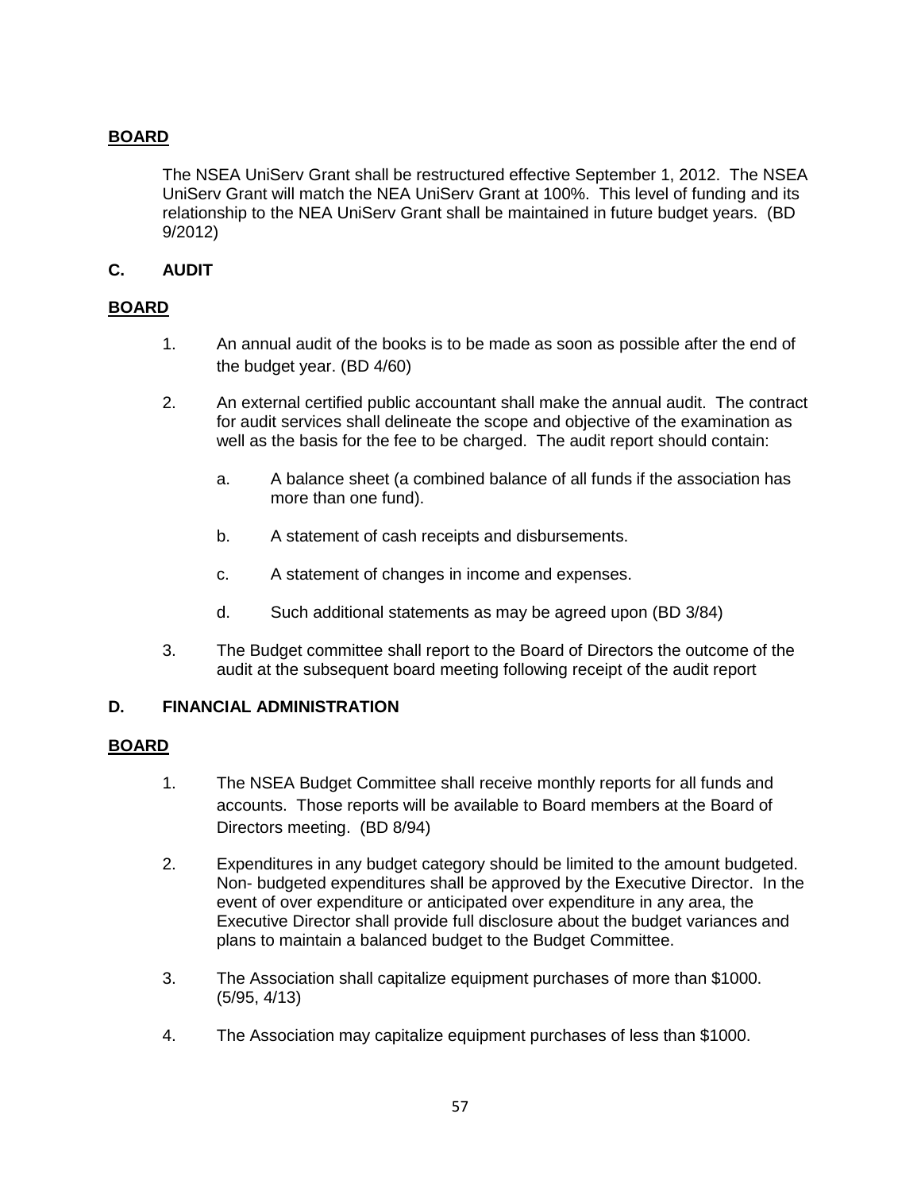**BOARD**

The NSEA UniServ Grant shall be restructured effective September 1, 2012. The NSEA UniServ Grant will match the NEA UniServ Grant at 100%. This level of funding and its relationship to the NEA UniServ Grant shall be maintained in future budget years. (BD 9/2012)

## C. AUDIT

**BOARD**

1. An annual audit of the books is to be made as soon as possible after the end of the budget year. (BD 4/60)

2. An external certified public accountant shall make the annual audit. The contract for audit services shall delineate the scope and objective of the examination as well as the basis for the fee to be charged. The audit report should contain:

   a. A balance sheet (a combined balance of all funds if the association has more than one fund).

   b. A statement of cash receipts and disbursements.

   c. A statement of changes in income and expenses.

   d. Such additional statements as may be agreed upon (BD 3/84)

3. The Budget committee shall report to the Board of Directors the outcome of the audit at the subsequent board meeting following receipt of the audit report

## D. FINANCIAL ADMINISTRATION

**BOARD**

1. The NSEA Budget Committee shall receive monthly reports for all funds and accounts. Those reports will be available to Board members at the Board of Directors meeting. (BD 8/94)

2. Expenditures in any budget category should be limited to the amount budgeted. Non- budgeted expenditures shall be approved by the Executive Director. In the event of over expenditure or anticipated over expenditure in any area, the Executive Director shall provide full disclosure about the budget variances and plans to maintain a balanced budget to the Budget Committee.

3. The Association shall capitalize equipment purchases of more than $1000. (5/95, 4/13)

4. The Association may capitalize equipment purchases of less than $1000.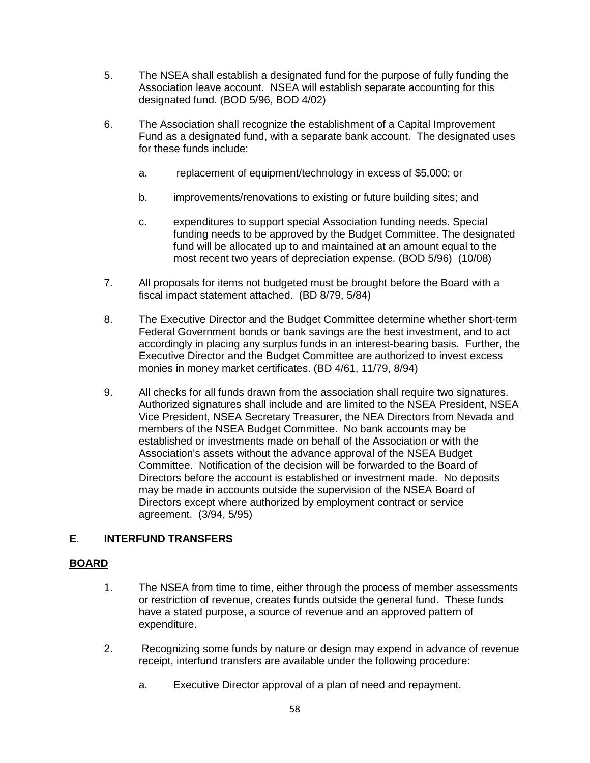5. The NSEA shall establish a designated fund for the purpose of fully funding the Association leave account. NSEA will establish separate accounting for this designated fund. (BOD 5/96, BOD 4/02)

6. The Association shall recognize the establishment of a Capital Improvement Fund as a designated fund, with a separate bank account. The designated uses for these funds include:

   a. replacement of equipment/technology in excess of $5,000; or

   b. improvements/renovations to existing or future building sites; and

   c. expenditures to support special Association funding needs. Special funding needs to be approved by the Budget Committee. The designated fund will be allocated up to and maintained at an amount equal to the most recent two years of depreciation expense. (BOD 5/96) (10/08)

7. All proposals for items not budgeted must be brought before the Board with a fiscal impact statement attached. (BD 8/79, 5/84)

8. The Executive Director and the Budget Committee determine whether short-term Federal Government bonds or bank savings are the best investment, and to act accordingly in placing any surplus funds in an interest-bearing basis. Further, the Executive Director and the Budget Committee are authorized to invest excess monies in money market certificates. (BD 4/61, 11/79, 8/94)

9. All checks for all funds drawn from the association shall require two signatures. Authorized signatures shall include and are limited to the NSEA President, NSEA Vice President, NSEA Secretary Treasurer, the NEA Directors from Nevada and members of the NSEA Budget Committee. No bank accounts may be established or investments made on behalf of the Association or with the Association's assets without the advance approval of the NSEA Budget Committee. Notification of the decision will be forwarded to the Board of Directors before the account is established or investment made. No deposits may be made in accounts outside the supervision of the NSEA Board of Directors except where authorized by employment contract or service agreement. (3/94, 5/95)

## **E**. **INTERFUND TRANSFERS**

**BOARD**

1. The NSEA from time to time, either through the process of member assessments or restriction of revenue, creates funds outside the general fund. These funds have a stated purpose, a source of revenue and an approved pattern of expenditure.

2. Recognizing some funds by nature or design may expend in advance of revenue receipt, interfund transfers are available under the following procedure:

   a. Executive Director approval of a plan of need and repayment.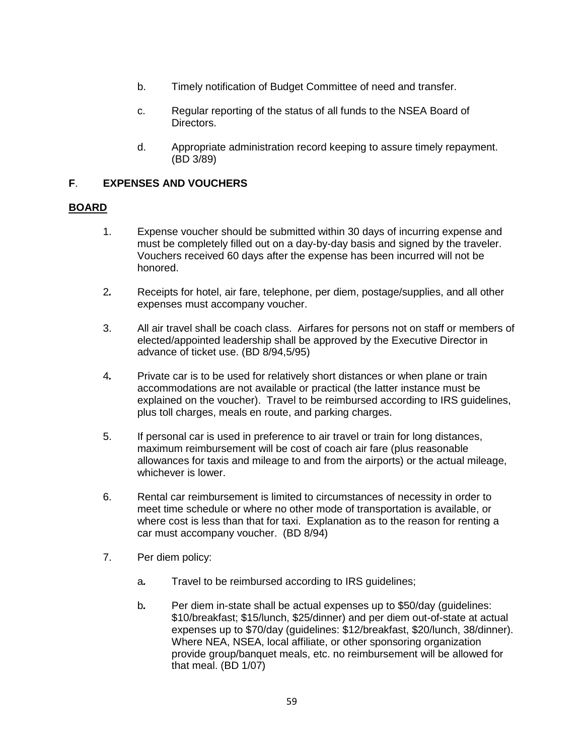b. Timely notification of Budget Committee of need and transfer.

c. Regular reporting of the status of all funds to the NSEA Board of Directors.

d. Appropriate administration record keeping to assure timely repayment. (BD 3/89)

## F. EXPENSES AND VOUCHERS

**BOARD**

1. Expense voucher should be submitted within 30 days of incurring expense and must be completely filled out on a day-by-day basis and signed by the traveler. Vouchers received 60 days after the expense has been incurred will not be honored.

2. Receipts for hotel, air fare, telephone, per diem, postage/supplies, and all other expenses must accompany voucher.

3. All air travel shall be coach class. Airfares for persons not on staff or members of elected/appointed leadership shall be approved by the Executive Director in advance of ticket use. (BD 8/94,5/95)

4. Private car is to be used for relatively short distances or when plane or train accommodations are not available or practical (the latter instance must be explained on the voucher). Travel to be reimbursed according to IRS guidelines, plus toll charges, meals en route, and parking charges.

5. If personal car is used in preference to air travel or train for long distances, maximum reimbursement will be cost of coach air fare (plus reasonable allowances for taxis and mileage to and from the airports) or the actual mileage, whichever is lower.

6. Rental car reimbursement is limited to circumstances of necessity in order to meet time schedule or where no other mode of transportation is available, or where cost is less than that for taxi. Explanation as to the reason for renting a car must accompany voucher. (BD 8/94)

7. Per diem policy:

   a. Travel to be reimbursed according to IRS guidelines;

   b. Per diem in-state shall be actual expenses up to $50/day (guidelines: $10/breakfast; $15/lunch, $25/dinner) and per diem out-of-state at actual expenses up to $70/day (guidelines: $12/breakfast, $20/lunch, 38/dinner). Where NEA, NSEA, local affiliate, or other sponsoring organization provide group/banquet meals, etc. no reimbursement will be allowed for that meal. (BD 1/07)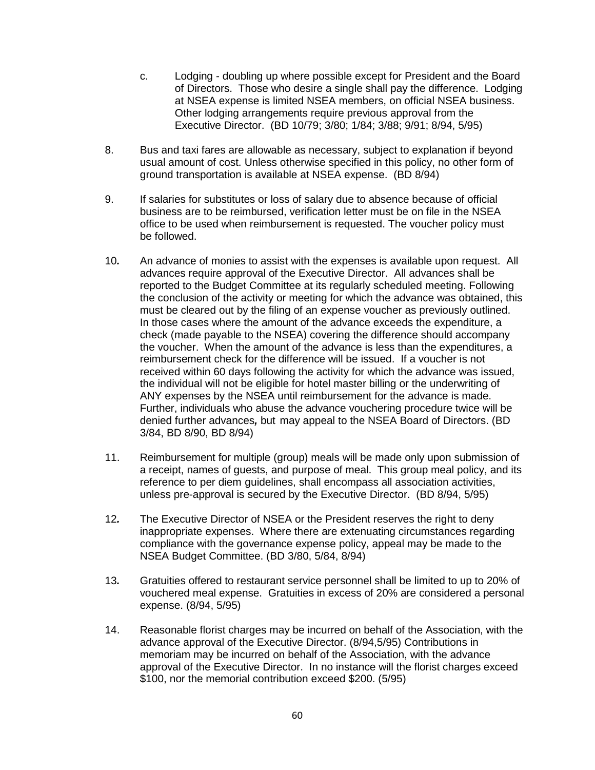c. Lodging - doubling up where possible except for President and the Board of Directors. Those who desire a single shall pay the difference. Lodging at NSEA expense is limited NSEA members, on official NSEA business. Other lodging arrangements require previous approval from the Executive Director. (BD 10/79; 3/80; 1/84; 3/88; 9/91; 8/94, 5/95)

8. Bus and taxi fares are allowable as necessary, subject to explanation if beyond usual amount of cost. Unless otherwise specified in this policy, no other form of ground transportation is available at NSEA expense. (BD 8/94)

9. If salaries for substitutes or loss of salary due to absence because of official business are to be reimbursed, verification letter must be on file in the NSEA office to be used when reimbursement is requested. The voucher policy must be followed.

10. An advance of monies to assist with the expenses is available upon request. All advances require approval of the Executive Director. All advances shall be reported to the Budget Committee at its regularly scheduled meeting. Following the conclusion of the activity or meeting for which the advance was obtained, this must be cleared out by the filing of an expense voucher as previously outlined. In those cases where the amount of the advance exceeds the expenditure, a check (made payable to the NSEA) covering the difference should accompany the voucher. When the amount of the advance is less than the expenditures, a reimbursement check for the difference will be issued. If a voucher is not received within 60 days following the activity for which the advance was issued, the individual will not be eligible for hotel master billing or the underwriting of ANY expenses by the NSEA until reimbursement for the advance is made. Further, individuals who abuse the advance vouchering procedure twice will be denied further advances*,* but may appeal to the NSEA Board of Directors. (BD 3/84, BD 8/90, BD 8/94)

11. Reimbursement for multiple (group) meals will be made only upon submission of a receipt, names of guests, and purpose of meal. This group meal policy, and its reference to per diem guidelines, shall encompass all association activities, unless pre-approval is secured by the Executive Director. (BD 8/94, 5/95)

12. The Executive Director of NSEA or the President reserves the right to deny inappropriate expenses. Where there are extenuating circumstances regarding compliance with the governance expense policy, appeal may be made to the NSEA Budget Committee. (BD 3/80, 5/84, 8/94)

13. Gratuities offered to restaurant service personnel shall be limited to up to 20% of vouchered meal expense. Gratuities in excess of 20% are considered a personal expense. (8/94, 5/95)

14. Reasonable florist charges may be incurred on behalf of the Association, with the advance approval of the Executive Director. (8/94,5/95) Contributions in memoriam may be incurred on behalf of the Association, with the advance approval of the Executive Director. In no instance will the florist charges exceed $100, nor the memorial contribution exceed $200. (5/95)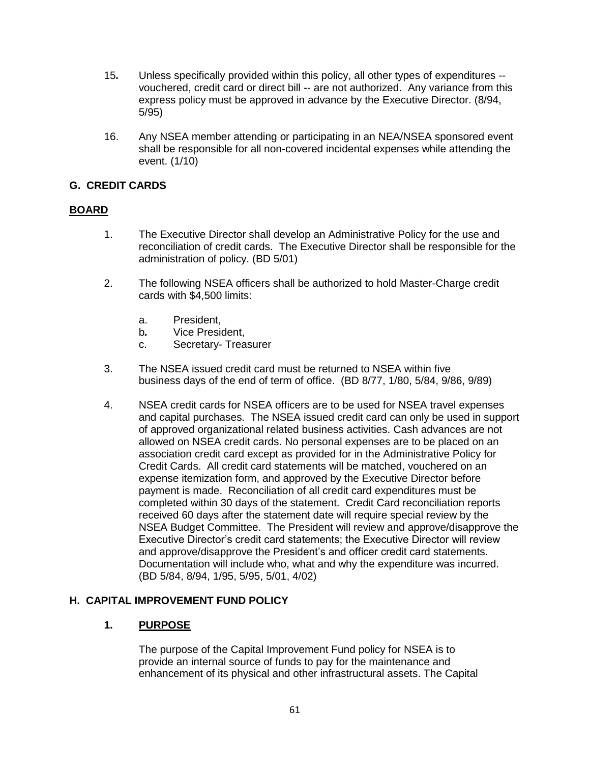15. Unless specifically provided within this policy, all other types of expenditures -- vouchered, credit card or direct bill -- are not authorized. Any variance from this express policy must be approved in advance by the Executive Director. (8/94, 5/95)

16. Any NSEA member attending or participating in an NEA/NSEA sponsored event shall be responsible for all non-covered incidental expenses while attending the event. (1/10)

## G. CREDIT CARDS

**BOARD**

1. The Executive Director shall develop an Administrative Policy for the use and reconciliation of credit cards. The Executive Director shall be responsible for the administration of policy. (BD 5/01)

2. The following NSEA officers shall be authorized to hold Master-Charge credit cards with $4,500 limits:

   a. President,
   b. Vice President,
   c. Secretary- Treasurer

3. The NSEA issued credit card must be returned to NSEA within five business days of the end of term of office. (BD 8/77, 1/80, 5/84, 9/86, 9/89)

4. NSEA credit cards for NSEA officers are to be used for NSEA travel expenses and capital purchases. The NSEA issued credit card can only be used in support of approved organizational related business activities. Cash advances are not allowed on NSEA credit cards. No personal expenses are to be placed on an association credit card except as provided for in the Administrative Policy for Credit Cards. All credit card statements will be matched, vouchered on an expense itemization form, and approved by the Executive Director before payment is made. Reconciliation of all credit card expenditures must be completed within 30 days of the statement. Credit Card reconciliation reports received 60 days after the statement date will require special review by the NSEA Budget Committee. The President will review and approve/disapprove the Executive Director's credit card statements; the Executive Director will review and approve/disapprove the President's and officer credit card statements. Documentation will include who, what and why the expenditure was incurred. (BD 5/84, 8/94, 1/95, 5/95, 5/01, 4/02)

## H. CAPITAL IMPROVEMENT FUND POLICY

### 1. PURPOSE

The purpose of the Capital Improvement Fund policy for NSEA is to provide an internal source of funds to pay for the maintenance and enhancement of its physical and other infrastructural assets. The Capital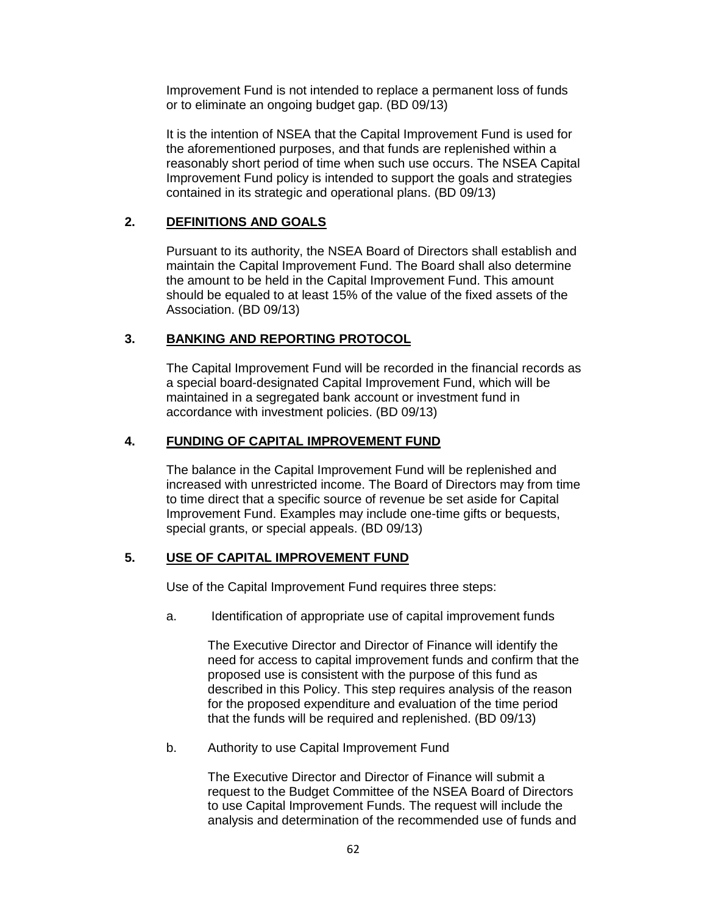Improvement Fund is not intended to replace a permanent loss of funds or to eliminate an ongoing budget gap. (BD 09/13)

It is the intention of NSEA that the Capital Improvement Fund is used for the aforementioned purposes, and that funds are replenished within a reasonably short period of time when such use occurs. The NSEA Capital Improvement Fund policy is intended to support the goals and strategies contained in its strategic and operational plans. (BD 09/13)

## 2. DEFINITIONS AND GOALS

Pursuant to its authority, the NSEA Board of Directors shall establish and maintain the Capital Improvement Fund. The Board shall also determine the amount to be held in the Capital Improvement Fund. This amount should be equaled to at least 15% of the value of the fixed assets of the Association. (BD 09/13)

## 3. BANKING AND REPORTING PROTOCOL

The Capital Improvement Fund will be recorded in the financial records as a special board-designated Capital Improvement Fund, which will be maintained in a segregated bank account or investment fund in accordance with investment policies. (BD 09/13)

## 4. FUNDING OF CAPITAL IMPROVEMENT FUND

The balance in the Capital Improvement Fund will be replenished and increased with unrestricted income. The Board of Directors may from time to time direct that a specific source of revenue be set aside for Capital Improvement Fund. Examples may include one-time gifts or bequests, special grants, or special appeals. (BD 09/13)

## 5. USE OF CAPITAL IMPROVEMENT FUND

Use of the Capital Improvement Fund requires three steps:

a. Identification of appropriate use of capital improvement funds

   The Executive Director and Director of Finance will identify the need for access to capital improvement funds and confirm that the proposed use is consistent with the purpose of this fund as described in this Policy. This step requires analysis of the reason for the proposed expenditure and evaluation of the time period that the funds will be required and replenished. (BD 09/13)

b. Authority to use Capital Improvement Fund

   The Executive Director and Director of Finance will submit a request to the Budget Committee of the NSEA Board of Directors to use Capital Improvement Funds. The request will include the analysis and determination of the recommended use of funds and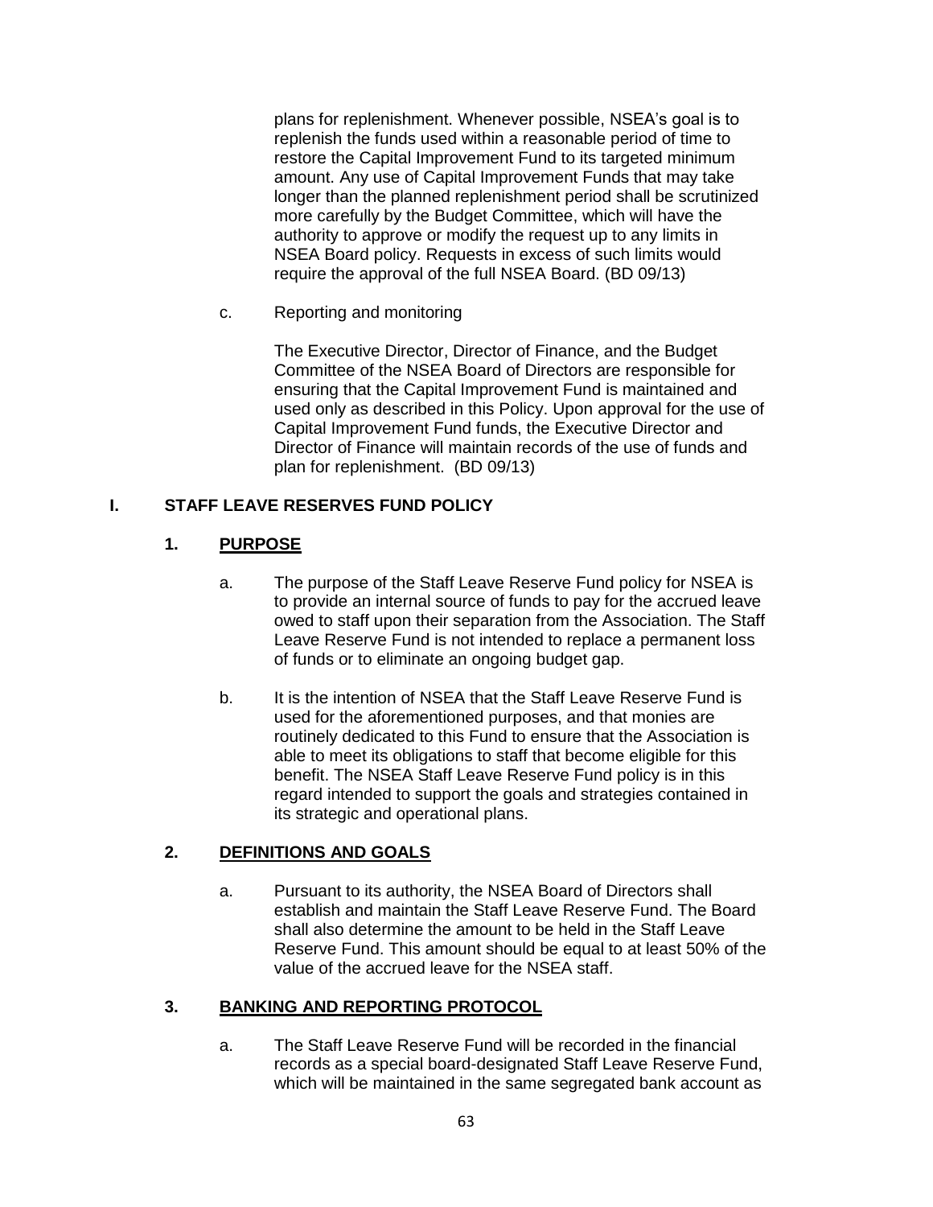plans for replenishment. Whenever possible, NSEA's goal is to replenish the funds used within a reasonable period of time to restore the Capital Improvement Fund to its targeted minimum amount. Any use of Capital Improvement Funds that may take longer than the planned replenishment period shall be scrutinized more carefully by the Budget Committee, which will have the authority to approve or modify the request up to any limits in NSEA Board policy. Requests in excess of such limits would require the approval of the full NSEA Board. (BD 09/13)

c. Reporting and monitoring

The Executive Director, Director of Finance, and the Budget Committee of the NSEA Board of Directors are responsible for ensuring that the Capital Improvement Fund is maintained and used only as described in this Policy. Upon approval for the use of Capital Improvement Fund funds, the Executive Director and Director of Finance will maintain records of the use of funds and plan for replenishment. (BD 09/13)

## I. STAFF LEAVE RESERVES FUND POLICY

### 1. PURPOSE

a. The purpose of the Staff Leave Reserve Fund policy for NSEA is to provide an internal source of funds to pay for the accrued leave owed to staff upon their separation from the Association. The Staff Leave Reserve Fund is not intended to replace a permanent loss of funds or to eliminate an ongoing budget gap.

b. It is the intention of NSEA that the Staff Leave Reserve Fund is used for the aforementioned purposes, and that monies are routinely dedicated to this Fund to ensure that the Association is able to meet its obligations to staff that become eligible for this benefit. The NSEA Staff Leave Reserve Fund policy is in this regard intended to support the goals and strategies contained in its strategic and operational plans.

### 2. DEFINITIONS AND GOALS

a. Pursuant to its authority, the NSEA Board of Directors shall establish and maintain the Staff Leave Reserve Fund. The Board shall also determine the amount to be held in the Staff Leave Reserve Fund. This amount should be equal to at least 50% of the value of the accrued leave for the NSEA staff.

### 3. BANKING AND REPORTING PROTOCOL

a. The Staff Leave Reserve Fund will be recorded in the financial records as a special board-designated Staff Leave Reserve Fund, which will be maintained in the same segregated bank account as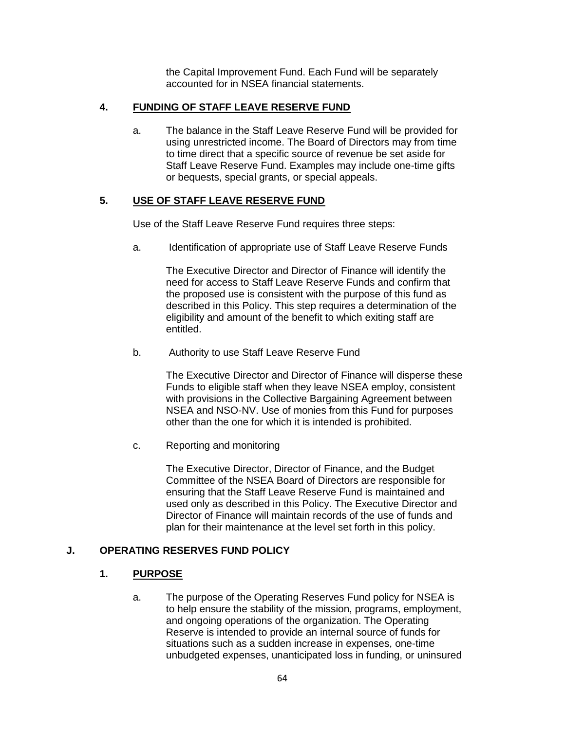the Capital Improvement Fund. Each Fund will be separately accounted for in NSEA financial statements.

### 4. FUNDING OF STAFF LEAVE RESERVE FUND

a. The balance in the Staff Leave Reserve Fund will be provided for using unrestricted income. The Board of Directors may from time to time direct that a specific source of revenue be set aside for Staff Leave Reserve Fund. Examples may include one-time gifts or bequests, special grants, or special appeals.

### 5. USE OF STAFF LEAVE RESERVE FUND

Use of the Staff Leave Reserve Fund requires three steps:

a. Identification of appropriate use of Staff Leave Reserve Funds

The Executive Director and Director of Finance will identify the need for access to Staff Leave Reserve Funds and confirm that the proposed use is consistent with the purpose of this fund as described in this Policy. This step requires a determination of the eligibility and amount of the benefit to which exiting staff are entitled.

b. Authority to use Staff Leave Reserve Fund

The Executive Director and Director of Finance will disperse these Funds to eligible staff when they leave NSEA employ, consistent with provisions in the Collective Bargaining Agreement between NSEA and NSO-NV. Use of monies from this Fund for purposes other than the one for which it is intended is prohibited.

c. Reporting and monitoring

The Executive Director, Director of Finance, and the Budget Committee of the NSEA Board of Directors are responsible for ensuring that the Staff Leave Reserve Fund is maintained and used only as described in this Policy. The Executive Director and Director of Finance will maintain records of the use of funds and plan for their maintenance at the level set forth in this policy.

## J. OPERATING RESERVES FUND POLICY

### 1. PURPOSE

a. The purpose of the Operating Reserves Fund policy for NSEA is to help ensure the stability of the mission, programs, employment, and ongoing operations of the organization. The Operating Reserve is intended to provide an internal source of funds for situations such as a sudden increase in expenses, one-time unbudgeted expenses, unanticipated loss in funding, or uninsured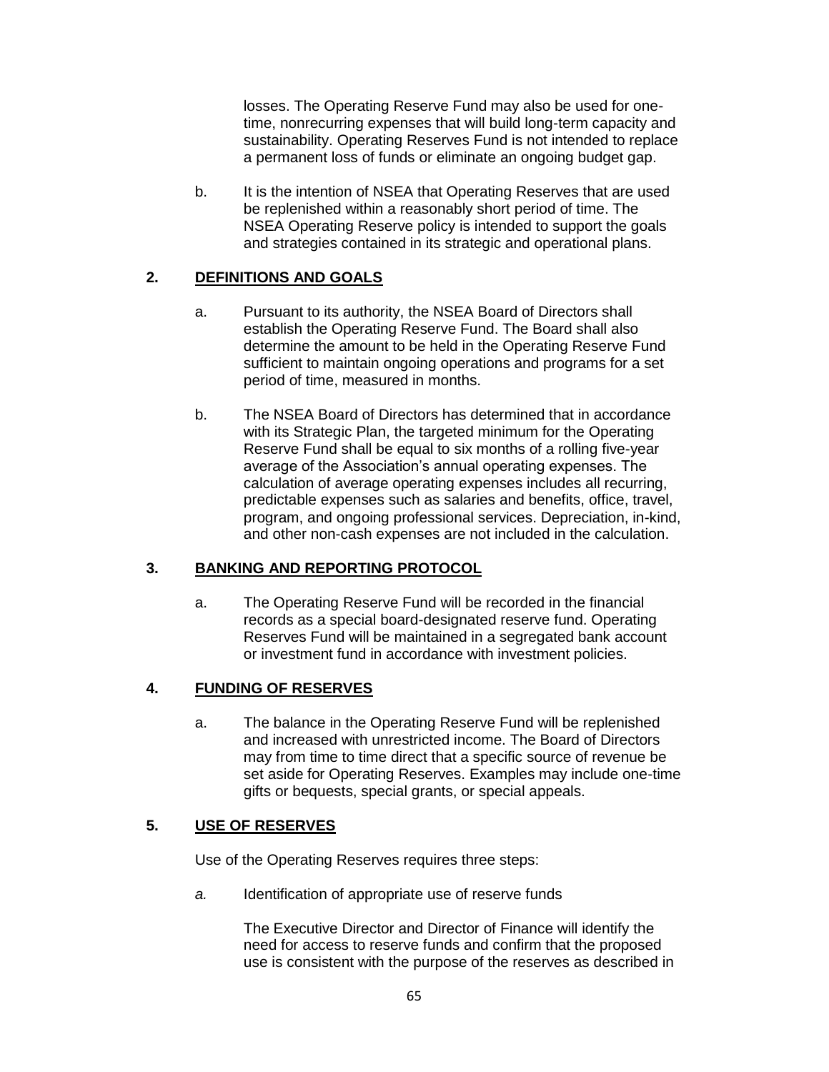losses. The Operating Reserve Fund may also be used for one-time, nonrecurring expenses that will build long-term capacity and sustainability. Operating Reserves Fund is not intended to replace a permanent loss of funds or eliminate an ongoing budget gap.

b. It is the intention of NSEA that Operating Reserves that are used be replenished within a reasonably short period of time. The NSEA Operating Reserve policy is intended to support the goals and strategies contained in its strategic and operational plans.

## 2. DEFINITIONS AND GOALS

a. Pursuant to its authority, the NSEA Board of Directors shall establish the Operating Reserve Fund. The Board shall also determine the amount to be held in the Operating Reserve Fund sufficient to maintain ongoing operations and programs for a set period of time, measured in months.

b. The NSEA Board of Directors has determined that in accordance with its Strategic Plan, the targeted minimum for the Operating Reserve Fund shall be equal to six months of a rolling five-year average of the Association's annual operating expenses. The calculation of average operating expenses includes all recurring, predictable expenses such as salaries and benefits, office, travel, program, and ongoing professional services. Depreciation, in-kind, and other non-cash expenses are not included in the calculation.

## 3. BANKING AND REPORTING PROTOCOL

a. The Operating Reserve Fund will be recorded in the financial records as a special board-designated reserve fund. Operating Reserves Fund will be maintained in a segregated bank account or investment fund in accordance with investment policies.

## 4. FUNDING OF RESERVES

a. The balance in the Operating Reserve Fund will be replenished and increased with unrestricted income. The Board of Directors may from time to time direct that a specific source of revenue be set aside for Operating Reserves. Examples may include one-time gifts or bequests, special grants, or special appeals.

## 5. USE OF RESERVES

Use of the Operating Reserves requires three steps:

*a.* Identification of appropriate use of reserve funds

The Executive Director and Director of Finance will identify the need for access to reserve funds and confirm that the proposed use is consistent with the purpose of the reserves as described in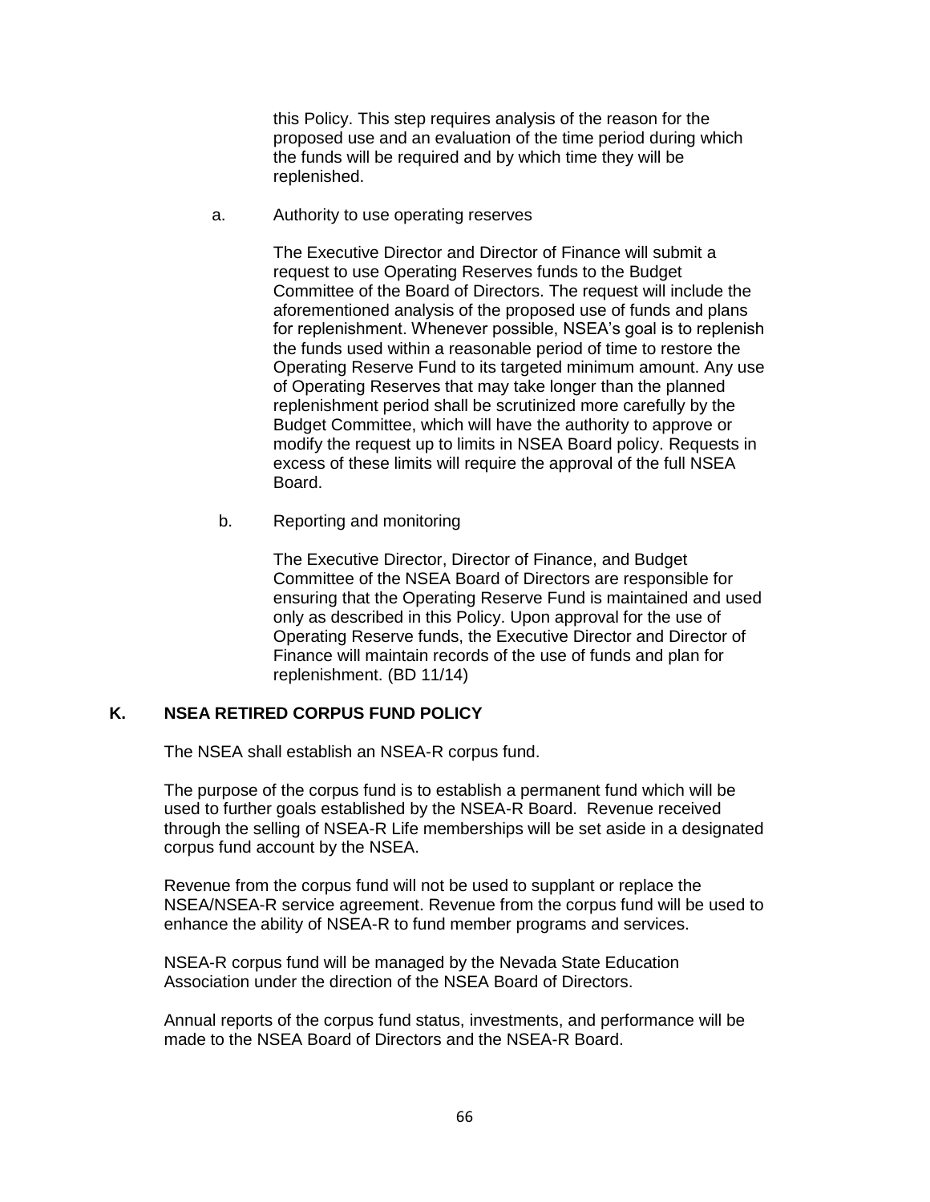this Policy. This step requires analysis of the reason for the proposed use and an evaluation of the time period during which the funds will be required and by which time they will be replenished.

a. Authority to use operating reserves

The Executive Director and Director of Finance will submit a request to use Operating Reserves funds to the Budget Committee of the Board of Directors. The request will include the aforementioned analysis of the proposed use of funds and plans for replenishment. Whenever possible, NSEA's goal is to replenish the funds used within a reasonable period of time to restore the Operating Reserve Fund to its targeted minimum amount. Any use of Operating Reserves that may take longer than the planned replenishment period shall be scrutinized more carefully by the Budget Committee, which will have the authority to approve or modify the request up to limits in NSEA Board policy. Requests in excess of these limits will require the approval of the full NSEA Board.

b. Reporting and monitoring

The Executive Director, Director of Finance, and Budget Committee of the NSEA Board of Directors are responsible for ensuring that the Operating Reserve Fund is maintained and used only as described in this Policy. Upon approval for the use of Operating Reserve funds, the Executive Director and Director of Finance will maintain records of the use of funds and plan for replenishment. (BD 11/14)

## K. NSEA RETIRED CORPUS FUND POLICY

The NSEA shall establish an NSEA-R corpus fund.

The purpose of the corpus fund is to establish a permanent fund which will be used to further goals established by the NSEA-R Board. Revenue received through the selling of NSEA-R Life memberships will be set aside in a designated corpus fund account by the NSEA.

Revenue from the corpus fund will not be used to supplant or replace the NSEA/NSEA-R service agreement. Revenue from the corpus fund will be used to enhance the ability of NSEA-R to fund member programs and services.

NSEA-R corpus fund will be managed by the Nevada State Education Association under the direction of the NSEA Board of Directors.

Annual reports of the corpus fund status, investments, and performance will be made to the NSEA Board of Directors and the NSEA-R Board.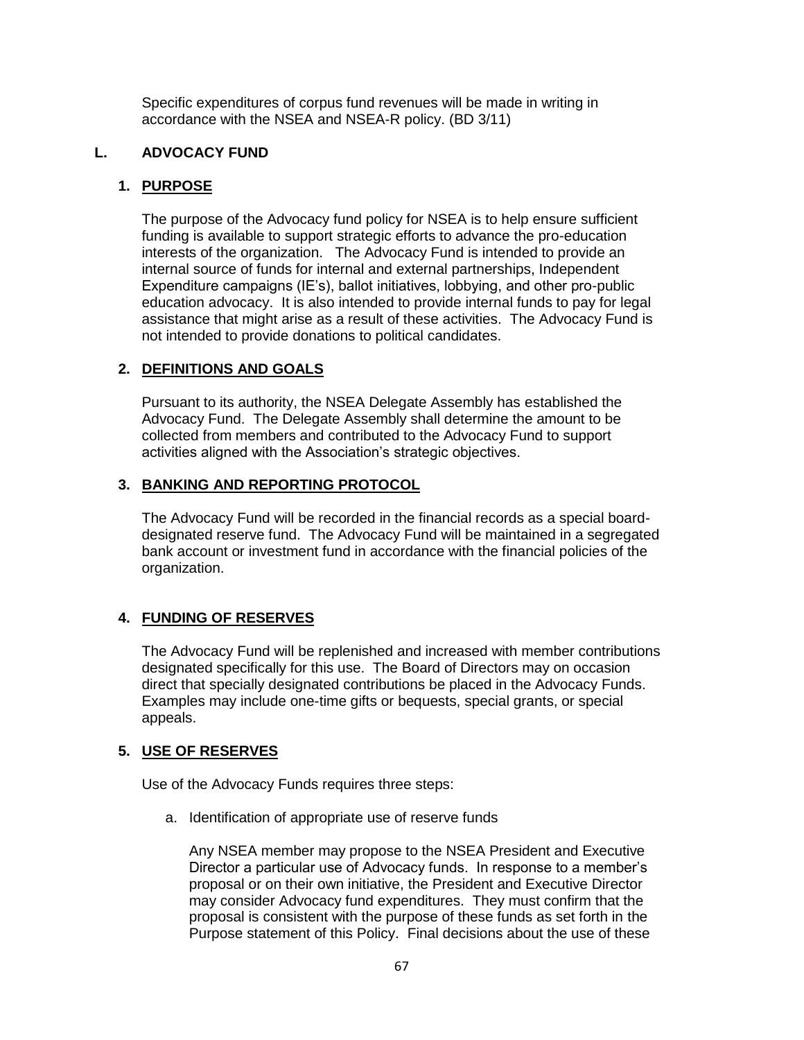Specific expenditures of corpus fund revenues will be made in writing in accordance with the NSEA and NSEA-R policy. (BD 3/11)

## L. ADVOCACY FUND

### 1. PURPOSE

The purpose of the Advocacy fund policy for NSEA is to help ensure sufficient funding is available to support strategic efforts to advance the pro-education interests of the organization. The Advocacy Fund is intended to provide an internal source of funds for internal and external partnerships, Independent Expenditure campaigns (IE's), ballot initiatives, lobbying, and other pro-public education advocacy. It is also intended to provide internal funds to pay for legal assistance that might arise as a result of these activities. The Advocacy Fund is not intended to provide donations to political candidates.

### 2. DEFINITIONS AND GOALS

Pursuant to its authority, the NSEA Delegate Assembly has established the Advocacy Fund. The Delegate Assembly shall determine the amount to be collected from members and contributed to the Advocacy Fund to support activities aligned with the Association's strategic objectives.

### 3. BANKING AND REPORTING PROTOCOL

The Advocacy Fund will be recorded in the financial records as a special board-designated reserve fund. The Advocacy Fund will be maintained in a segregated bank account or investment fund in accordance with the financial policies of the organization.

### 4. FUNDING OF RESERVES

The Advocacy Fund will be replenished and increased with member contributions designated specifically for this use. The Board of Directors may on occasion direct that specially designated contributions be placed in the Advocacy Funds. Examples may include one-time gifts or bequests, special grants, or special appeals.

### 5. USE OF RESERVES

Use of the Advocacy Funds requires three steps:

a. Identification of appropriate use of reserve funds

   Any NSEA member may propose to the NSEA President and Executive Director a particular use of Advocacy funds. In response to a member's proposal or on their own initiative, the President and Executive Director may consider Advocacy fund expenditures. They must confirm that the proposal is consistent with the purpose of these funds as set forth in the Purpose statement of this Policy. Final decisions about the use of these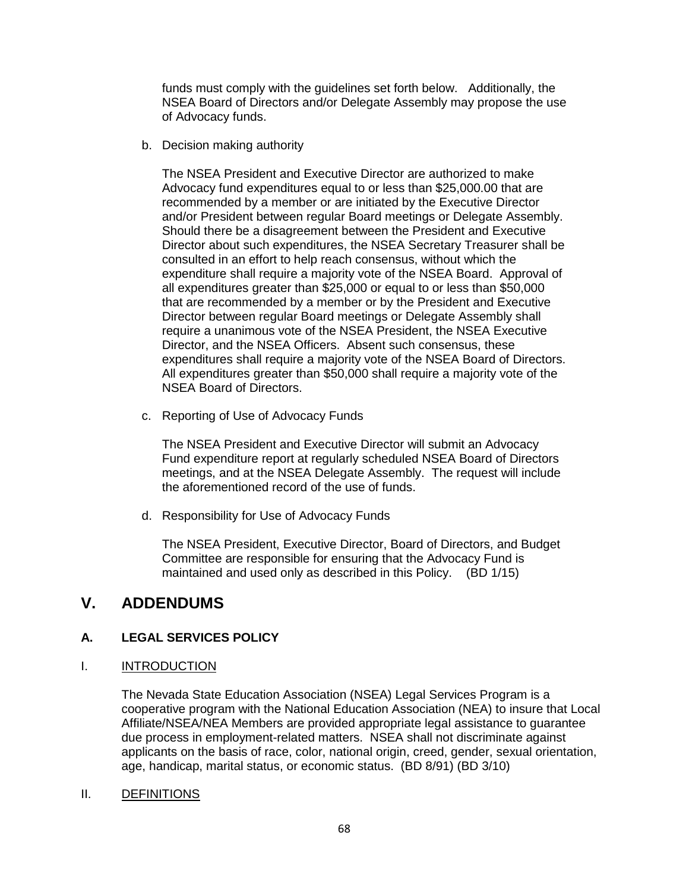funds must comply with the guidelines set forth below. Additionally, the NSEA Board of Directors and/or Delegate Assembly may propose the use of Advocacy funds.

b. Decision making authority

The NSEA President and Executive Director are authorized to make Advocacy fund expenditures equal to or less than $25,000.00 that are recommended by a member or are initiated by the Executive Director and/or President between regular Board meetings or Delegate Assembly. Should there be a disagreement between the President and Executive Director about such expenditures, the NSEA Secretary Treasurer shall be consulted in an effort to help reach consensus, without which the expenditure shall require a majority vote of the NSEA Board. Approval of all expenditures greater than $25,000 or equal to or less than $50,000 that are recommended by a member or by the President and Executive Director between regular Board meetings or Delegate Assembly shall require a unanimous vote of the NSEA President, the NSEA Executive Director, and the NSEA Officers. Absent such consensus, these expenditures shall require a majority vote of the NSEA Board of Directors. All expenditures greater than $50,000 shall require a majority vote of the NSEA Board of Directors.

c. Reporting of Use of Advocacy Funds

The NSEA President and Executive Director will submit an Advocacy Fund expenditure report at regularly scheduled NSEA Board of Directors meetings, and at the NSEA Delegate Assembly. The request will include the aforementioned record of the use of funds.

d. Responsibility for Use of Advocacy Funds

The NSEA President, Executive Director, Board of Directors, and Budget Committee are responsible for ensuring that the Advocacy Fund is maintained and used only as described in this Policy. (BD 1/15)

## V. ADDENDUMS

### A. LEGAL SERVICES POLICY

I. <u>INTRODUCTION</u>

The Nevada State Education Association (NSEA) Legal Services Program is a cooperative program with the National Education Association (NEA) to insure that Local Affiliate/NSEA/NEA Members are provided appropriate legal assistance to guarantee due process in employment-related matters. NSEA shall not discriminate against applicants on the basis of race, color, national origin, creed, gender, sexual orientation, age, handicap, marital status, or economic status. (BD 8/91) (BD 3/10)

II. <u>DEFINITIONS</u>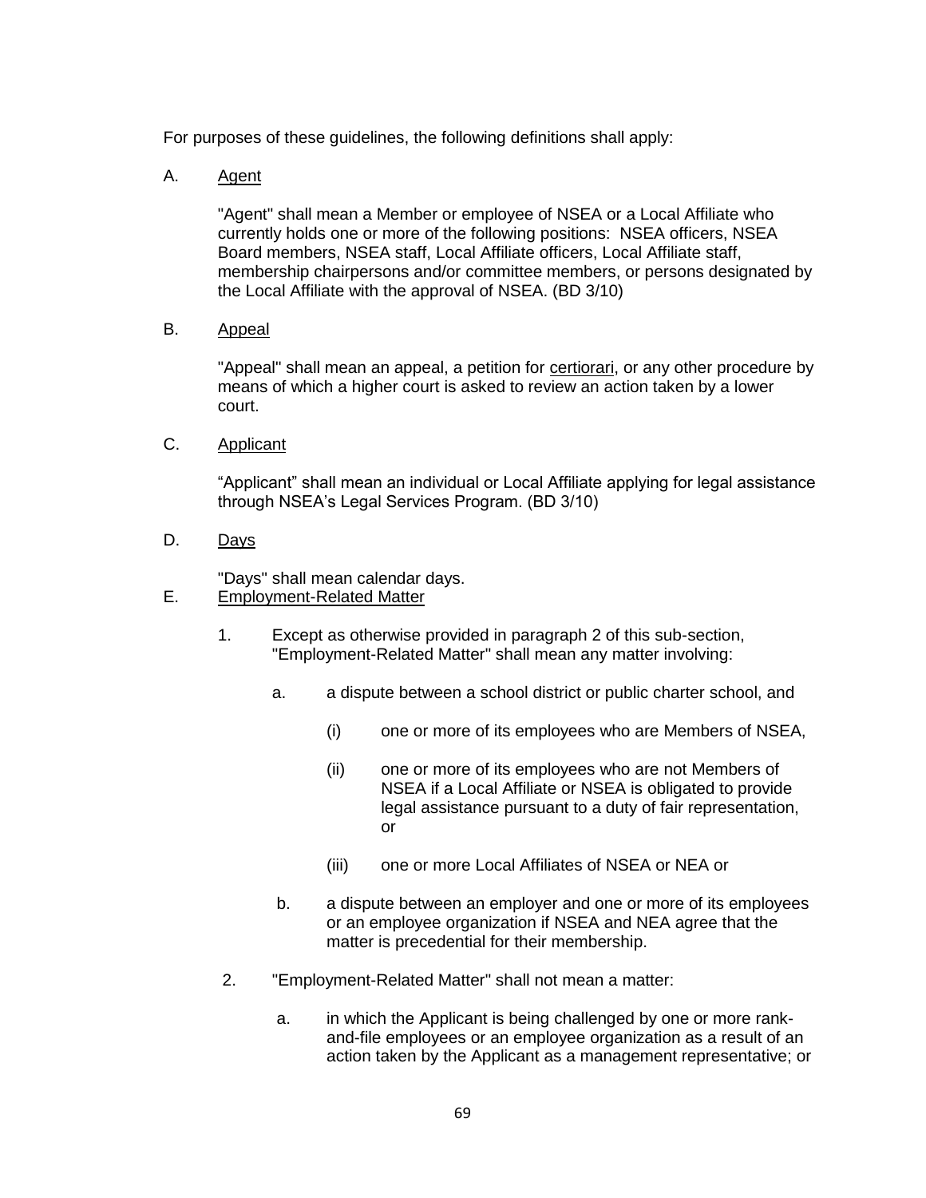For purposes of these guidelines, the following definitions shall apply:

A. Agent

"Agent" shall mean a Member or employee of NSEA or a Local Affiliate who currently holds one or more of the following positions: NSEA officers, NSEA Board members, NSEA staff, Local Affiliate officers, Local Affiliate staff, membership chairpersons and/or committee members, or persons designated by the Local Affiliate with the approval of NSEA. (BD 3/10)

B. Appeal

"Appeal" shall mean an appeal, a petition for certiorari, or any other procedure by means of which a higher court is asked to review an action taken by a lower court.

C. Applicant

“Applicant” shall mean an individual or Local Affiliate applying for legal assistance through NSEA’s Legal Services Program. (BD 3/10)

D. Days

"Days" shall mean calendar days.

E. Employment-Related Matter

1. Except as otherwise provided in paragraph 2 of this sub-section, "Employment-Related Matter" shall mean any matter involving:

    a. a dispute between a school district or public charter school, and

        (i) one or more of its employees who are Members of NSEA,

        (ii) one or more of its employees who are not Members of NSEA if a Local Affiliate or NSEA is obligated to provide legal assistance pursuant to a duty of fair representation, or

        (iii) one or more Local Affiliates of NSEA or NEA or

    b. a dispute between an employer and one or more of its employees or an employee organization if NSEA and NEA agree that the matter is precedential for their membership.

2. "Employment-Related Matter" shall not mean a matter:

    a. in which the Applicant is being challenged by one or more rank-and-file employees or an employee organization as a result of an action taken by the Applicant as a management representative; or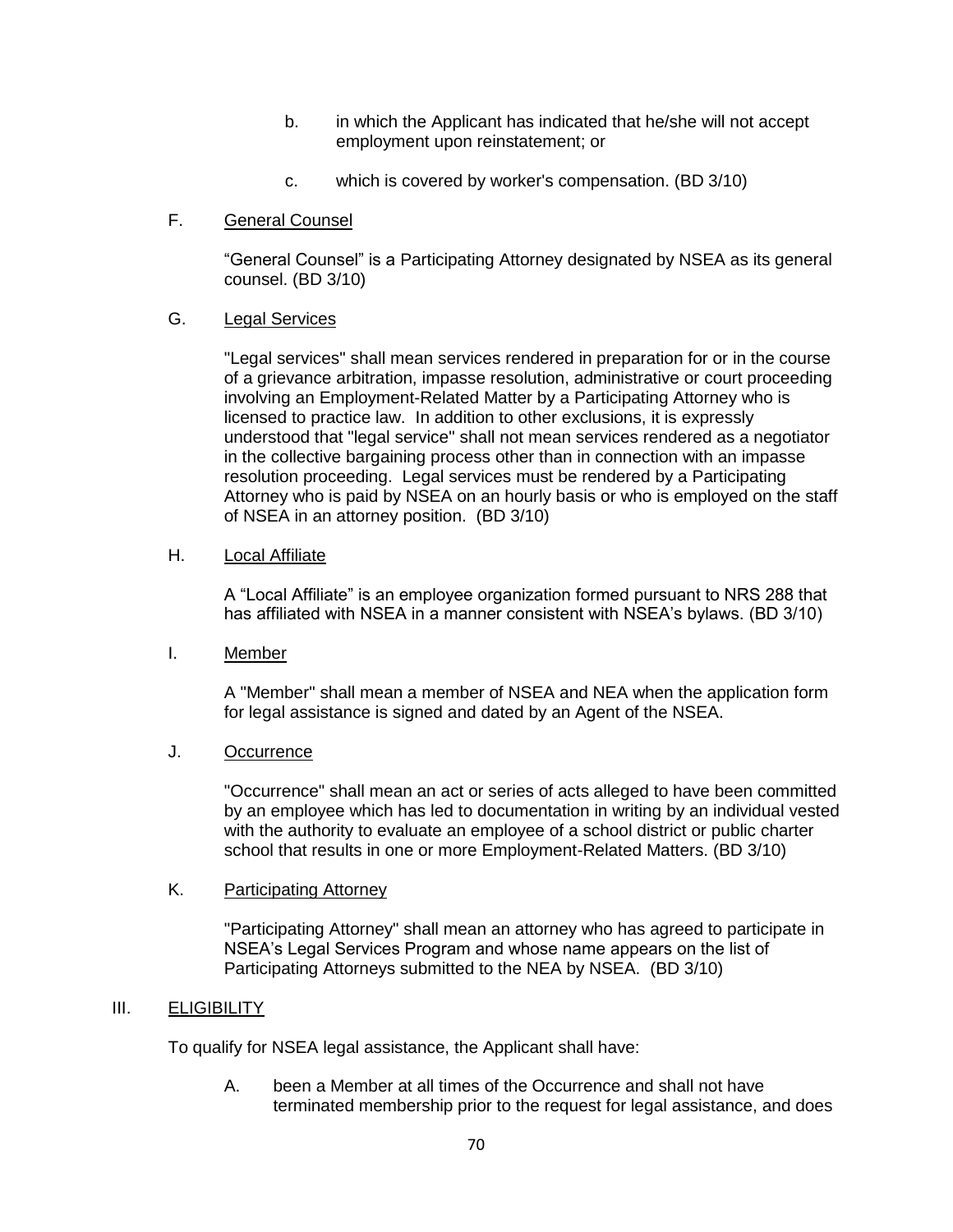b. in which the Applicant has indicated that he/she will not accept employment upon reinstatement; or

c. which is covered by worker's compensation. (BD 3/10)

F. General Counsel

"General Counsel" is a Participating Attorney designated by NSEA as its general counsel. (BD 3/10)

G. Legal Services

"Legal services" shall mean services rendered in preparation for or in the course of a grievance arbitration, impasse resolution, administrative or court proceeding involving an Employment-Related Matter by a Participating Attorney who is licensed to practice law. In addition to other exclusions, it is expressly understood that "legal service" shall not mean services rendered as a negotiator in the collective bargaining process other than in connection with an impasse resolution proceeding. Legal services must be rendered by a Participating Attorney who is paid by NSEA on an hourly basis or who is employed on the staff of NSEA in an attorney position. (BD 3/10)

H. Local Affiliate

A "Local Affiliate" is an employee organization formed pursuant to NRS 288 that has affiliated with NSEA in a manner consistent with NSEA's bylaws. (BD 3/10)

I. Member

A "Member" shall mean a member of NSEA and NEA when the application form for legal assistance is signed and dated by an Agent of the NSEA.

J. Occurrence

"Occurrence" shall mean an act or series of acts alleged to have been committed by an employee which has led to documentation in writing by an individual vested with the authority to evaluate an employee of a school district or public charter school that results in one or more Employment-Related Matters. (BD 3/10)

K. Participating Attorney

"Participating Attorney" shall mean an attorney who has agreed to participate in NSEA's Legal Services Program and whose name appears on the list of Participating Attorneys submitted to the NEA by NSEA. (BD 3/10)

## III. ELIGIBILITY

To qualify for NSEA legal assistance, the Applicant shall have:

A. been a Member at all times of the Occurrence and shall not have terminated membership prior to the request for legal assistance, and does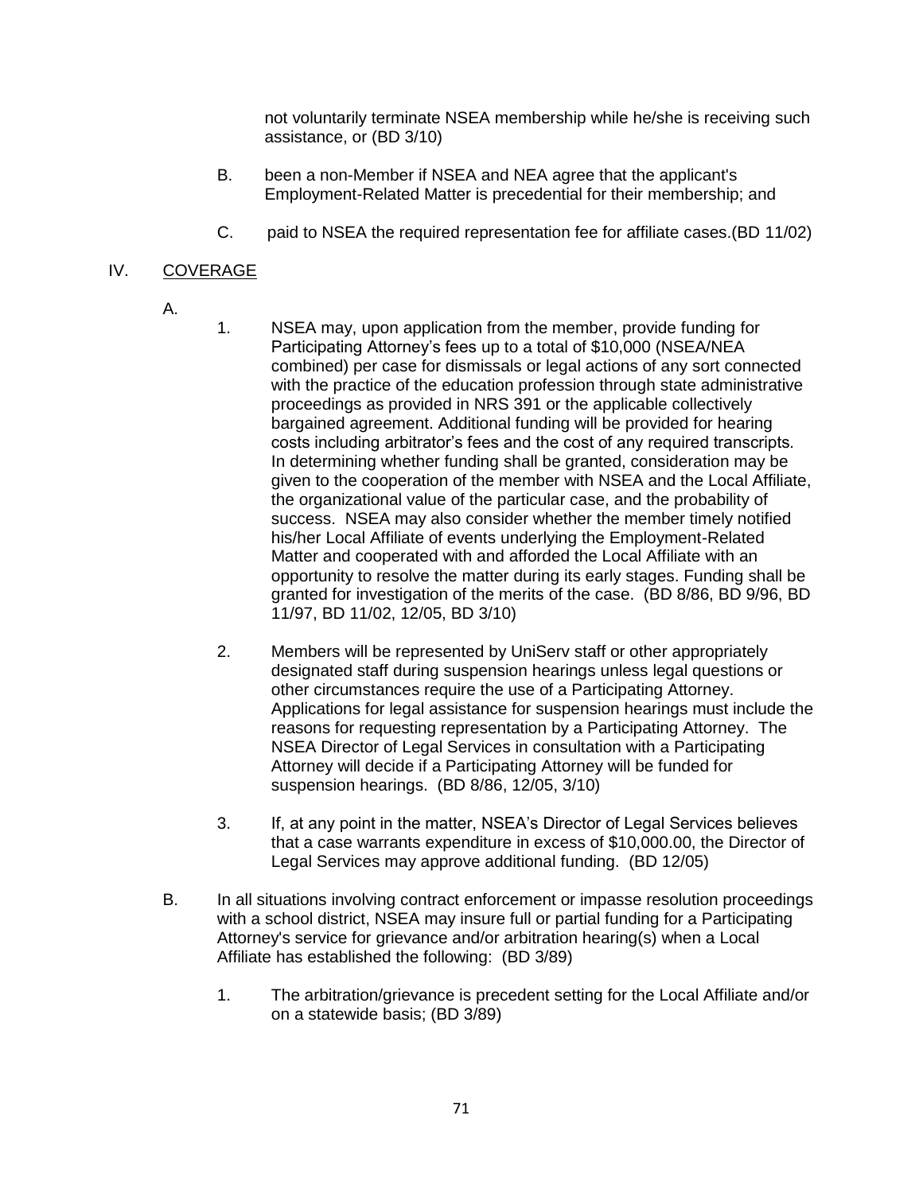not voluntarily terminate NSEA membership while he/she is receiving such assistance, or (BD 3/10)

B. been a non-Member if NSEA and NEA agree that the applicant's Employment-Related Matter is precedential for their membership; and

C. paid to NSEA the required representation fee for affiliate cases.(BD 11/02)

## IV. COVERAGE

A.

1. NSEA may, upon application from the member, provide funding for Participating Attorney's fees up to a total of $10,000 (NSEA/NEA combined) per case for dismissals or legal actions of any sort connected with the practice of the education profession through state administrative proceedings as provided in NRS 391 or the applicable collectively bargained agreement. Additional funding will be provided for hearing costs including arbitrator's fees and the cost of any required transcripts. In determining whether funding shall be granted, consideration may be given to the cooperation of the member with NSEA and the Local Affiliate, the organizational value of the particular case, and the probability of success. NSEA may also consider whether the member timely notified his/her Local Affiliate of events underlying the Employment-Related Matter and cooperated with and afforded the Local Affiliate with an opportunity to resolve the matter during its early stages. Funding shall be granted for investigation of the merits of the case. (BD 8/86, BD 9/96, BD 11/97, BD 11/02, 12/05, BD 3/10)

2. Members will be represented by UniServ staff or other appropriately designated staff during suspension hearings unless legal questions or other circumstances require the use of a Participating Attorney. Applications for legal assistance for suspension hearings must include the reasons for requesting representation by a Participating Attorney. The NSEA Director of Legal Services in consultation with a Participating Attorney will decide if a Participating Attorney will be funded for suspension hearings. (BD 8/86, 12/05, 3/10)

3. If, at any point in the matter, NSEA's Director of Legal Services believes that a case warrants expenditure in excess of $10,000.00, the Director of Legal Services may approve additional funding. (BD 12/05)

B. In all situations involving contract enforcement or impasse resolution proceedings with a school district, NSEA may insure full or partial funding for a Participating Attorney's service for grievance and/or arbitration hearing(s) when a Local Affiliate has established the following: (BD 3/89)

1. The arbitration/grievance is precedent setting for the Local Affiliate and/or on a statewide basis; (BD 3/89)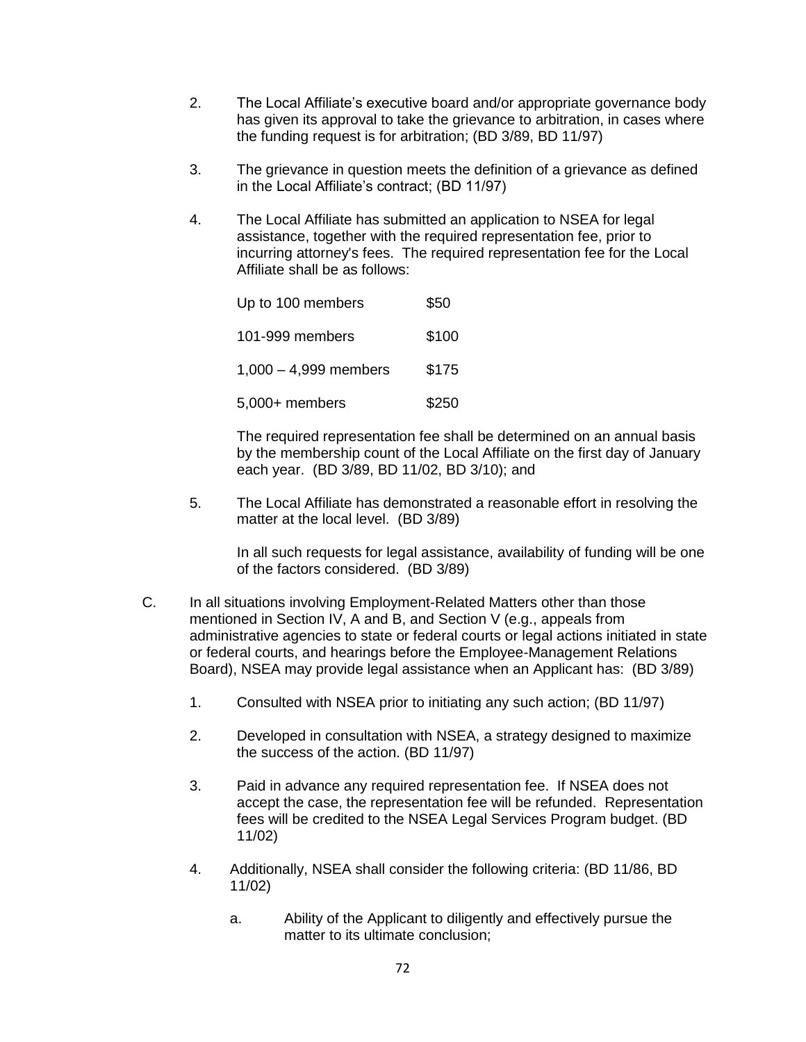2. The Local Affiliate's executive board and/or appropriate governance body has given its approval to take the grievance to arbitration, in cases where the funding request is for arbitration; (BD 3/89, BD 11/97)

3. The grievance in question meets the definition of a grievance as defined in the Local Affiliate's contract; (BD 11/97)

4. The Local Affiliate has submitted an application to NSEA for legal assistance, together with the required representation fee, prior to incurring attorney's fees. The required representation fee for the Local Affiliate shall be as follows:

| | |
|---|---|
| Up to 100 members | $50 |
| 101-999 members | $100 |
| 1,000 – 4,999 members | $175 |
| 5,000+ members | $250 |

   The required representation fee shall be determined on an annual basis by the membership count of the Local Affiliate on the first day of January each year. (BD 3/89, BD 11/02, BD 3/10); and

5. The Local Affiliate has demonstrated a reasonable effort in resolving the matter at the local level. (BD 3/89)

   In all such requests for legal assistance, availability of funding will be one of the factors considered. (BD 3/89)

C. In all situations involving Employment-Related Matters other than those mentioned in Section IV, A and B, and Section V (e.g., appeals from administrative agencies to state or federal courts or legal actions initiated in state or federal courts, and hearings before the Employee-Management Relations Board), NSEA may provide legal assistance when an Applicant has: (BD 3/89)

   1. Consulted with NSEA prior to initiating any such action; (BD 11/97)

   2. Developed in consultation with NSEA, a strategy designed to maximize the success of the action. (BD 11/97)

   3. Paid in advance any required representation fee. If NSEA does not accept the case, the representation fee will be refunded. Representation fees will be credited to the NSEA Legal Services Program budget. (BD 11/02)

   4. Additionally, NSEA shall consider the following criteria: (BD 11/86, BD 11/02)

      a. Ability of the Applicant to diligently and effectively pursue the matter to its ultimate conclusion;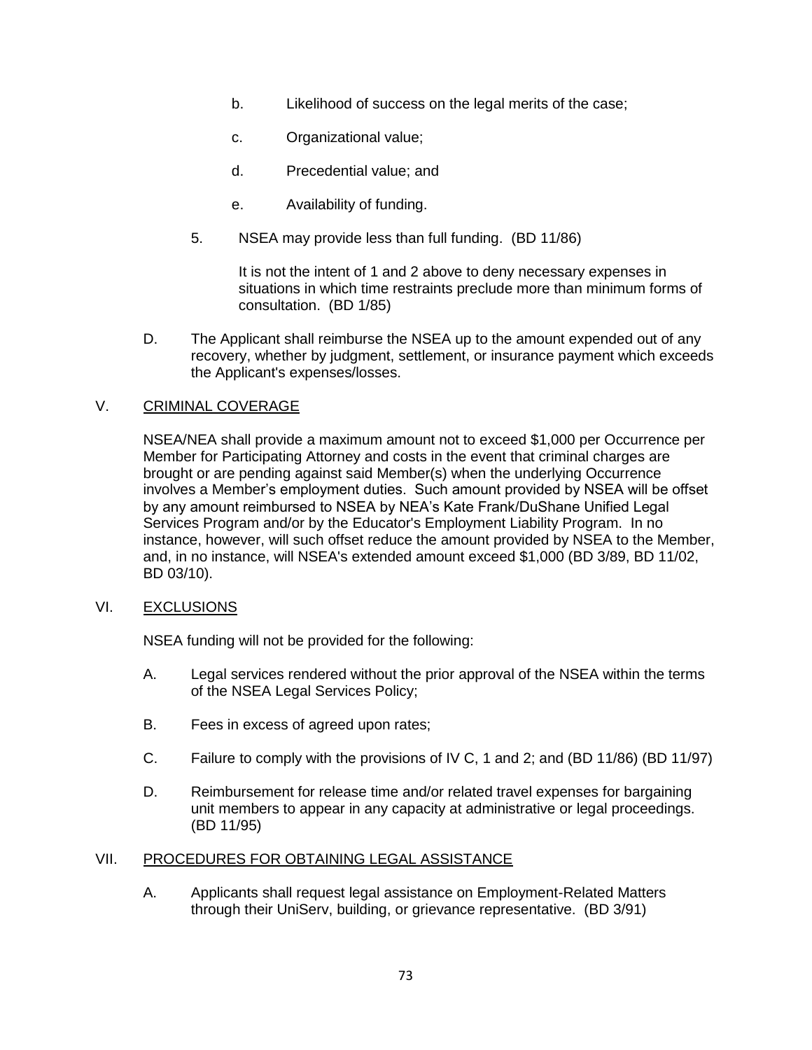b. Likelihood of success on the legal merits of the case;

   c. Organizational value;

   d. Precedential value; and

   e. Availability of funding.

5. NSEA may provide less than full funding. (BD 11/86)

   It is not the intent of 1 and 2 above to deny necessary expenses in situations in which time restraints preclude more than minimum forms of consultation. (BD 1/85)

D. The Applicant shall reimburse the NSEA up to the amount expended out of any recovery, whether by judgment, settlement, or insurance payment which exceeds the Applicant's expenses/losses.

## V. CRIMINAL COVERAGE

NSEA/NEA shall provide a maximum amount not to exceed $1,000 per Occurrence per Member for Participating Attorney and costs in the event that criminal charges are brought or are pending against said Member(s) when the underlying Occurrence involves a Member's employment duties. Such amount provided by NSEA will be offset by any amount reimbursed to NSEA by NEA's Kate Frank/DuShane Unified Legal Services Program and/or by the Educator's Employment Liability Program. In no instance, however, will such offset reduce the amount provided by NSEA to the Member, and, in no instance, will NSEA's extended amount exceed $1,000 (BD 3/89, BD 11/02, BD 03/10).

## VI. EXCLUSIONS

NSEA funding will not be provided for the following:

A. Legal services rendered without the prior approval of the NSEA within the terms of the NSEA Legal Services Policy;

B. Fees in excess of agreed upon rates;

C. Failure to comply with the provisions of IV C, 1 and 2; and (BD 11/86) (BD 11/97)

D. Reimbursement for release time and/or related travel expenses for bargaining unit members to appear in any capacity at administrative or legal proceedings. (BD 11/95)

## VII. PROCEDURES FOR OBTAINING LEGAL ASSISTANCE

A. Applicants shall request legal assistance on Employment-Related Matters through their UniServ, building, or grievance representative. (BD 3/91)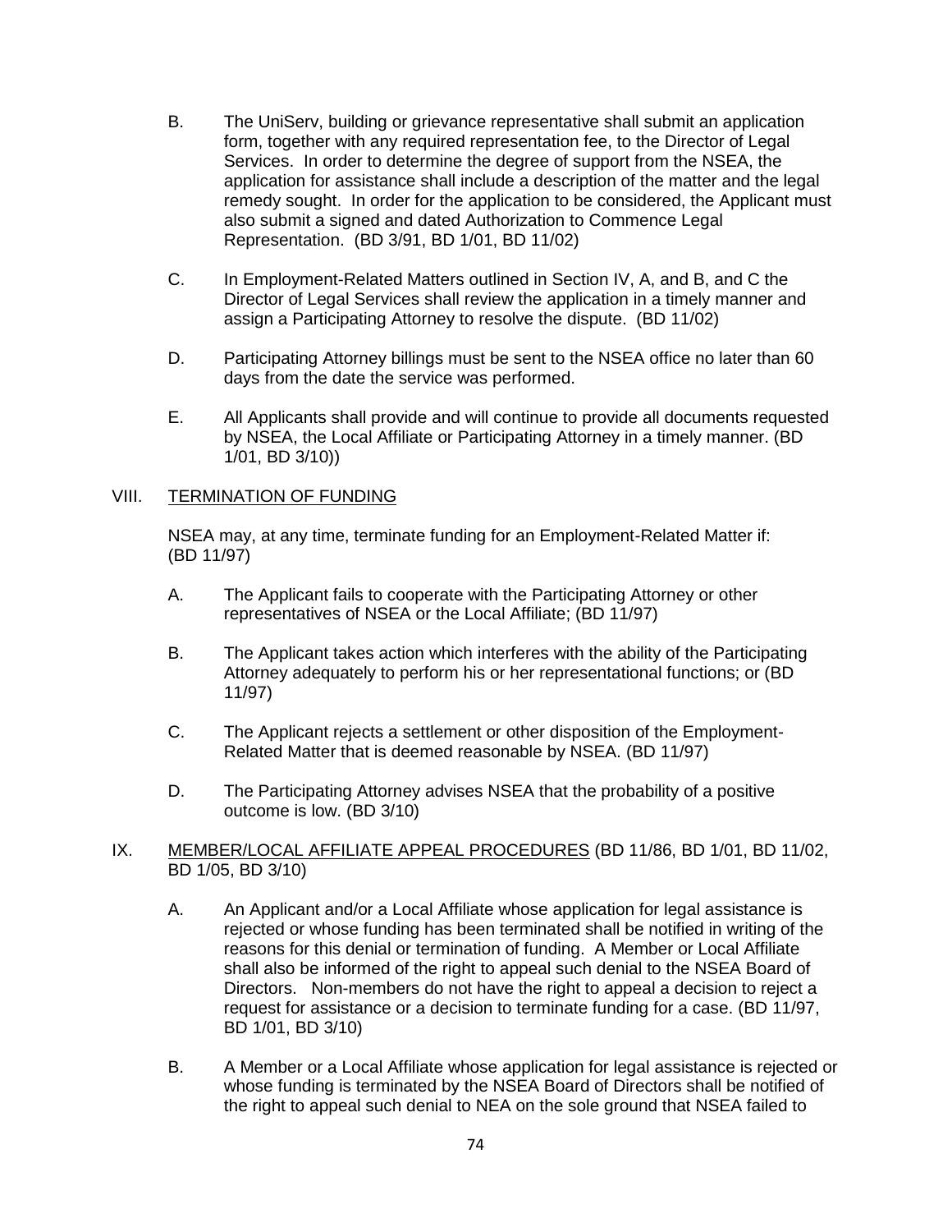B. The UniServ, building or grievance representative shall submit an application form, together with any required representation fee, to the Director of Legal Services. In order to determine the degree of support from the NSEA, the application for assistance shall include a description of the matter and the legal remedy sought. In order for the application to be considered, the Applicant must also submit a signed and dated Authorization to Commence Legal Representation. (BD 3/91, BD 1/01, BD 11/02)

C. In Employment-Related Matters outlined in Section IV, A, and B, and C the Director of Legal Services shall review the application in a timely manner and assign a Participating Attorney to resolve the dispute. (BD 11/02)

D. Participating Attorney billings must be sent to the NSEA office no later than 60 days from the date the service was performed.

E. All Applicants shall provide and will continue to provide all documents requested by NSEA, the Local Affiliate or Participating Attorney in a timely manner. (BD 1/01, BD 3/10))

## VIII. <u>TERMINATION OF FUNDING</u>

NSEA may, at any time, terminate funding for an Employment-Related Matter if: (BD 11/97)

A. The Applicant fails to cooperate with the Participating Attorney or other representatives of NSEA or the Local Affiliate; (BD 11/97)

B. The Applicant takes action which interferes with the ability of the Participating Attorney adequately to perform his or her representational functions; or (BD 11/97)

C. The Applicant rejects a settlement or other disposition of the Employment-Related Matter that is deemed reasonable by NSEA. (BD 11/97)

D. The Participating Attorney advises NSEA that the probability of a positive outcome is low. (BD 3/10)

## IX. <u>MEMBER/LOCAL AFFILIATE APPEAL PROCEDURES</u> (BD 11/86, BD 1/01, BD 11/02, BD 1/05, BD 3/10)

A. An Applicant and/or a Local Affiliate whose application for legal assistance is rejected or whose funding has been terminated shall be notified in writing of the reasons for this denial or termination of funding. A Member or Local Affiliate shall also be informed of the right to appeal such denial to the NSEA Board of Directors. Non-members do not have the right to appeal a decision to reject a request for assistance or a decision to terminate funding for a case. (BD 11/97, BD 1/01, BD 3/10)

B. A Member or a Local Affiliate whose application for legal assistance is rejected or whose funding is terminated by the NSEA Board of Directors shall be notified of the right to appeal such denial to NEA on the sole ground that NSEA failed to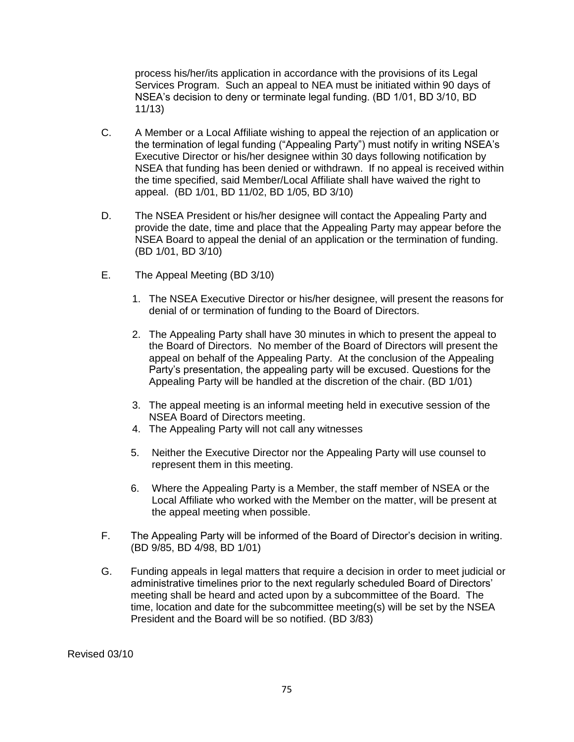process his/her/its application in accordance with the provisions of its Legal Services Program. Such an appeal to NEA must be initiated within 90 days of NSEA's decision to deny or terminate legal funding. (BD 1/01, BD 3/10, BD 11/13)

C. A Member or a Local Affiliate wishing to appeal the rejection of an application or the termination of legal funding ("Appealing Party") must notify in writing NSEA's Executive Director or his/her designee within 30 days following notification by NSEA that funding has been denied or withdrawn. If no appeal is received within the time specified, said Member/Local Affiliate shall have waived the right to appeal. (BD 1/01, BD 11/02, BD 1/05, BD 3/10)

D. The NSEA President or his/her designee will contact the Appealing Party and provide the date, time and place that the Appealing Party may appear before the NSEA Board to appeal the denial of an application or the termination of funding. (BD 1/01, BD 3/10)

E. The Appeal Meeting (BD 3/10)

1. The NSEA Executive Director or his/her designee, will present the reasons for denial of or termination of funding to the Board of Directors.
2. The Appealing Party shall have 30 minutes in which to present the appeal to the Board of Directors. No member of the Board of Directors will present the appeal on behalf of the Appealing Party. At the conclusion of the Appealing Party's presentation, the appealing party will be excused. Questions for the Appealing Party will be handled at the discretion of the chair. (BD 1/01)
3. The appeal meeting is an informal meeting held in executive session of the NSEA Board of Directors meeting.
4. The Appealing Party will not call any witnesses
5. Neither the Executive Director nor the Appealing Party will use counsel to represent them in this meeting.
6. Where the Appealing Party is a Member, the staff member of NSEA or the Local Affiliate who worked with the Member on the matter, will be present at the appeal meeting when possible.

F. The Appealing Party will be informed of the Board of Director's decision in writing. (BD 9/85, BD 4/98, BD 1/01)

G. Funding appeals in legal matters that require a decision in order to meet judicial or administrative timelines prior to the next regularly scheduled Board of Directors' meeting shall be heard and acted upon by a subcommittee of the Board. The time, location and date for the subcommittee meeting(s) will be set by the NSEA President and the Board will be so notified. (BD 3/83)

Revised 03/10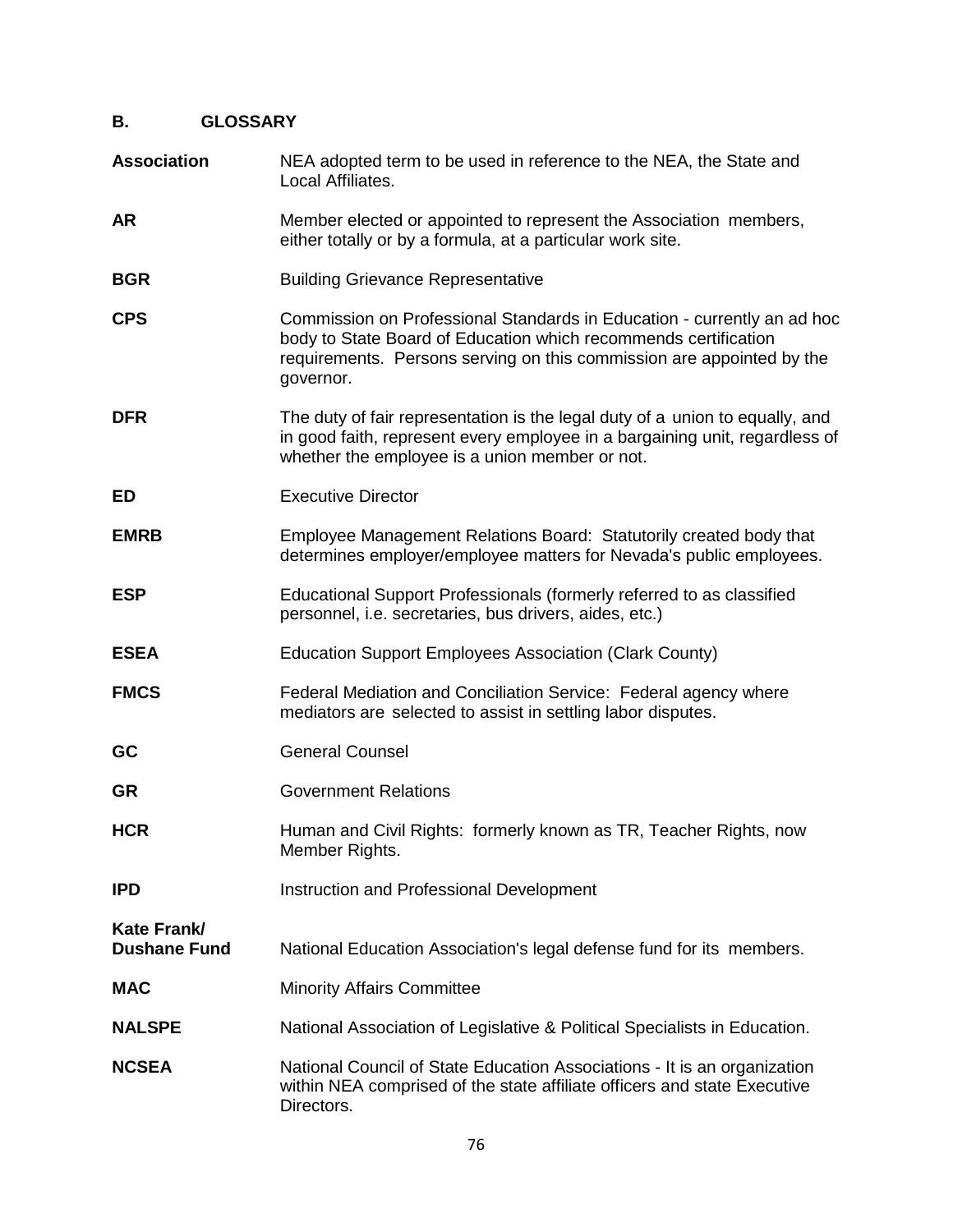## B. GLOSSARY

| | |
|---|---|
| **Association** | NEA adopted term to be used in reference to the NEA, the State and Local Affiliates. |
| **AR** | Member elected or appointed to represent the Association members, either totally or by a formula, at a particular work site. |
| **BGR** | Building Grievance Representative |
| **CPS** | Commission on Professional Standards in Education - currently an ad hoc body to State Board of Education which recommends certification requirements. Persons serving on this commission are appointed by the governor. |
| **DFR** | The duty of fair representation is the legal duty of a union to equally, and in good faith, represent every employee in a bargaining unit, regardless of whether the employee is a union member or not. |
| **ED** | Executive Director |
| **EMRB** | Employee Management Relations Board: Statutorily created body that determines employer/employee matters for Nevada's public employees. |
| **ESP** | Educational Support Professionals (formerly referred to as classified personnel, i.e. secretaries, bus drivers, aides, etc.) |
| **ESEA** | Education Support Employees Association (Clark County) |
| **FMCS** | Federal Mediation and Conciliation Service: Federal agency where mediators are selected to assist in settling labor disputes. |
| **GC** | General Counsel |
| **GR** | Government Relations |
| **HCR** | Human and Civil Rights: formerly known as TR, Teacher Rights, now Member Rights. |
| **IPD** | Instruction and Professional Development |
| **Kate Frank/ Dushane Fund** | National Education Association's legal defense fund for its members. |
| **MAC** | Minority Affairs Committee |
| **NALSPE** | National Association of Legislative & Political Specialists in Education. |
| **NCSEA** | National Council of State Education Associations - It is an organization within NEA comprised of the state affiliate officers and state Executive Directors. |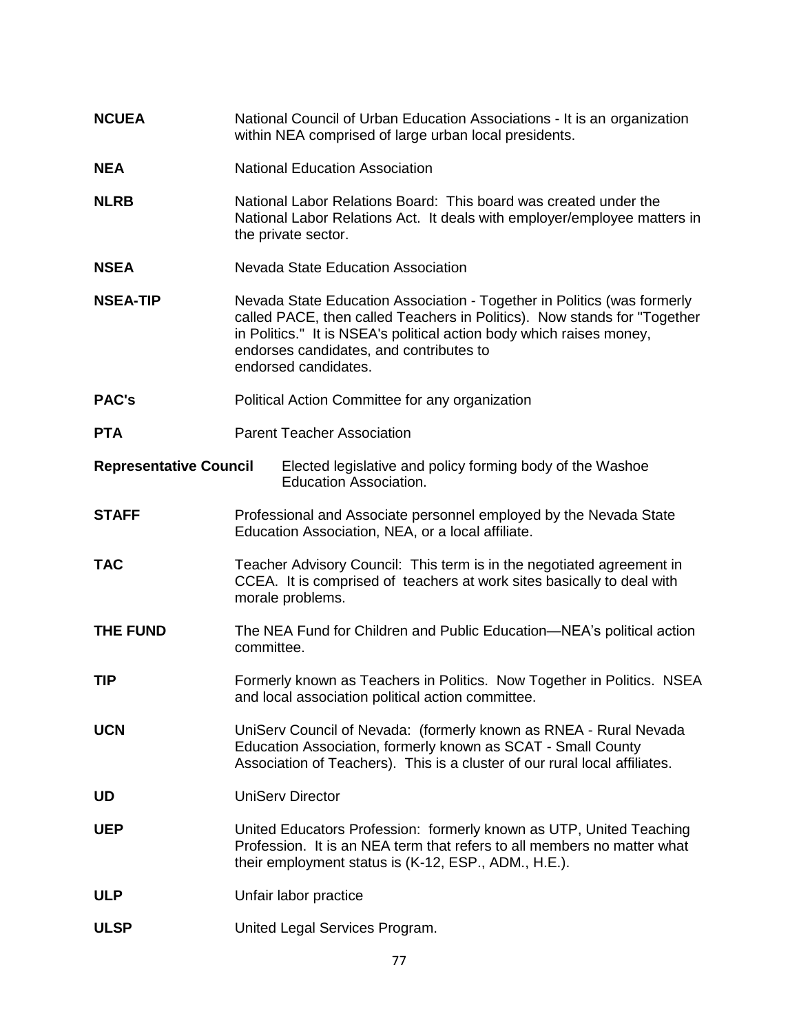**NCUEA** National Council of Urban Education Associations - It is an organization within NEA comprised of large urban local presidents.

**NEA** National Education Association

**NLRB** National Labor Relations Board: This board was created under the National Labor Relations Act. It deals with employer/employee matters in the private sector.

**NSEA** Nevada State Education Association

**NSEA-TIP** Nevada State Education Association - Together in Politics (was formerly called PACE, then called Teachers in Politics). Now stands for "Together in Politics." It is NSEA's political action body which raises money, endorses candidates, and contributes to endorsed candidates.

**PAC's** Political Action Committee for any organization

**PTA** Parent Teacher Association

**Representative Council** Elected legislative and policy forming body of the Washoe Education Association.

**STAFF** Professional and Associate personnel employed by the Nevada State Education Association, NEA, or a local affiliate.

**TAC** Teacher Advisory Council: This term is in the negotiated agreement in CCEA. It is comprised of teachers at work sites basically to deal with morale problems.

**THE FUND** The NEA Fund for Children and Public Education—NEA's political action committee.

**TIP** Formerly known as Teachers in Politics. Now Together in Politics. NSEA and local association political action committee.

**UCN** UniServ Council of Nevada: (formerly known as RNEA - Rural Nevada Education Association, formerly known as SCAT - Small County Association of Teachers). This is a cluster of our rural local affiliates.

**UD** UniServ Director

**UEP** United Educators Profession: formerly known as UTP, United Teaching Profession. It is an NEA term that refers to all members no matter what their employment status is (K-12, ESP., ADM., H.E.).

**ULP** Unfair labor practice

**ULSP** United Legal Services Program.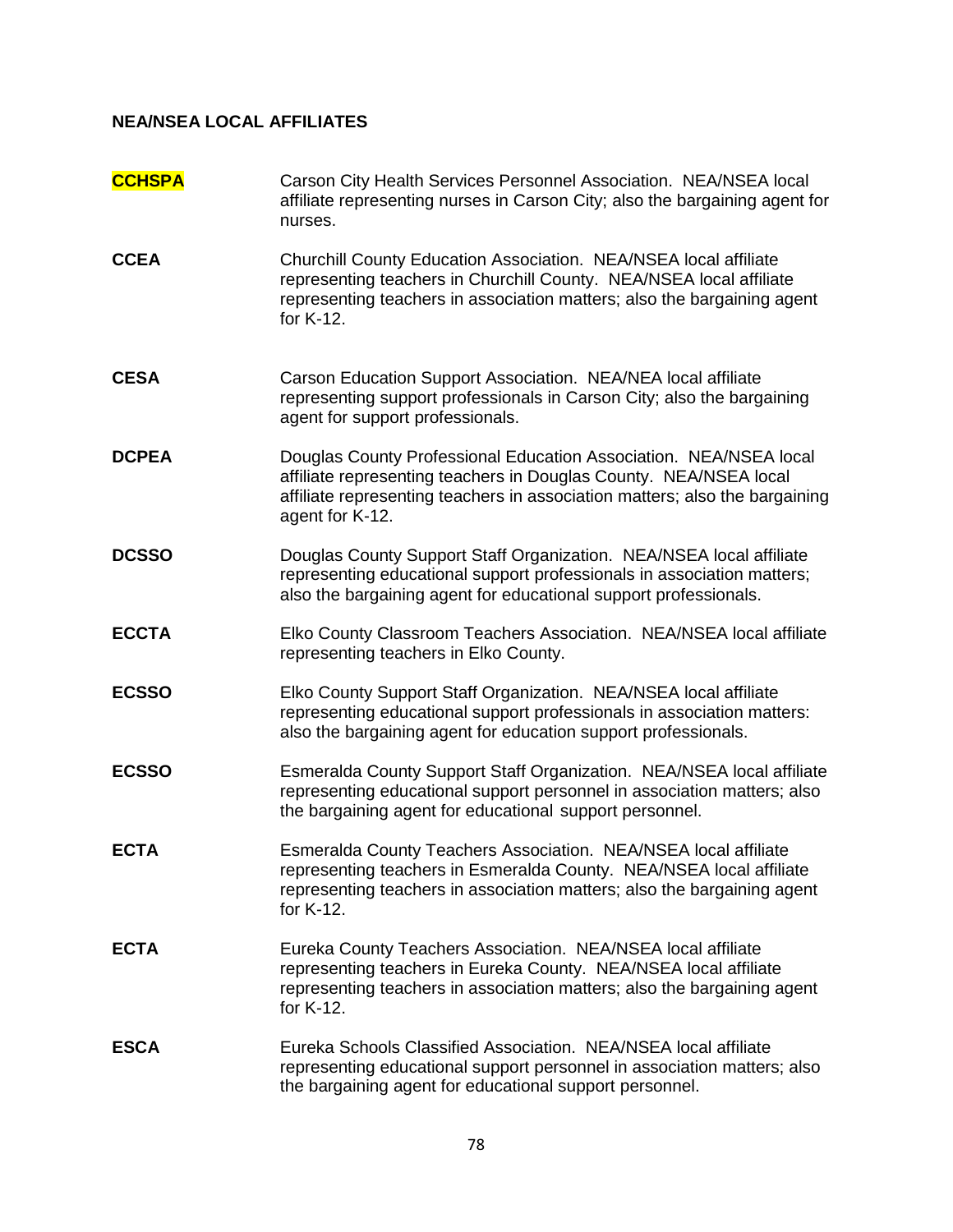**NEA/NSEA LOCAL AFFILIATES**

**CCHSPA** Carson City Health Services Personnel Association. NEA/NSEA local affiliate representing nurses in Carson City; also the bargaining agent for nurses.

**CCEA** Churchill County Education Association. NEA/NSEA local affiliate representing teachers in Churchill County. NEA/NSEA local affiliate representing teachers in association matters; also the bargaining agent for K-12.

**CESA** Carson Education Support Association. NEA/NEA local affiliate representing support professionals in Carson City; also the bargaining agent for support professionals.

**DCPEA** Douglas County Professional Education Association. NEA/NSEA local affiliate representing teachers in Douglas County. NEA/NSEA local affiliate representing teachers in association matters; also the bargaining agent for K-12.

**DCSSO** Douglas County Support Staff Organization. NEA/NSEA local affiliate representing educational support professionals in association matters; also the bargaining agent for educational support professionals.

**ECCTA** Elko County Classroom Teachers Association. NEA/NSEA local affiliate representing teachers in Elko County.

**ECSSO** Elko County Support Staff Organization. NEA/NSEA local affiliate representing educational support professionals in association matters: also the bargaining agent for education support professionals.

**ECSSO** Esmeralda County Support Staff Organization. NEA/NSEA local affiliate representing educational support personnel in association matters; also the bargaining agent for educational support personnel.

**ECTA** Esmeralda County Teachers Association. NEA/NSEA local affiliate representing teachers in Esmeralda County. NEA/NSEA local affiliate representing teachers in association matters; also the bargaining agent for K-12.

**ECTA** Eureka County Teachers Association. NEA/NSEA local affiliate representing teachers in Eureka County. NEA/NSEA local affiliate representing teachers in association matters; also the bargaining agent for K-12.

**ESCA** Eureka Schools Classified Association. NEA/NSEA local affiliate representing educational support personnel in association matters; also the bargaining agent for educational support personnel.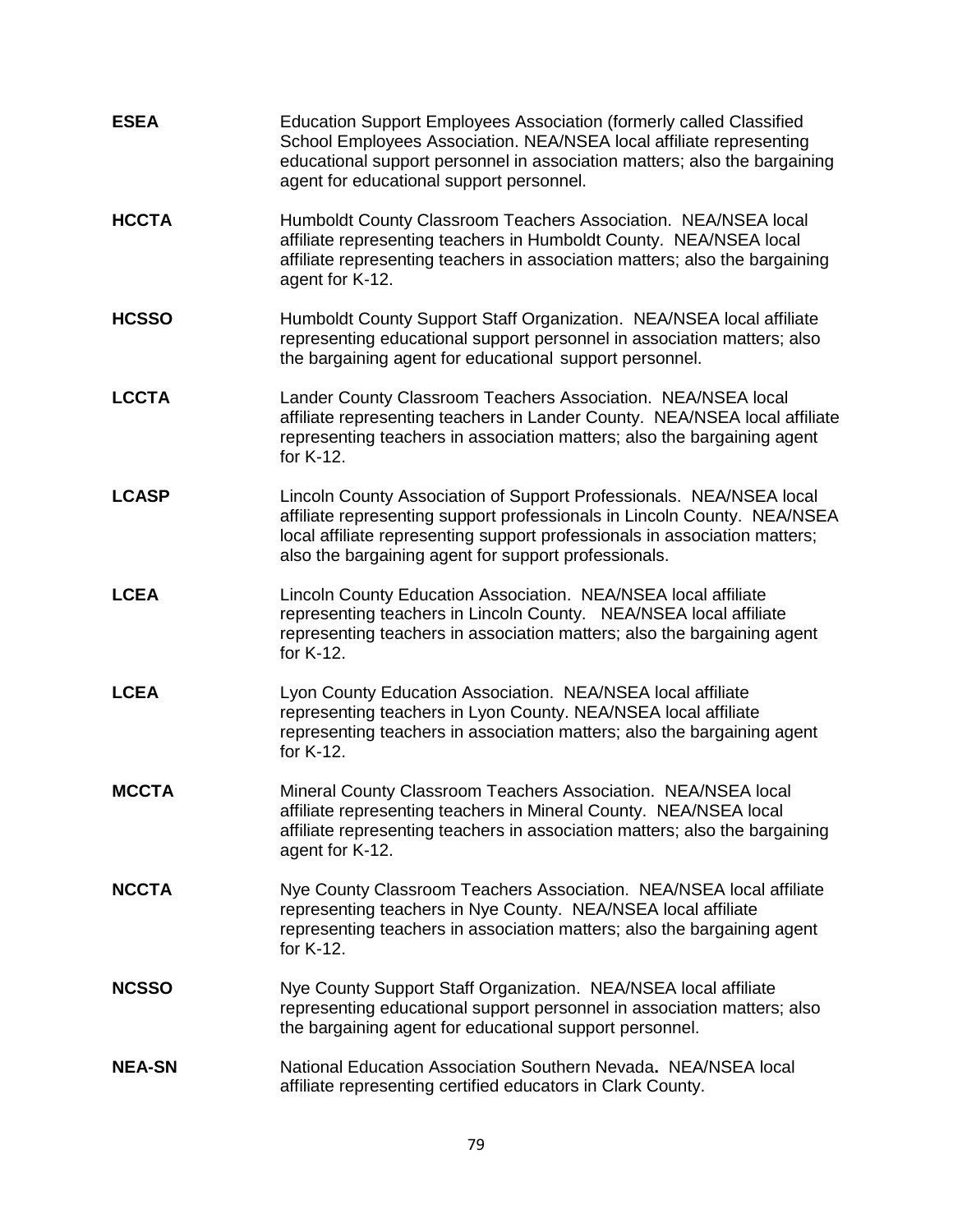**ESEA** Education Support Employees Association (formerly called Classified School Employees Association. NEA/NSEA local affiliate representing educational support personnel in association matters; also the bargaining agent for educational support personnel.

**HCCTA** Humboldt County Classroom Teachers Association. NEA/NSEA local affiliate representing teachers in Humboldt County. NEA/NSEA local affiliate representing teachers in association matters; also the bargaining agent for K-12.

**HCSSO** Humboldt County Support Staff Organization. NEA/NSEA local affiliate representing educational support personnel in association matters; also the bargaining agent for educational support personnel.

**LCCTA** Lander County Classroom Teachers Association. NEA/NSEA local affiliate representing teachers in Lander County. NEA/NSEA local affiliate representing teachers in association matters; also the bargaining agent for K-12.

**LCASP** Lincoln County Association of Support Professionals. NEA/NSEA local affiliate representing support professionals in Lincoln County. NEA/NSEA local affiliate representing support professionals in association matters; also the bargaining agent for support professionals.

**LCEA** Lincoln County Education Association. NEA/NSEA local affiliate representing teachers in Lincoln County. NEA/NSEA local affiliate representing teachers in association matters; also the bargaining agent for K-12.

**LCEA** Lyon County Education Association. NEA/NSEA local affiliate representing teachers in Lyon County. NEA/NSEA local affiliate representing teachers in association matters; also the bargaining agent for K-12.

**MCCTA** Mineral County Classroom Teachers Association. NEA/NSEA local affiliate representing teachers in Mineral County. NEA/NSEA local affiliate representing teachers in association matters; also the bargaining agent for K-12.

**NCCTA** Nye County Classroom Teachers Association. NEA/NSEA local affiliate representing teachers in Nye County. NEA/NSEA local affiliate representing teachers in association matters; also the bargaining agent for K-12.

**NCSSO** Nye County Support Staff Organization. NEA/NSEA local affiliate representing educational support personnel in association matters; also the bargaining agent for educational support personnel.

**NEA-SN** National Education Association Southern Nevada**.** NEA/NSEA local affiliate representing certified educators in Clark County.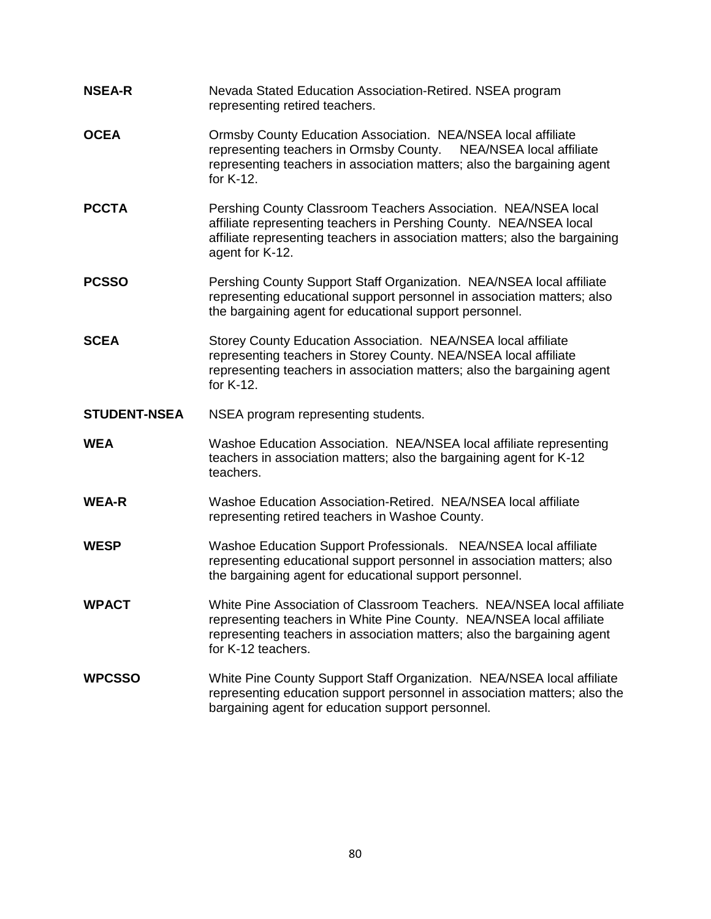**NSEA-R** Nevada Stated Education Association-Retired. NSEA program representing retired teachers.

**OCEA** Ormsby County Education Association. NEA/NSEA local affiliate representing teachers in Ormsby County. NEA/NSEA local affiliate representing teachers in association matters; also the bargaining agent for K-12.

**PCCTA** Pershing County Classroom Teachers Association. NEA/NSEA local affiliate representing teachers in Pershing County. NEA/NSEA local affiliate representing teachers in association matters; also the bargaining agent for K-12.

**PCSSO** Pershing County Support Staff Organization. NEA/NSEA local affiliate representing educational support personnel in association matters; also the bargaining agent for educational support personnel.

**SCEA** Storey County Education Association. NEA/NSEA local affiliate representing teachers in Storey County. NEA/NSEA local affiliate representing teachers in association matters; also the bargaining agent for K-12.

**STUDENT-NSEA** NSEA program representing students.

**WEA** Washoe Education Association. NEA/NSEA local affiliate representing teachers in association matters; also the bargaining agent for K-12 teachers.

**WEA-R** Washoe Education Association-Retired. NEA/NSEA local affiliate representing retired teachers in Washoe County.

**WESP** Washoe Education Support Professionals. NEA/NSEA local affiliate representing educational support personnel in association matters; also the bargaining agent for educational support personnel.

**WPACT** White Pine Association of Classroom Teachers. NEA/NSEA local affiliate representing teachers in White Pine County. NEA/NSEA local affiliate representing teachers in association matters; also the bargaining agent for K-12 teachers.

**WPCSSO** White Pine County Support Staff Organization. NEA/NSEA local affiliate representing education support personnel in association matters; also the bargaining agent for education support personnel.